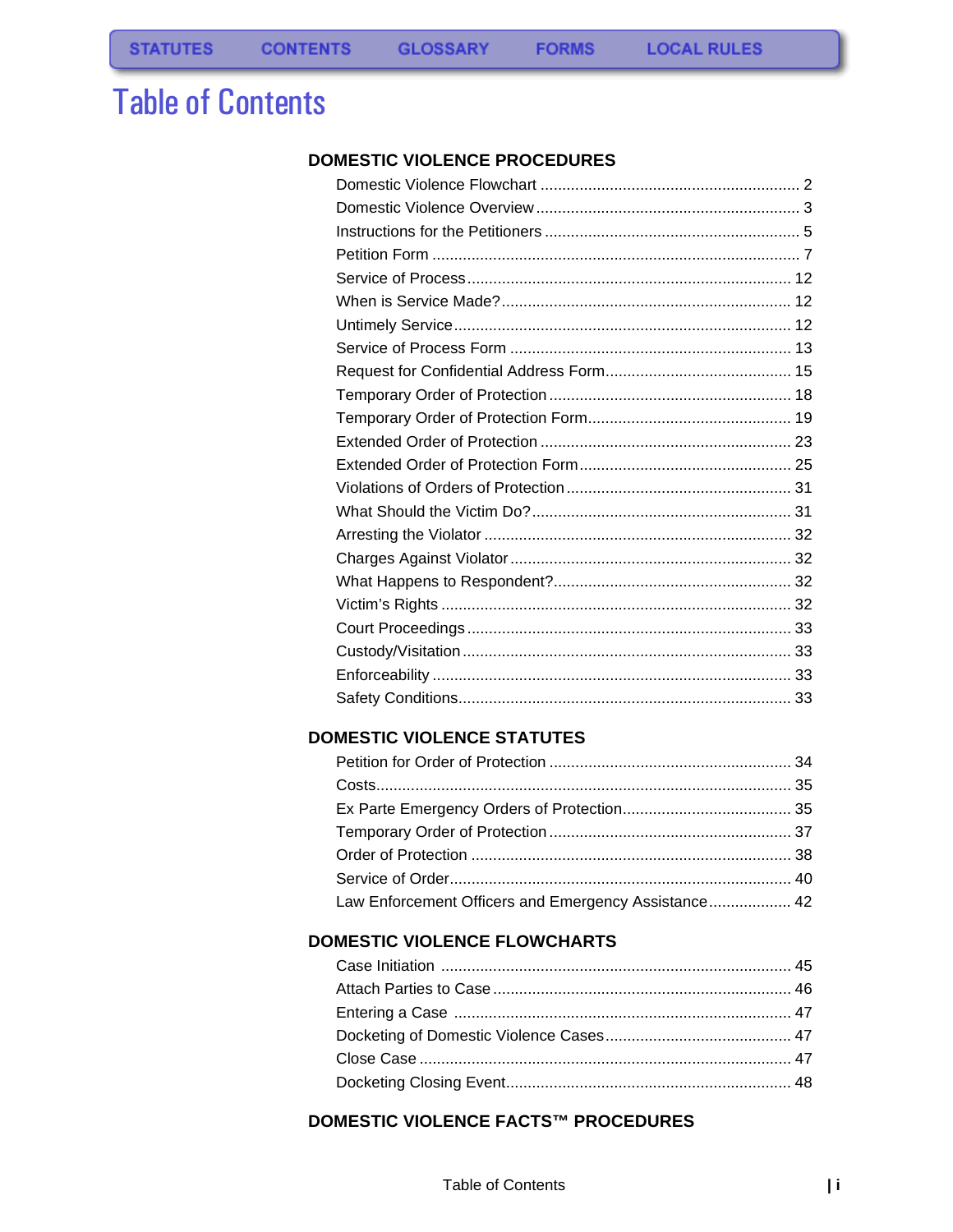STATUTES | CONTENTS | GLOSSARY | FORMS | LOCAL RULES

# Table of Contents

## DOMESTIC VIOLENCE PROCEDURES

- Domestic Violence Flowchart ........ 2
- Domestic Violence Overview ........ 3
- Instructions for the Petitioners ........ 5
- Petition Form ........ 7
- Service of Process ........ 12
- When is Service Made? ........ 12
- Untimely Service ........ 12
- Service of Process Form ........ 13
- Request for Confidential Address Form ........ 15
- Temporary Order of Protection ........ 18
- Temporary Order of Protection Form ........ 19
- Extended Order of Protection ........ 23
- Extended Order of Protection Form ........ 25
- Violations of Orders of Protection ........ 31
- What Should the Victim Do? ........ 31
- Arresting the Violator ........ 32
- Charges Against Violator ........ 32
- What Happens to Respondent? ........ 32
- Victim's Rights ........ 32
- Court Proceedings ........ 33
- Custody/Visitation ........ 33
- Enforceability ........ 33
- Safety Conditions ........ 33

## DOMESTIC VIOLENCE STATUTES

- Petition for Order of Protection ........ 34
- Costs ........ 35
- Ex Parte Emergency Orders of Protection ........ 35
- Temporary Order of Protection ........ 37
- Order of Protection ........ 38
- Service of Order ........ 40
- Law Enforcement Officers and Emergency Assistance ........ 42

## DOMESTIC VIOLENCE FLOWCHARTS

- Case Initiation ........ 45
- Attach Parties to Case ........ 46
- Entering a Case ........ 47
- Docketing of Domestic Violence Cases ........ 47
- Close Case ........ 47
- Docketing Closing Event ........ 48

## DOMESTIC VIOLENCE FACTS™ PROCEDURES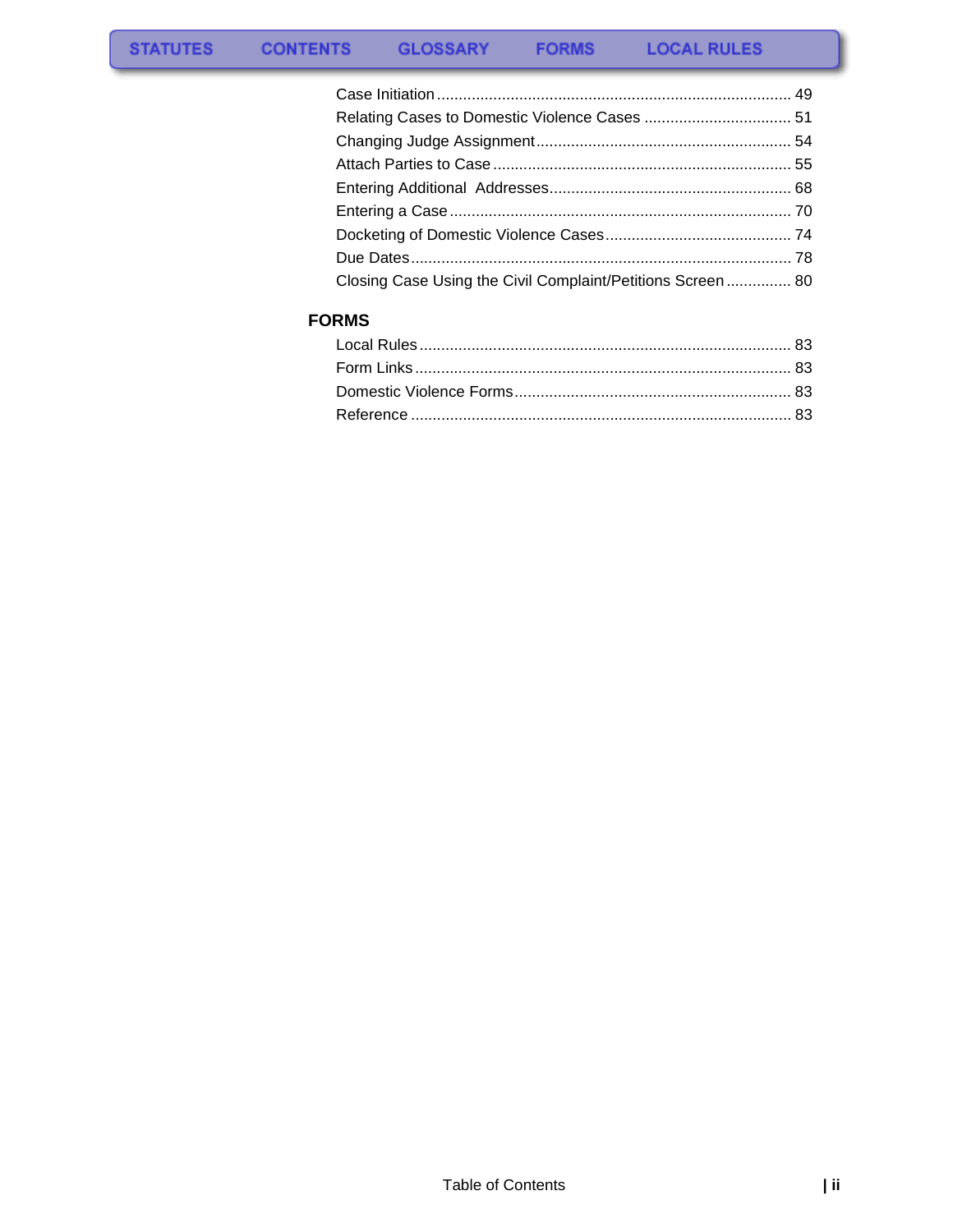Case Initiation ............................................................................................. 49
Relating Cases to Domestic Violence Cases .................................. 51
Changing Judge Assignment........................................................... 54
Attach Parties to Case ..................................................................... 55
Entering Additional  Addresses........................................................ 68
Entering a Case ............................................................................... 70
Docketing of Domestic Violence Cases........................................... 74
Due Dates........................................................................................ 78
Closing Case Using the Civil Complaint/Petitions Screen ............... 80

## FORMS

Local Rules ...................................................................................... 83
Form Links ....................................................................................... 83
Domestic Violence Forms................................................................ 83
Reference ........................................................................................ 83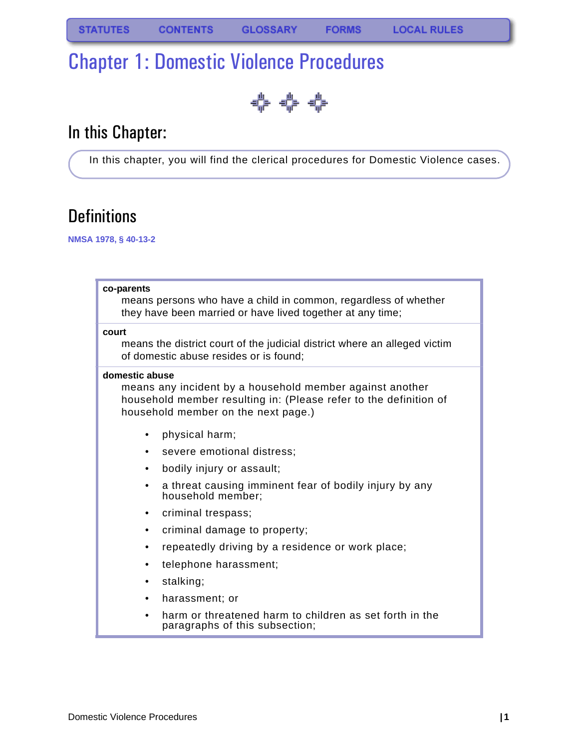STATUTES CONTENTS GLOSSARY FORMS LOCAL RULES

# Chapter 1: Domestic Violence Procedures

## In this Chapter:

In this chapter, you will find the clerical procedures for Domestic Violence cases.

## Definitions

NMSA 1978, § 40-13-2

**co-parents**
means persons who have a child in common, regardless of whether they have been married or have lived together at any time;

**court**
means the district court of the judicial district where an alleged victim of domestic abuse resides or is found;

**domestic abuse**
means any incident by a household member against another household member resulting in: (Please refer to the definition of household member on the next page.)

- physical harm;
- severe emotional distress;
- bodily injury or assault;
- a threat causing imminent fear of bodily injury by any household member;
- criminal trespass;
- criminal damage to property;
- repeatedly driving by a residence or work place;
- telephone harassment;
- stalking;
- harassment; or
- harm or threatened harm to children as set forth in the paragraphs of this subsection;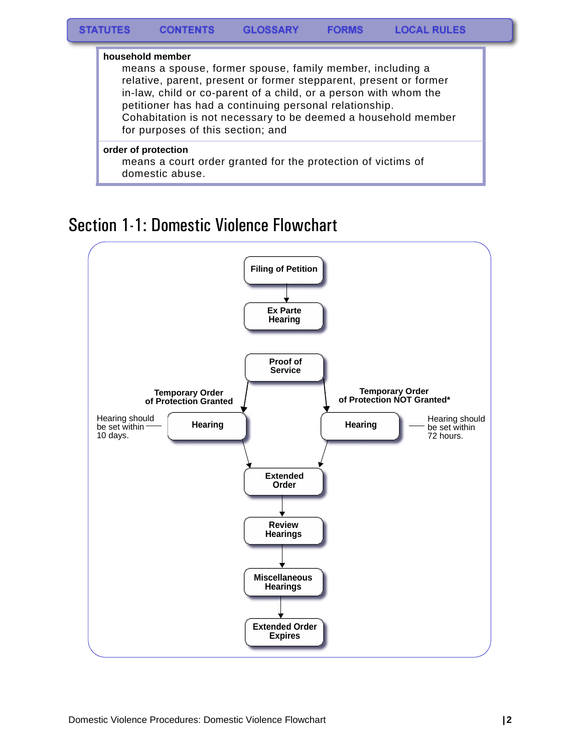**household member**
means a spouse, former spouse, family member, including a relative, parent, present or former stepparent, present or former in-law, child or co-parent of a child, or a person with whom the petitioner has had a continuing personal relationship. Cohabitation is not necessary to be deemed a household member for purposes of this section; and

**order of protection**
means a court order granted for the protection of victims of domestic abuse.

## Section 1-1: Domestic Violence Flowchart

**Filing of Petition**

**Ex Parte Hearing**

**Proof of Service**

**Temporary Order of Protection Granted**

Hearing should be set within 10 days. — **Hearing**

**Temporary Order of Protection NOT Granted***

**Hearing** — Hearing should be set within 72 hours.

**Extended Order**

**Review Hearings**

**Miscellaneous Hearings**

**Extended Order Expires**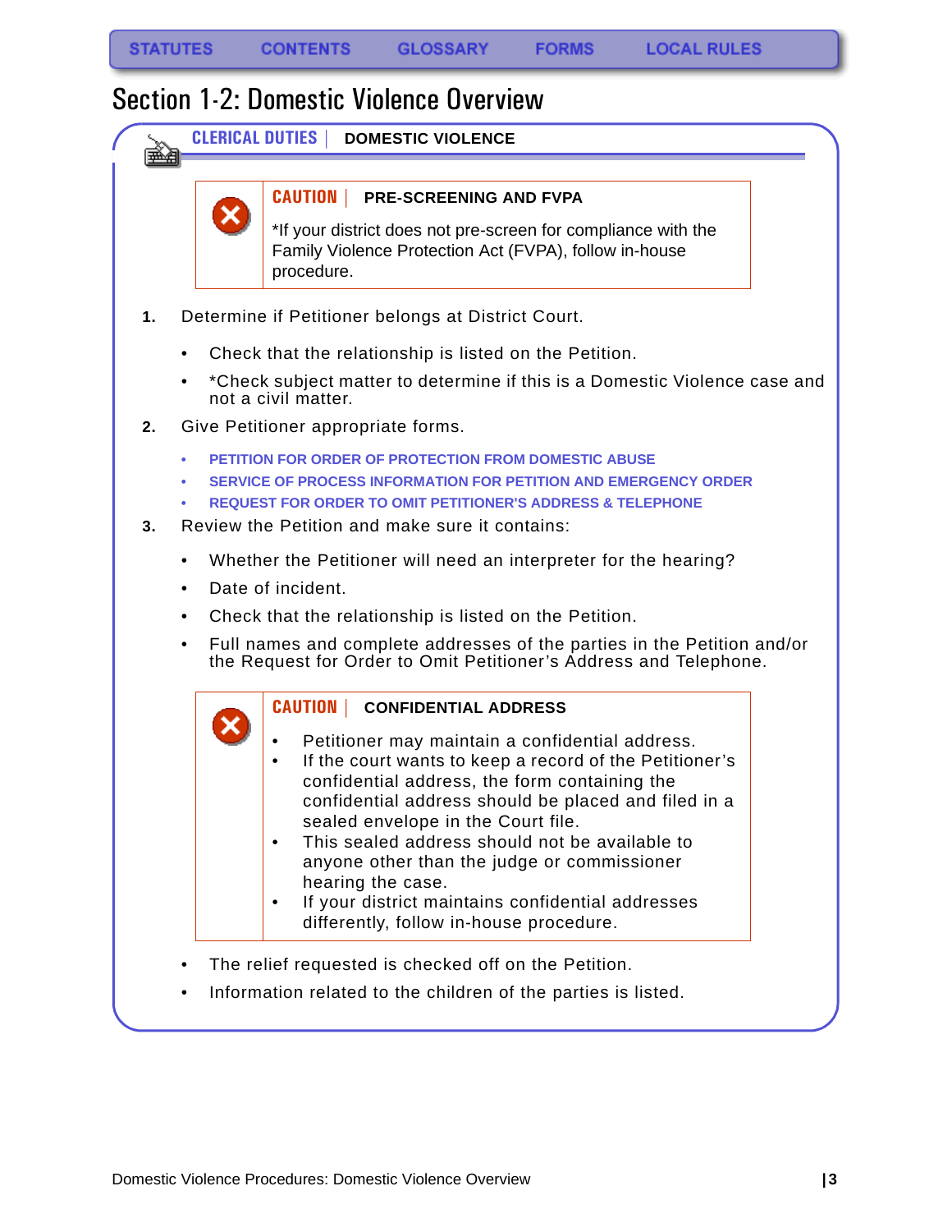STATUTES CONTENTS GLOSSARY FORMS LOCAL RULES

# Section 1-2: Domestic Violence Overview

## CLERICAL DUTIES | DOMESTIC VIOLENCE

**CAUTION | PRE-SCREENING AND FVPA**

*If your district does not pre-screen for compliance with the Family Violence Protection Act (FVPA), follow in-house procedure.

1. Determine if Petitioner belongs at District Court.
   - Check that the relationship is listed on the Petition.
   - *Check subject matter to determine if this is a Domestic Violence case and not a civil matter.
2. Give Petitioner appropriate forms.
   - PETITION FOR ORDER OF PROTECTION FROM DOMESTIC ABUSE
   - SERVICE OF PROCESS INFORMATION FOR PETITION AND EMERGENCY ORDER
   - REQUEST FOR ORDER TO OMIT PETITIONER'S ADDRESS & TELEPHONE
3. Review the Petition and make sure it contains:
   - Whether the Petitioner will need an interpreter for the hearing?
   - Date of incident.
   - Check that the relationship is listed on the Petition.
   - Full names and complete addresses of the parties in the Petition and/or the Request for Order to Omit Petitioner's Address and Telephone.

**CAUTION | CONFIDENTIAL ADDRESS**

- Petitioner may maintain a confidential address.
- If the court wants to keep a record of the Petitioner's confidential address, the form containing the confidential address should be placed and filed in a sealed envelope in the Court file.
- This sealed address should not be available to anyone other than the judge or commissioner hearing the case.
- If your district maintains confidential addresses differently, follow in-house procedure.

   - The relief requested is checked off on the Petition.
   - Information related to the children of the parties is listed.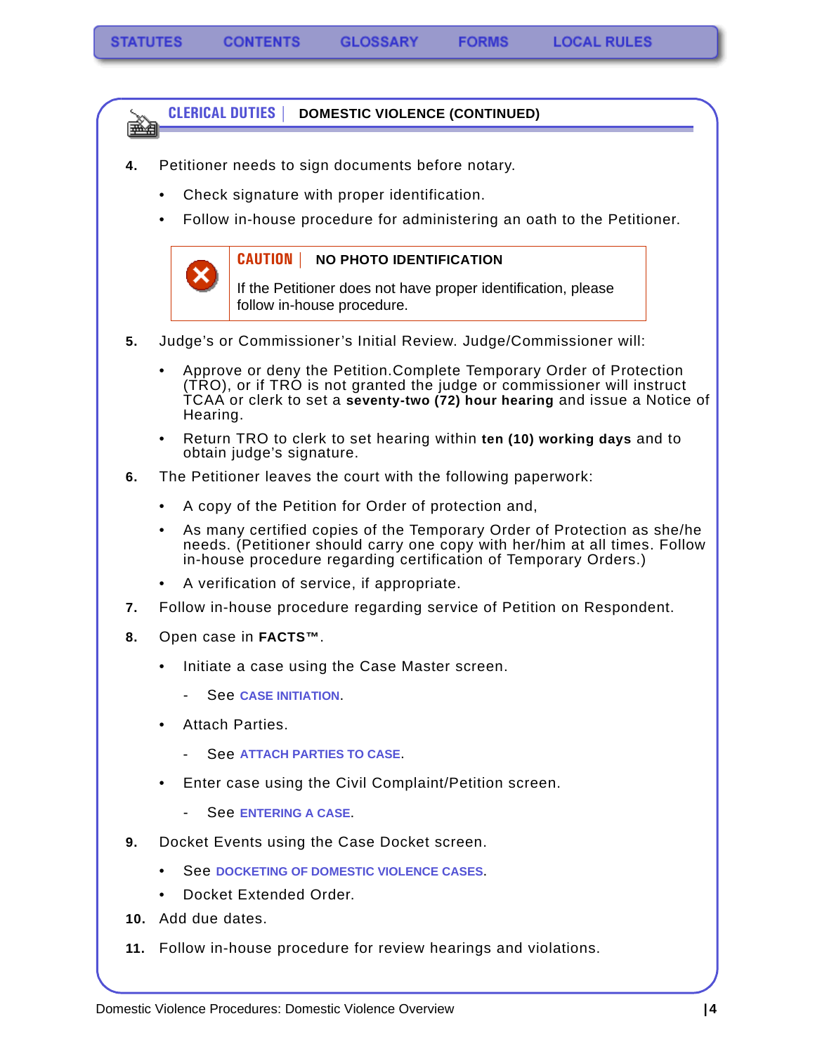## CLERICAL DUTIES | DOMESTIC VIOLENCE (CONTINUED)

**4.** Petitioner needs to sign documents before notary.

- Check signature with proper identification.
- Follow in-house procedure for administering an oath to the Petitioner.

> **CAUTION | NO PHOTO IDENTIFICATION**
>
> If the Petitioner does not have proper identification, please follow in-house procedure.

**5.** Judge's or Commissioner's Initial Review. Judge/Commissioner will:

- Approve or deny the Petition.Complete Temporary Order of Protection (TRO), or if TRO is not granted the judge or commissioner will instruct TCAA or clerk to set a **seventy-two (72) hour hearing** and issue a Notice of Hearing.
- Return TRO to clerk to set hearing within **ten (10) working days** and to obtain judge's signature.

**6.** The Petitioner leaves the court with the following paperwork:

- A copy of the Petition for Order of protection and,
- As many certified copies of the Temporary Order of Protection as she/he needs. (Petitioner should carry one copy with her/him at all times. Follow in-house procedure regarding certification of Temporary Orders.)
- A verification of service, if appropriate.

**7.** Follow in-house procedure regarding service of Petition on Respondent.

**8.** Open case in **FACTS™**.

- Initiate a case using the Case Master screen.
  - See CASE INITIATION.
- Attach Parties.
  - See ATTACH PARTIES TO CASE.
- Enter case using the Civil Complaint/Petition screen.
  - See ENTERING A CASE.

**9.** Docket Events using the Case Docket screen.

- See DOCKETING OF DOMESTIC VIOLENCE CASES.
- Docket Extended Order.

**10.** Add due dates.

**11.** Follow in-house procedure for review hearings and violations.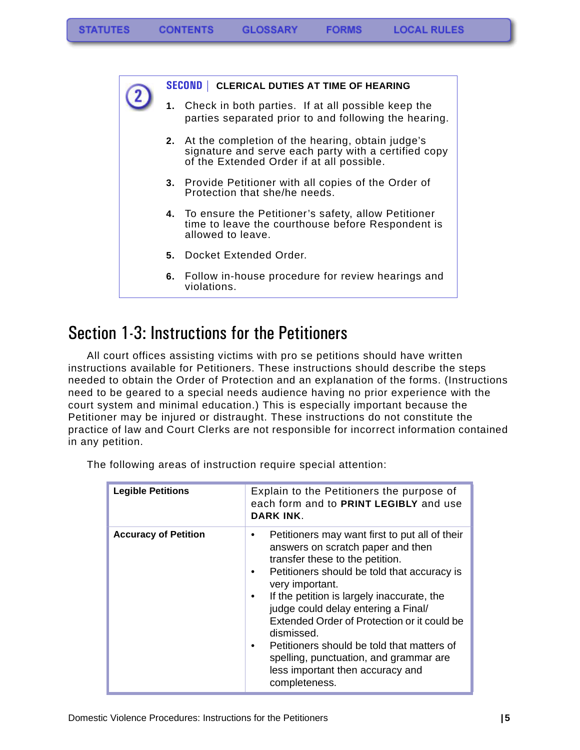**SECOND | CLERICAL DUTIES AT TIME OF HEARING**

1. Check in both parties. If at all possible keep the parties separated prior to and following the hearing.

2. At the completion of the hearing, obtain judge's signature and serve each party with a certified copy of the Extended Order if at all possible.

3. Provide Petitioner with all copies of the Order of Protection that she/he needs.

4. To ensure the Petitioner's safety, allow Petitioner time to leave the courthouse before Respondent is allowed to leave.

5. Docket Extended Order.

6. Follow in-house procedure for review hearings and violations.

# Section 1-3: Instructions for the Petitioners

All court offices assisting victims with pro se petitions should have written instructions available for Petitioners. These instructions should describe the steps needed to obtain the Order of Protection and an explanation of the forms. (Instructions need to be geared to a special needs audience having no prior experience with the court system and minimal education.) This is especially important because the Petitioner may be injured or distraught. These instructions do not constitute the practice of law and Court Clerks are not responsible for incorrect information contained in any petition.

The following areas of instruction require special attention:

| | |
|---|---|
| **Legible Petitions** | Explain to the Petitioners the purpose of each form and to **PRINT LEGIBLY** and use **DARK INK**. |
| **Accuracy of Petition** | • Petitioners may want first to put all of their answers on scratch paper and then transfer these to the petition.<br>• Petitioners should be told that accuracy is very important.<br>• If the petition is largely inaccurate, the judge could delay entering a Final/ Extended Order of Protection or it could be dismissed.<br>• Petitioners should be told that matters of spelling, punctuation, and grammar are less important then accuracy and completeness. |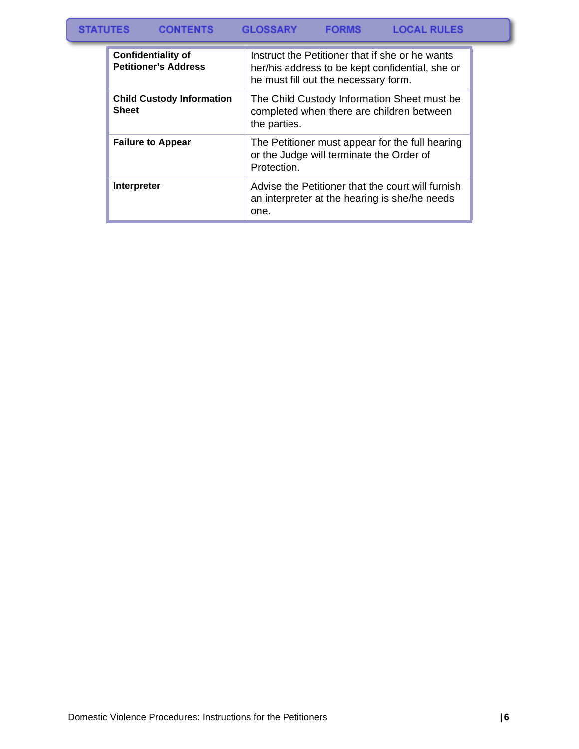| | |
|---|---|
| **Confidentiality of Petitioner's Address** | Instruct the Petitioner that if she or he wants her/his address to be kept confidential, she or he must fill out the necessary form. |
| **Child Custody Information Sheet** | The Child Custody Information Sheet must be completed when there are children between the parties. |
| **Failure to Appear** | The Petitioner must appear for the full hearing or the Judge will terminate the Order of Protection. |
| **Interpreter** | Advise the Petitioner that the court will furnish an interpreter at the hearing is she/he needs one. |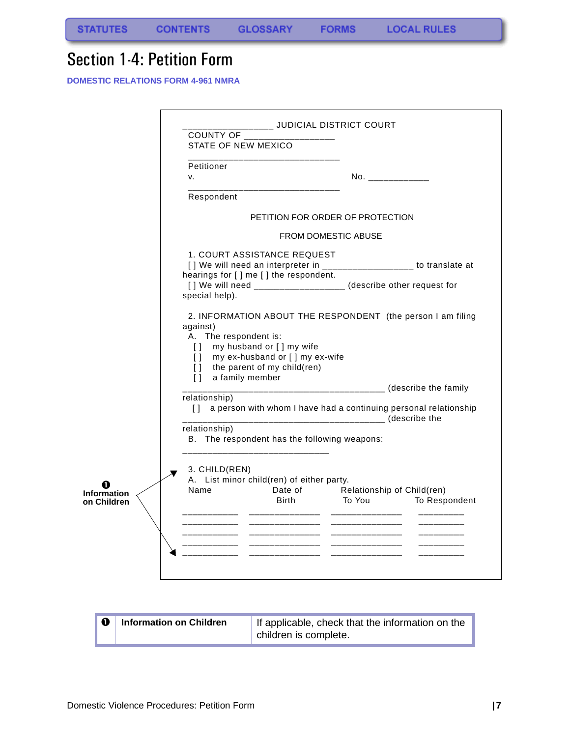# Section 1-4: Petition Form

**DOMESTIC RELATIONS FORM 4-961 NMRA**

_________________ JUDICIAL DISTRICT COURT
COUNTY OF _________________
STATE OF NEW MEXICO

_____________________________
Petitioner
v. No. ____________
_____________________________
Respondent

PETITION FOR ORDER OF PROTECTION

FROM DOMESTIC ABUSE

1. COURT ASSISTANCE REQUEST
[ ] We will need an interpreter in _________________ to translate at hearings for [ ] me [ ] the respondent.
[ ] We will need _________________ (describe other request for special help).

2. INFORMATION ABOUT THE RESPONDENT (the person I am filing against)
A. The respondent is:
[ ] my husband or [ ] my wife
[ ] my ex-husband or [ ] my ex-wife
[ ] the parent of my child(ren)
[ ] a family member
______________________________________ (describe the family relationship)
[ ] a person with whom I have had a continuing personal relationship
______________________________________ (describe the relationship)
B. The respondent has the following weapons:
____________________________

❶ **Information on Children**

3. CHILD(REN)
A. List minor child(ren) of either party.

| Name | Date of Birth | Relationship of Child(ren) To You | To Respondent |
|---|---|---|---|
| ___________ | ______________ | ______________ | _________ |
| ___________ | ______________ | ______________ | _________ |
| ___________ | ______________ | ______________ | _________ |
| ___________ | ______________ | ______________ | _________ |
| ___________ | ______________ | ______________ | _________ |

| | | |
|---|---|---|
| ❶ | **Information on Children** | If applicable, check that the information on the children is complete. |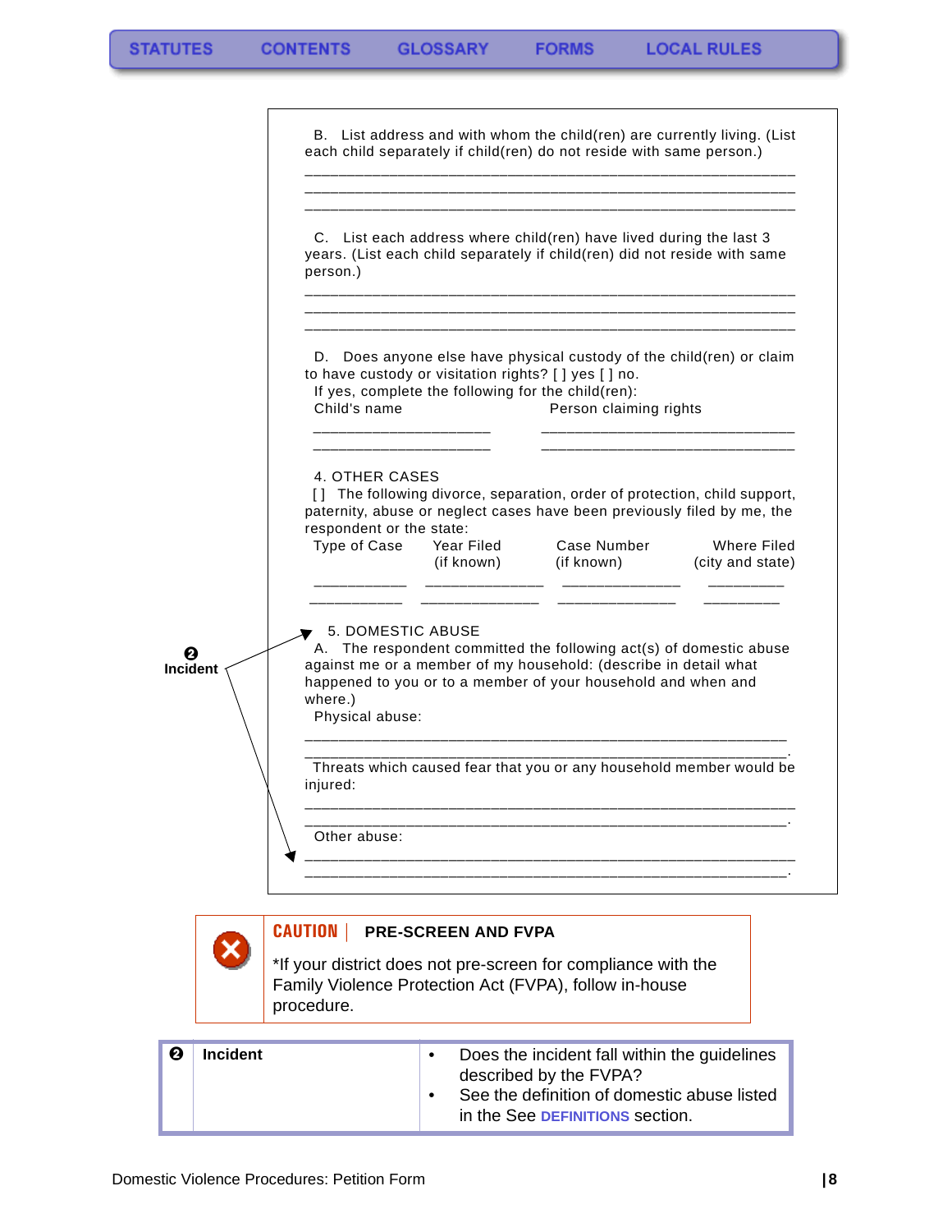STATUTES CONTENTS GLOSSARY FORMS LOCAL RULES

B. List address and with whom the child(ren) are currently living. (List each child separately if child(ren) do not reside with same person.)

______________________________________________________________

______________________________________________________________

______________________________________________________________

C. List each address where child(ren) have lived during the last 3 years. (List each child separately if child(ren) did not reside with same person.)

______________________________________________________________

______________________________________________________________

______________________________________________________________

D. Does anyone else have physical custody of the child(ren) or claim to have custody or visitation rights? [ ] yes [ ] no.

If yes, complete the following for the child(ren):

| Child's name | Person claiming rights |
|---|---|
| ______________________ | ________________________________ |
| ______________________ | ________________________________ |

4. OTHER CASES

[ ] The following divorce, separation, order of protection, child support, paternity, abuse or neglect cases have been previously filed by me, the respondent or the state:

| Type of Case | Year Filed (if known) | Case Number (if known) | Where Filed (city and state) |
|---|---|---|---|
| ____________ | _______________ | _______________ | __________ |
| ____________ | _______________ | _______________ | __________ |

❷ **Incident**

5. DOMESTIC ABUSE

A. The respondent committed the following act(s) of domestic abuse against me or a member of my household: (describe in detail what happened to you or to a member of your household and when and where.)

Physical abuse:

______________________________________________________________

______________________________________________________________.

Threats which caused fear that you or any household member would be injured:

______________________________________________________________

______________________________________________________________.

Other abuse:

______________________________________________________________

______________________________________________________________.

**CAUTION | PRE-SCREEN AND FVPA**

*If your district does not pre-screen for compliance with the Family Violence Protection Act (FVPA), follow in-house procedure.

| ❷ | Incident | |
|---|---|---|
| | | • Does the incident fall within the guidelines described by the FVPA?<br>• See the definition of domestic abuse listed in the See DEFINITIONS section. |

Domestic Violence Procedures: Petition Form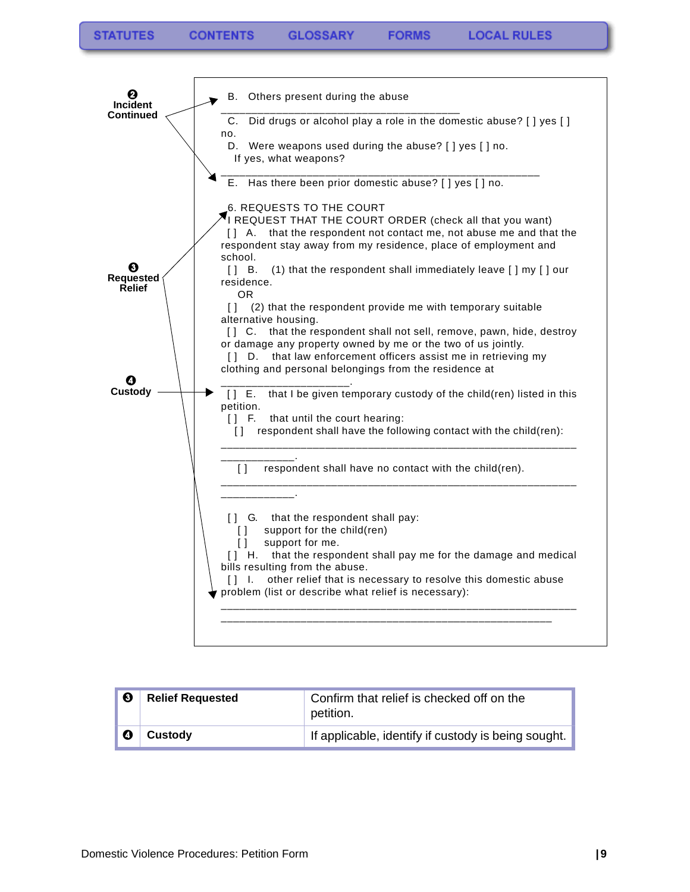STATUTES CONTENTS GLOSSARY FORMS LOCAL RULES

❷ **Incident Continued**

B. Others present during the abuse
_____________________________________________

C. Did drugs or alcohol play a role in the domestic abuse? [ ] yes [ ] no.

D. Were weapons used during the abuse? [ ] yes [ ] no.
If yes, what weapons?
____________________________________________________________

E. Has there been prior domestic abuse? [ ] yes [ ] no.

❸ **Requested Relief**

6. REQUESTS TO THE COURT
I REQUEST THAT THE COURT ORDER (check all that you want)

[ ] A. that the respondent not contact me, not abuse me and that the respondent stay away from my residence, place of employment and school.

[ ] B. (1) that the respondent shall immediately leave [ ] my [ ] our residence.
OR
[ ] (2) that the respondent provide me with temporary suitable alternative housing.

[ ] C. that the respondent shall not sell, remove, pawn, hide, destroy or damage any property owned by me or the two of us jointly.

[ ] D. that law enforcement officers assist me in retrieving my clothing and personal belongings from the residence at
_______________________.

❹ **Custody**

[ ] E. that I be given temporary custody of the child(ren) listed in this petition.

[ ] F. that until the court hearing:
[ ] respondent shall have the following contact with the child(ren):
____________________________________________________________________
______________.
[ ] respondent shall have no contact with the child(ren).
____________________________________________________________________
______________.

[ ] G. that the respondent shall pay:
[ ] support for the child(ren)
[ ] support for me.

[ ] H. that the respondent shall pay me for the damage and medical bills resulting from the abuse.

[ ] I. other relief that is necessary to resolve this domestic abuse problem (list or describe what relief is necessary):
____________________________________________________________________
______________________________________________________________

| | | |
|---|---|---|
| ❸ | **Relief Requested** | Confirm that relief is checked off on the petition. |
| ❹ | **Custody** | If applicable, identify if custody is being sought. |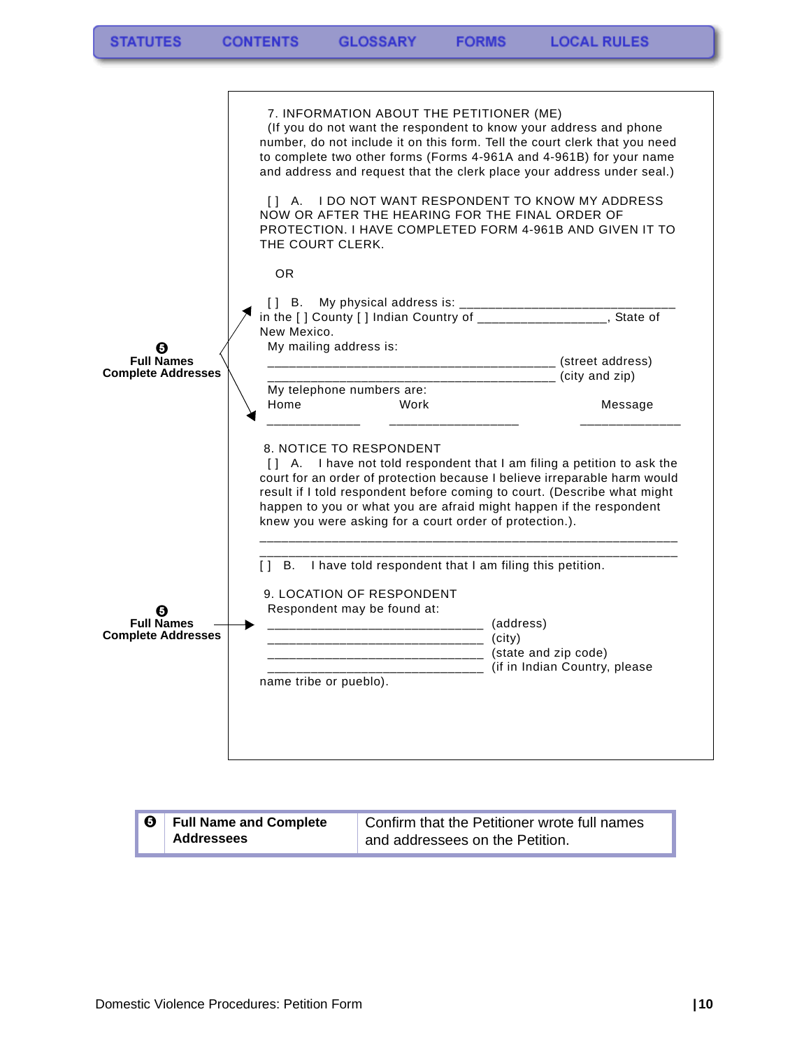STATUTES CONTENTS GLOSSARY FORMS LOCAL RULES

7. INFORMATION ABOUT THE PETITIONER (ME)
(If you do not want the respondent to know your address and phone number, do not include it on this form. Tell the court clerk that you need to complete two other forms (Forms 4-961A and 4-961B) for your name and address and request that the clerk place your address under seal.)

[ ] A. I DO NOT WANT RESPONDENT TO KNOW MY ADDRESS NOW OR AFTER THE HEARING FOR THE FINAL ORDER OF PROTECTION. I HAVE COMPLETED FORM 4-961B AND GIVEN IT TO THE COURT CLERK.

OR

[ ] B. My physical address is: ______________________________ in the [ ] County [ ] Indian Country of __________________, State of New Mexico.
My mailing address is:
_________________________________________ (street address)
_________________________________________ (city and zip)
My telephone numbers are:
Home _____________ Work ___________________ Message ______________

**❺ Full Names Complete Addresses**

8. NOTICE TO RESPONDENT
[ ] A. I have not told respondent that I am filing a petition to ask the court for an order of protection because I believe irreparable harm would result if I told respondent before coming to court. (Describe what might happen to you or what you are afraid might happen if the respondent knew you were asking for a court order of protection.).
____________________________________________________________
____________________________________________________________
[ ] B. I have told respondent that I am filing this petition.

9. LOCATION OF RESPONDENT
Respondent may be found at:
_______________________________ (address)
_______________________________ (city)
_______________________________ (state and zip code)
_______________________________ (if in Indian Country, please name tribe or pueblo).

**❺ Full Names Complete Addresses**

| ❺ | Full Name and Complete Addressees | Confirm that the Petitioner wrote full names and addressees on the Petition. |
|---|---|---|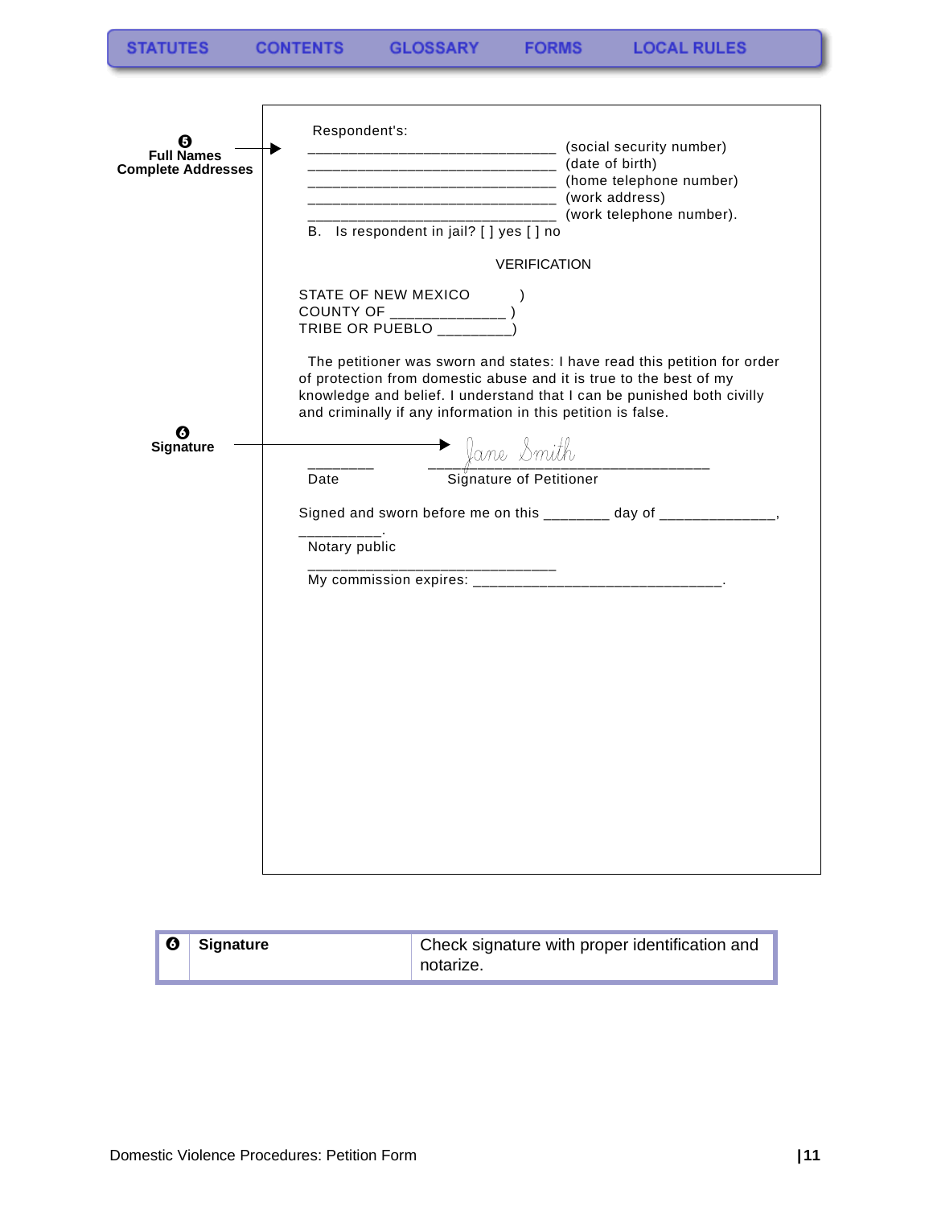STATUTES CONTENTS GLOSSARY FORMS LOCAL RULES

❺ **Full Names Complete Addresses**

Respondent's:

______________________________ (social security number)
______________________________ (date of birth)
______________________________ (home telephone number)
______________________________ (work address)
______________________________ (work telephone number).

B. Is respondent in jail? [ ] yes [ ] no

VERIFICATION

STATE OF NEW MEXICO )
COUNTY OF _____________ )
TRIBE OR PUEBLO _________)

The petitioner was sworn and states: I have read this petition for order of protection from domestic abuse and it is true to the best of my knowledge and belief. I understand that I can be punished both civilly and criminally if any information in this petition is false.

❻ **Signature**

________ ________________________________ *Jane Smith*
Date Signature of Petitioner

Signed and sworn before me on this ________ day of ______________, __________.

Notary public

______________________________
My commission expires: ______________________________.

| ❻ | Signature | Check signature with proper identification and notarize. |
|---|---|---|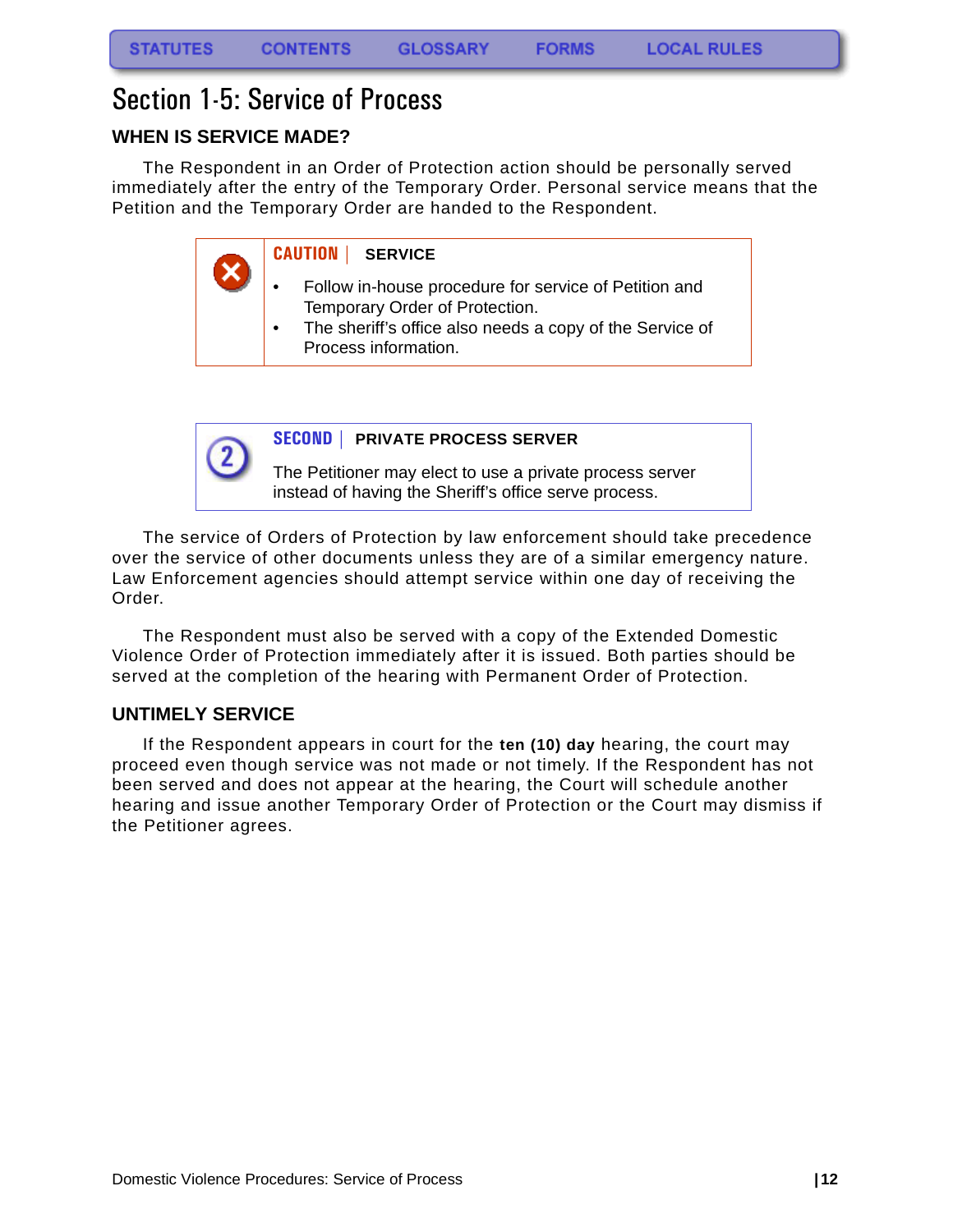# Section 1-5: Service of Process

## WHEN IS SERVICE MADE?

The Respondent in an Order of Protection action should be personally served immediately after the entry of the Temporary Order. Personal service means that the Petition and the Temporary Order are handed to the Respondent.

> **CAUTION | SERVICE**
>
> - Follow in-house procedure for service of Petition and Temporary Order of Protection.
> - The sheriff's office also needs a copy of the Service of Process information.

> **SECOND | PRIVATE PROCESS SERVER**
>
> The Petitioner may elect to use a private process server instead of having the Sheriff's office serve process.

The service of Orders of Protection by law enforcement should take precedence over the service of other documents unless they are of a similar emergency nature. Law Enforcement agencies should attempt service within one day of receiving the Order.

The Respondent must also be served with a copy of the Extended Domestic Violence Order of Protection immediately after it is issued. Both parties should be served at the completion of the hearing with Permanent Order of Protection.

## UNTIMELY SERVICE

If the Respondent appears in court for the **ten (10) day** hearing, the court may proceed even though service was not made or not timely. If the Respondent has not been served and does not appear at the hearing, the Court will schedule another hearing and issue another Temporary Order of Protection or the Court may dismiss if the Petitioner agrees.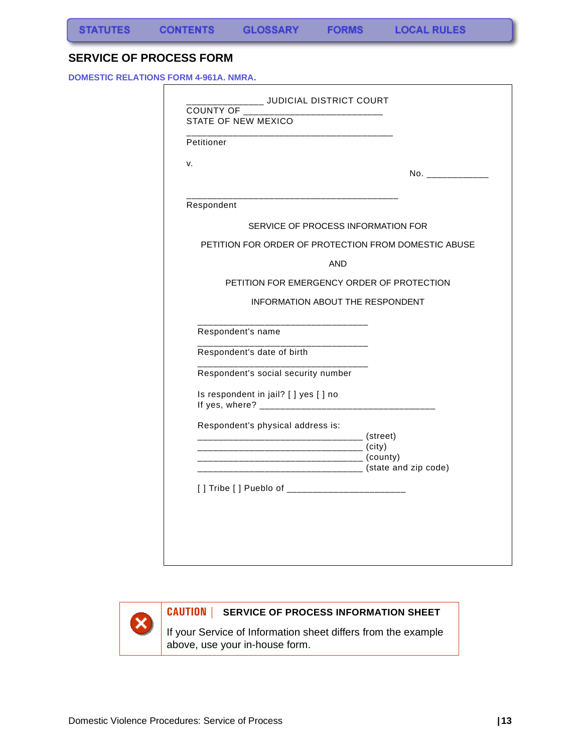STATUTES CONTENTS GLOSSARY FORMS LOCAL RULES

## SERVICE OF PROCESS FORM

**DOMESTIC RELATIONS FORM 4-961A. NMRA.**

_______________ JUDICIAL DISTRICT COURT
COUNTY OF ___________________________
STATE OF NEW MEXICO

__________________________________________
Petitioner

v.

No. ____________

___________________________________________
Respondent

SERVICE OF PROCESS INFORMATION FOR

PETITION FOR ORDER OF PROTECTION FROM DOMESTIC ABUSE

AND

PETITION FOR EMERGENCY ORDER OF PROTECTION

INFORMATION ABOUT THE RESPONDENT

___________________________________
Respondent's name

___________________________________
Respondent's date of birth

___________________________________
Respondent's social security number

Is respondent in jail? [ ] yes [ ] no
If yes, where? ___________________________________

Respondent's physical address is:
_________________________________ (street)
_________________________________ (city)
_________________________________ (county)
_________________________________ (state and zip code)

[ ] Tribe [ ] Pueblo of ________________________

**CAUTION** | **SERVICE OF PROCESS INFORMATION SHEET**

If your Service of Information sheet differs from the example above, use your in-house form.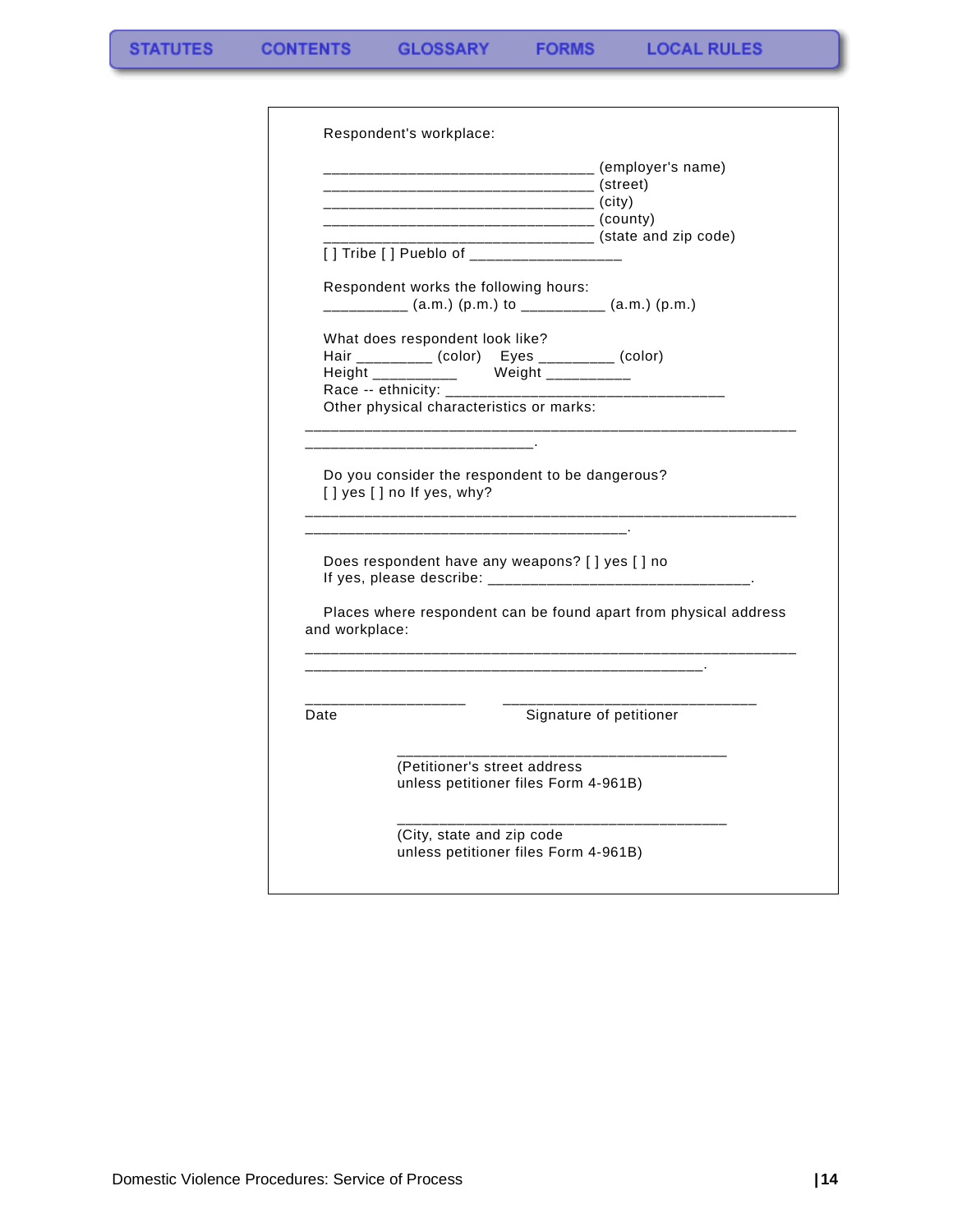Respondent's workplace:

________________________________ (employer's name)
________________________________ (street)
________________________________ (city)
________________________________ (county)
________________________________ (state and zip code)
[ ] Tribe [ ] Pueblo of __________________

Respondent works the following hours:
__________ (a.m.) (p.m.) to __________ (a.m.) (p.m.)

What does respondent look like?
Hair _________ (color) Eyes _________ (color)
Height __________ Weight __________
Race -- ethnicity: __________________________________
Other physical characteristics or marks:
__________________________________________________________
___________________________.

Do you consider the respondent to be dangerous?
[ ] yes [ ] no If yes, why?
__________________________________________________________
______________________________________.

Does respondent have any weapons? [ ] yes [ ] no
If yes, please describe: _______________________________.

Places where respondent can be found apart from physical address and workplace:
__________________________________________________________
_______________________________________________.

___________________ ______________________________
Date Signature of petitioner

_______________________________________
(Petitioner's street address
unless petitioner files Form 4-961B)

_______________________________________
(City, state and zip code
unless petitioner files Form 4-961B)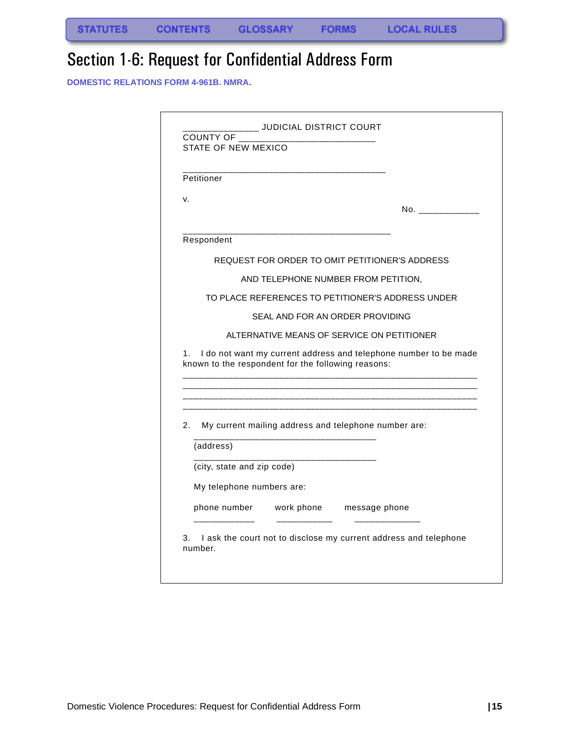# Section 1-6: Request for Confidential Address Form

**DOMESTIC RELATIONS FORM 4-961B. NMRA**.

_______________ JUDICIAL DISTRICT COURT
COUNTY OF ___________________________
STATE OF NEW MEXICO

_________________________________________
Petitioner

v.

No. ____________

__________________________________________
Respondent

REQUEST FOR ORDER TO OMIT PETITIONER'S ADDRESS

AND TELEPHONE NUMBER FROM PETITION,

TO PLACE REFERENCES TO PETITIONER'S ADDRESS UNDER

SEAL AND FOR AN ORDER PROVIDING

ALTERNATIVE MEANS OF SERVICE ON PETITIONER

1. I do not want my current address and telephone number to be made known to the respondent for the following reasons:
____________________________________________________________
____________________________________________________________
____________________________________________________________
____________________________________________________________

2. My current mailing address and telephone number are:

_____________________________________
(address)

_____________________________________
(city, state and zip code)

My telephone numbers are:

| phone number | work phone | message phone |
|---|---|---|
| ____________ | ___________ | _____________ |

3. I ask the court not to disclose my current address and telephone number.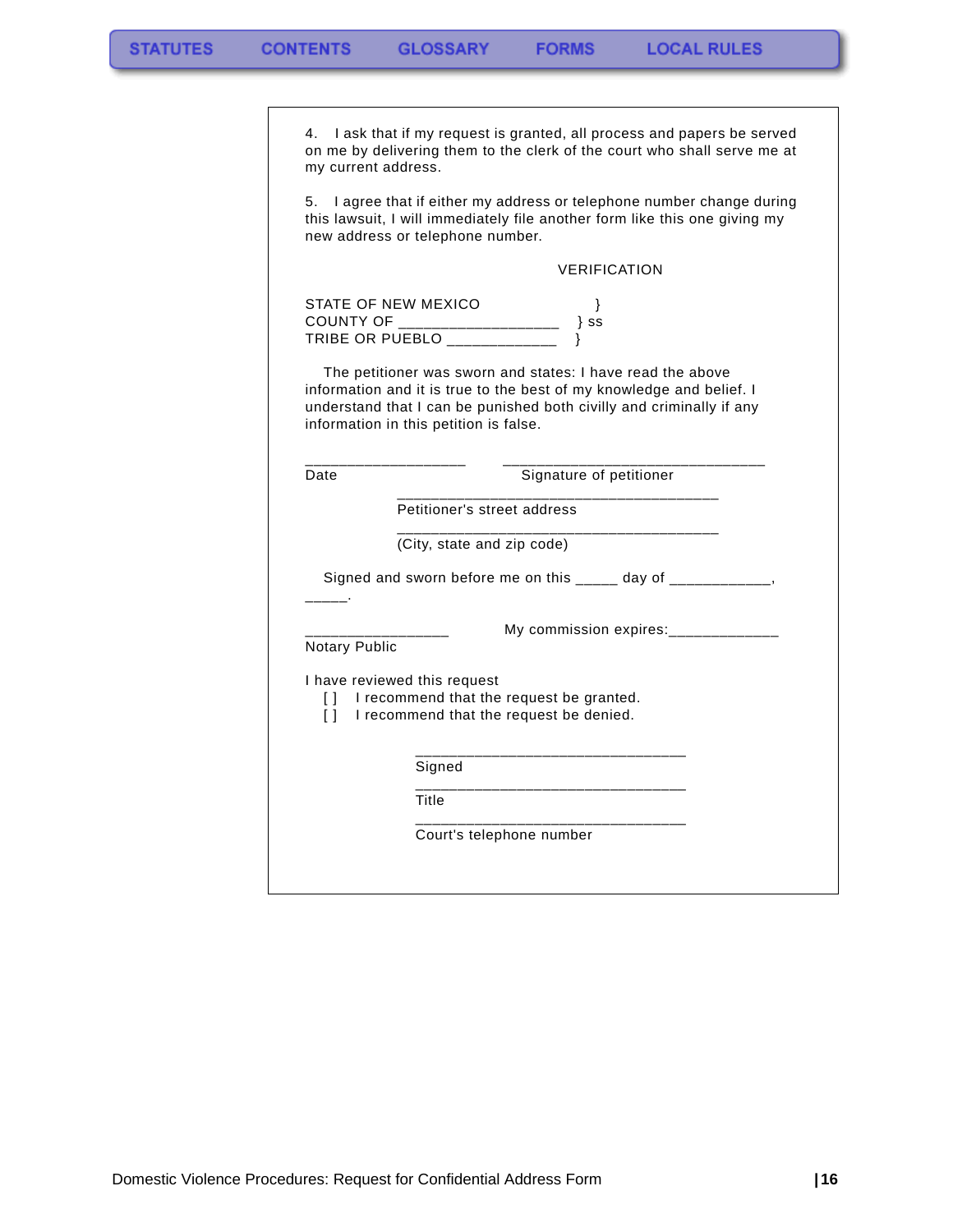4. I ask that if my request is granted, all process and papers be served on me by delivering them to the clerk of the court who shall serve me at my current address.

5. I agree that if either my address or telephone number change during this lawsuit, I will immediately file another form like this one giving my new address or telephone number.

VERIFICATION

STATE OF NEW MEXICO }
COUNTY OF ___________________ } ss
TRIBE OR PUEBLO _____________ }

The petitioner was sworn and states: I have read the above information and it is true to the best of my knowledge and belief. I understand that I can be punished both civilly and criminally if any information in this petition is false.

___________________ ________________________________
Date Signature of petitioner

________________________________________
Petitioner's street address

________________________________________
(City, state and zip code)

Signed and sworn before me on this _____ day of ____________, _____.

_________________ My commission expires:_____________
Notary Public

I have reviewed this request
[ ] I recommend that the request be granted.
[ ] I recommend that the request be denied.

________________________________
Signed

________________________________
Title

________________________________
Court's telephone number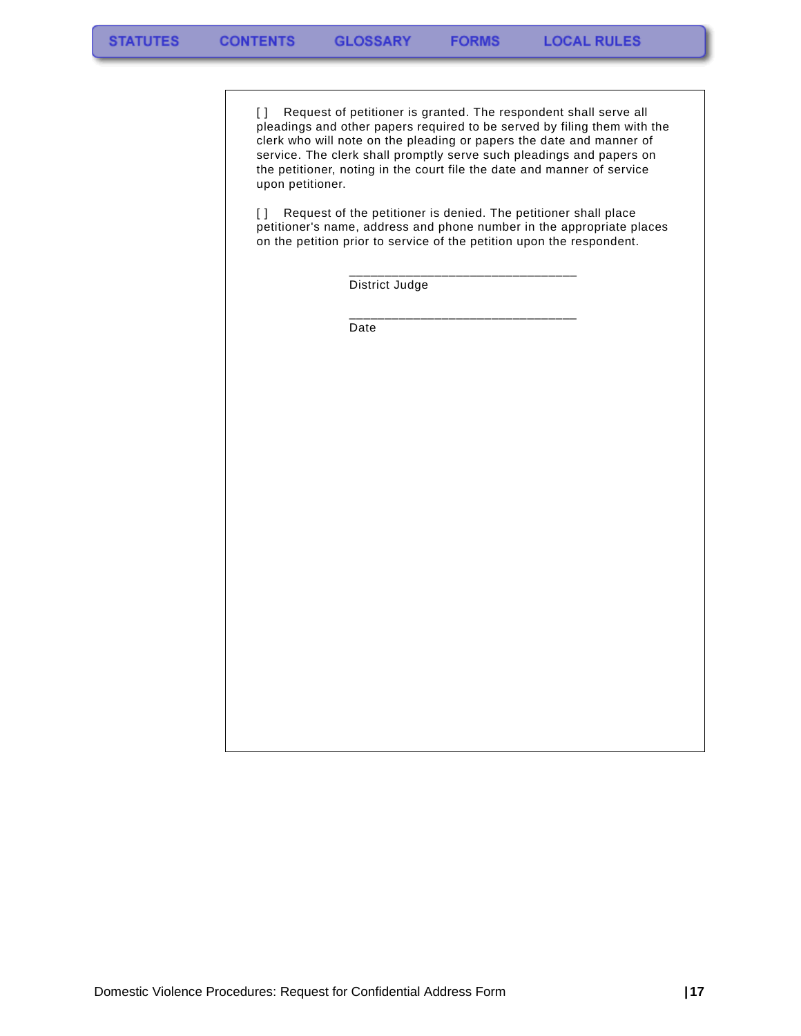[ ] Request of petitioner is granted. The respondent shall serve all pleadings and other papers required to be served by filing them with the clerk who will note on the pleading or papers the date and manner of service. The clerk shall promptly serve such pleadings and papers on the petitioner, noting in the court file the date and manner of service upon petitioner.

[ ] Request of the petitioner is denied. The petitioner shall place petitioner's name, address and phone number in the appropriate places on the petition prior to service of the petition upon the respondent.

______________________________
District Judge

______________________________
Date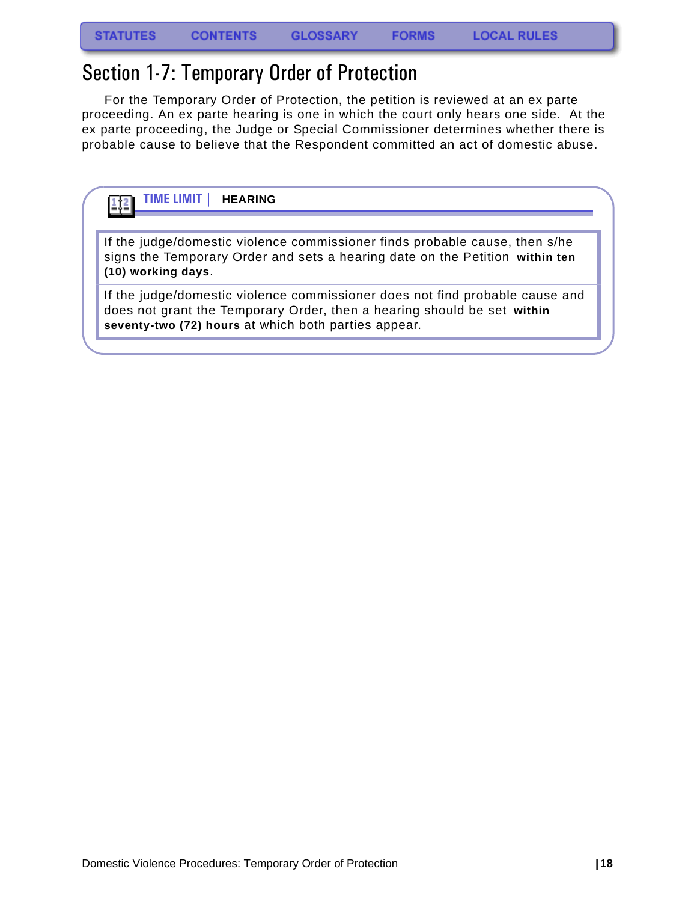# Section 1-7: Temporary Order of Protection

For the Temporary Order of Protection, the petition is reviewed at an ex parte proceeding. An ex parte hearing is one in which the court only hears one side. At the ex parte proceeding, the Judge or Special Commissioner determines whether there is probable cause to believe that the Respondent committed an act of domestic abuse.

**TIME LIMIT | HEARING**

| |
|---|
| If the judge/domestic violence commissioner finds probable cause, then s/he signs the Temporary Order and sets a hearing date on the Petition **within ten (10) working days**. |
| If the judge/domestic violence commissioner does not find probable cause and does not grant the Temporary Order, then a hearing should be set **within seventy-two (72) hours** at which both parties appear. |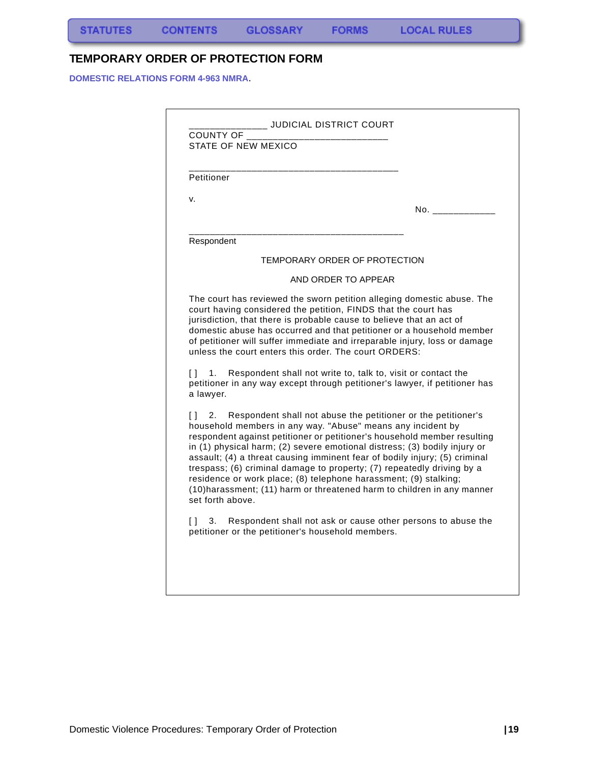STATUTES CONTENTS GLOSSARY FORMS LOCAL RULES

## TEMPORARY ORDER OF PROTECTION FORM

**DOMESTIC RELATIONS FORM 4-963 NMRA**.

______________ JUDICIAL DISTRICT COURT
COUNTY OF __________________________
STATE OF NEW MEXICO

_______________________________________
Petitioner

v.

No. ____________

________________________________________
Respondent

TEMPORARY ORDER OF PROTECTION

AND ORDER TO APPEAR

The court has reviewed the sworn petition alleging domestic abuse. The court having considered the petition, FINDS that the court has jurisdiction, that there is probable cause to believe that an act of domestic abuse has occurred and that petitioner or a household member of petitioner will suffer immediate and irreparable injury, loss or damage unless the court enters this order. The court ORDERS:

[ ] 1. Respondent shall not write to, talk to, visit or contact the petitioner in any way except through petitioner's lawyer, if petitioner has a lawyer.

[ ] 2. Respondent shall not abuse the petitioner or the petitioner's household members in any way. "Abuse" means any incident by respondent against petitioner or petitioner's household member resulting in (1) physical harm; (2) severe emotional distress; (3) bodily injury or assault; (4) a threat causing imminent fear of bodily injury; (5) criminal trespass; (6) criminal damage to property; (7) repeatedly driving by a residence or work place; (8) telephone harassment; (9) stalking; (10)harassment; (11) harm or threatened harm to children in any manner set forth above.

[ ] 3. Respondent shall not ask or cause other persons to abuse the petitioner or the petitioner's household members.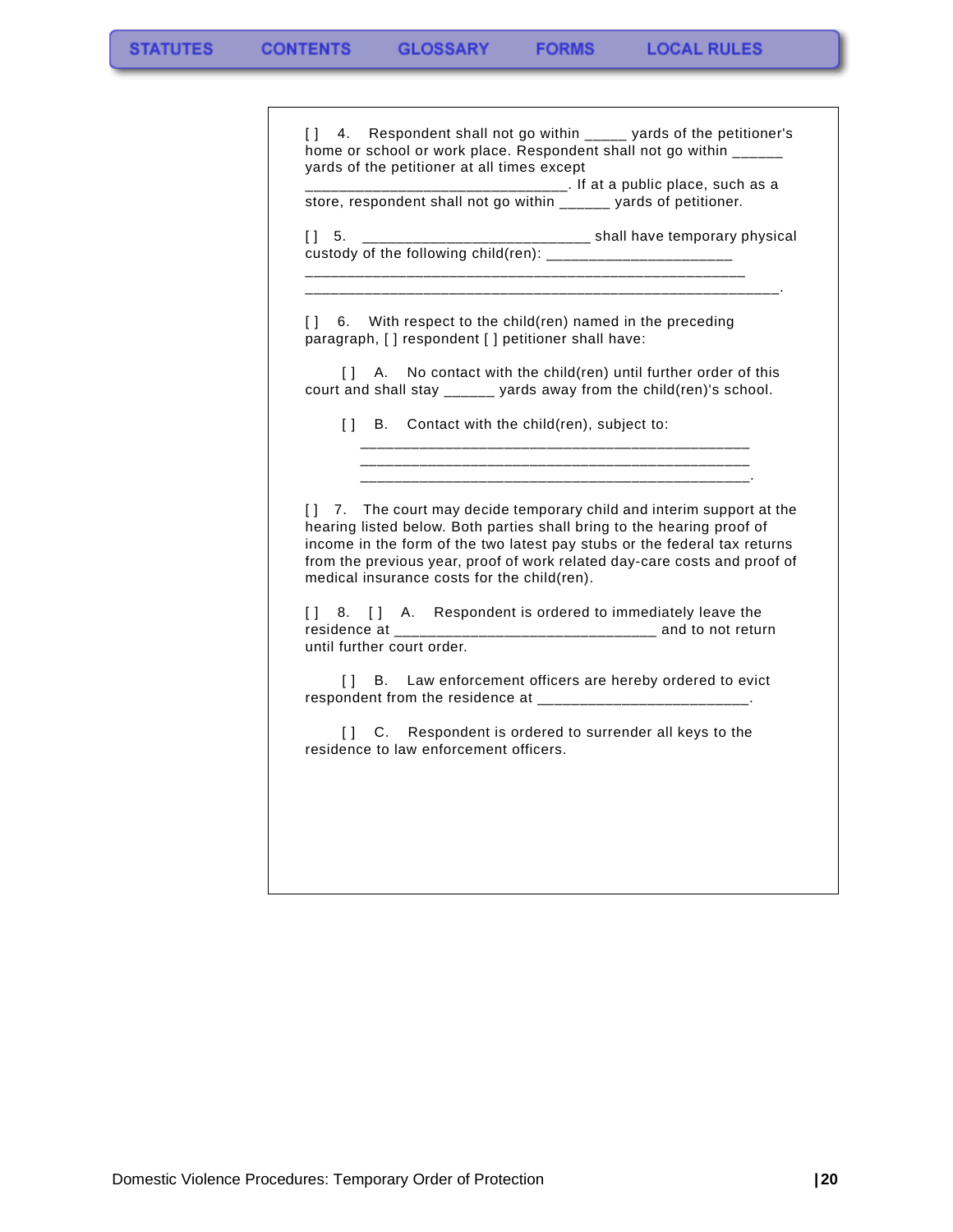[ ] 4. Respondent shall not go within _____ yards of the petitioner's home or school or work place. Respondent shall not go within ______ yards of the petitioner at all times except _______________________________. If at a public place, such as a store, respondent shall not go within ______ yards of petitioner.

[ ] 5. ___________________________ shall have temporary physical custody of the following child(ren): ______________________ ____________________________________________________ ________________________________________________________.

[ ] 6. With respect to the child(ren) named in the preceding paragraph, [ ] respondent [ ] petitioner shall have:

[ ] A. No contact with the child(ren) until further order of this court and shall stay ______ yards away from the child(ren)'s school.

[ ] B. Contact with the child(ren), subject to: ______________________________________________ ______________________________________________ ______________________________________________.

[ ] 7. The court may decide temporary child and interim support at the hearing listed below. Both parties shall bring to the hearing proof of income in the form of the two latest pay stubs or the federal tax returns from the previous year, proof of work related day-care costs and proof of medical insurance costs for the child(ren).

[ ] 8. [ ] A. Respondent is ordered to immediately leave the residence at _______________________________ and to not return until further court order.

[ ] B. Law enforcement officers are hereby ordered to evict respondent from the residence at _________________________.

[ ] C. Respondent is ordered to surrender all keys to the residence to law enforcement officers.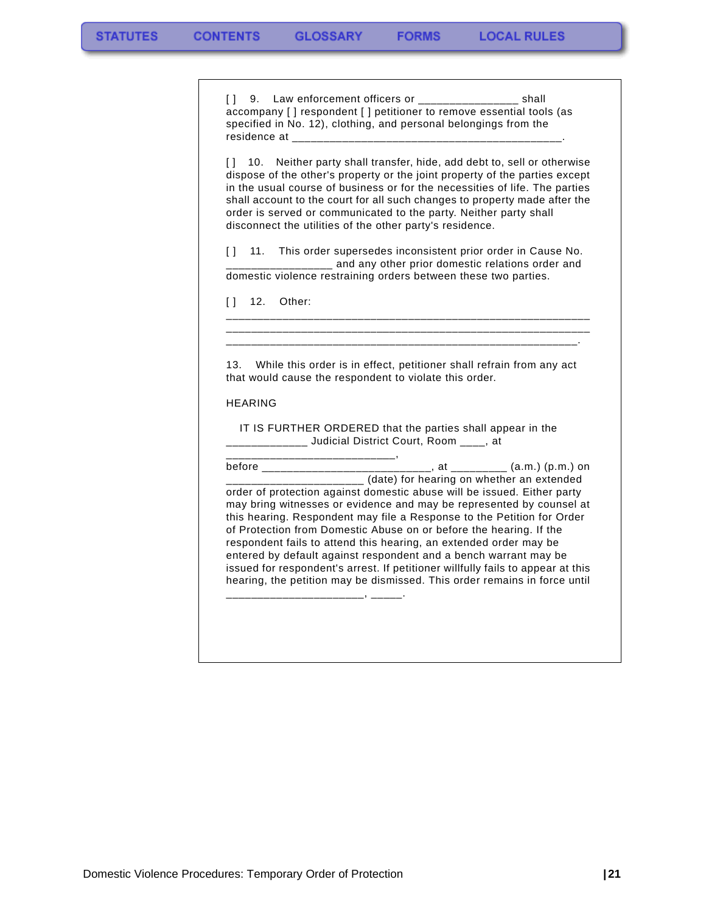[ ] 9. Law enforcement officers or ________________ shall accompany [ ] respondent [ ] petitioner to remove essential tools (as specified in No. 12), clothing, and personal belongings from the residence at ____________________________________________.

[ ] 10. Neither party shall transfer, hide, add debt to, sell or otherwise dispose of the other's property or the joint property of the parties except in the usual course of business or for the necessities of life. The parties shall account to the court for all such changes to property made after the order is served or communicated to the party. Neither party shall disconnect the utilities of the other party's residence.

[ ] 11. This order supersedes inconsistent prior order in Cause No. _________________ and any other prior domestic relations order and domestic violence restraining orders between these two parties.

[ ] 12. Other:

____________________________________________________________
____________________________________________________________
__________________________________________________________.

13. While this order is in effect, petitioner shall refrain from any act that would cause the respondent to violate this order.

HEARING

IT IS FURTHER ORDERED that the parties shall appear in the _____________ Judicial District Court, Room ____, at ___________________________,
before ___________________________, at _________ (a.m.) (p.m.) on ______________________ (date) for hearing on whether an extended order of protection against domestic abuse will be issued. Either party may bring witnesses or evidence and may be represented by counsel at this hearing. Respondent may file a Response to the Petition for Order of Protection from Domestic Abuse on or before the hearing. If the respondent fails to attend this hearing, an extended order may be entered by default against respondent and a bench warrant may be issued for respondent's arrest. If petitioner willfully fails to appear at this hearing, the petition may be dismissed. This order remains in force until ______________________, _____.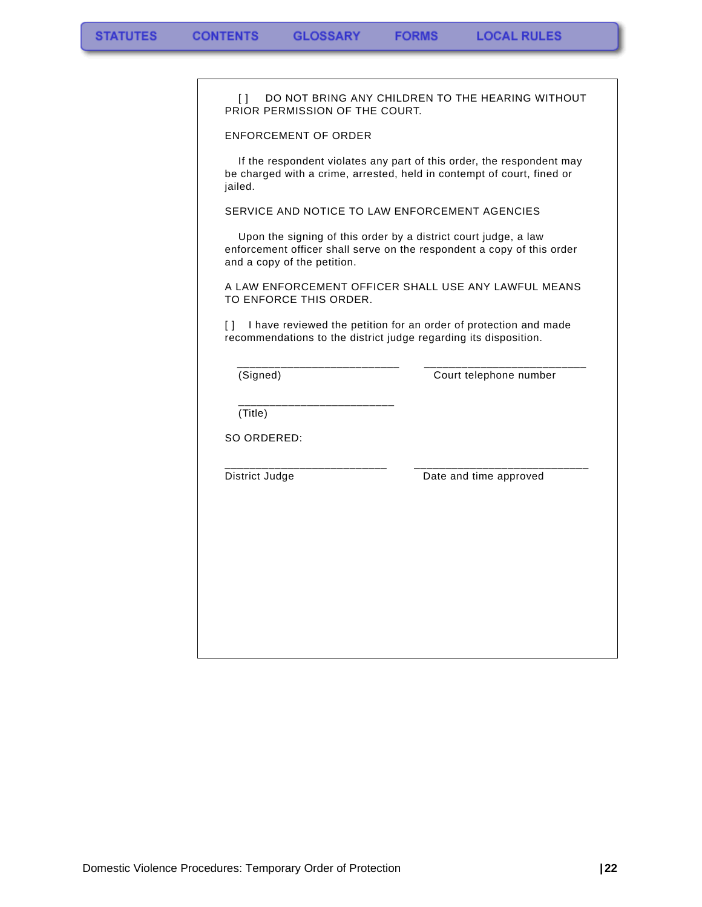[ ] DO NOT BRING ANY CHILDREN TO THE HEARING WITHOUT PRIOR PERMISSION OF THE COURT.

ENFORCEMENT OF ORDER

If the respondent violates any part of this order, the respondent may be charged with a crime, arrested, held in contempt of court, fined or jailed.

SERVICE AND NOTICE TO LAW ENFORCEMENT AGENCIES

Upon the signing of this order by a district court judge, a law enforcement officer shall serve on the respondent a copy of this order and a copy of the petition.

A LAW ENFORCEMENT OFFICER SHALL USE ANY LAWFUL MEANS TO ENFORCE THIS ORDER.

[ ] I have reviewed the petition for an order of protection and made recommendations to the district judge regarding its disposition.

___________________________ (Signed)

___________________________ Court telephone number

__________________________ (Title)

SO ORDERED:

___________________________ District Judge

_____________________________ Date and time approved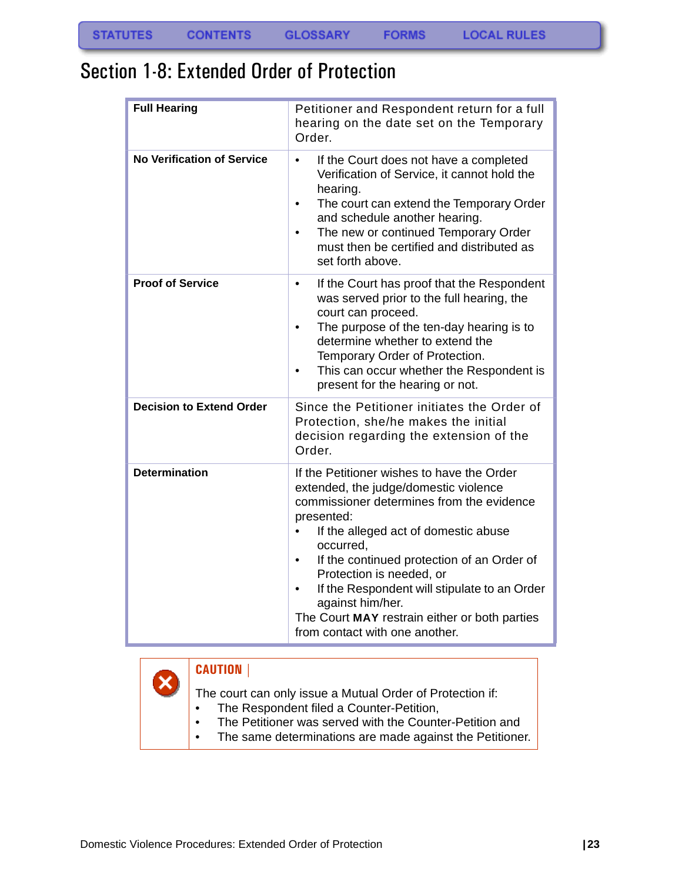# Section 1-8: Extended Order of Protection

| | |
|---|---|
| **Full Hearing** | Petitioner and Respondent return for a full hearing on the date set on the Temporary Order. |
| **No Verification of Service** | • If the Court does not have a completed Verification of Service, it cannot hold the hearing.<br>• The court can extend the Temporary Order and schedule another hearing.<br>• The new or continued Temporary Order must then be certified and distributed as set forth above. |
| **Proof of Service** | • If the Court has proof that the Respondent was served prior to the full hearing, the court can proceed.<br>• The purpose of the ten-day hearing is to determine whether to extend the Temporary Order of Protection.<br>• This can occur whether the Respondent is present for the hearing or not. |
| **Decision to Extend Order** | Since the Petitioner initiates the Order of Protection, she/he makes the initial decision regarding the extension of the Order. |
| **Determination** | If the Petitioner wishes to have the Order extended, the judge/domestic violence commissioner determines from the evidence presented:<br>• If the alleged act of domestic abuse occurred,<br>• If the continued protection of an Order of Protection is needed, or<br>• If the Respondent will stipulate to an Order against him/her.<br>The Court **MAY** restrain either or both parties from contact with one another. |

**CAUTION**

The court can only issue a Mutual Order of Protection if:

- The Respondent filed a Counter-Petition,
- The Petitioner was served with the Counter-Petition and
- The same determinations are made against the Petitioner.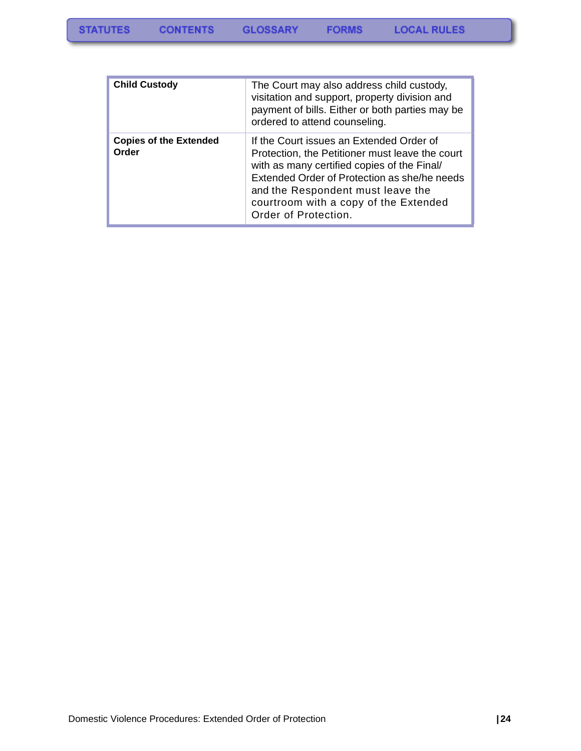| | |
|---|---|
| **Child Custody** | The Court may also address child custody, visitation and support, property division and payment of bills. Either or both parties may be ordered to attend counseling. |
| **Copies of the Extended Order** | If the Court issues an Extended Order of Protection, the Petitioner must leave the court with as many certified copies of the Final/ Extended Order of Protection as she/he needs and the Respondent must leave the courtroom with a copy of the Extended Order of Protection. |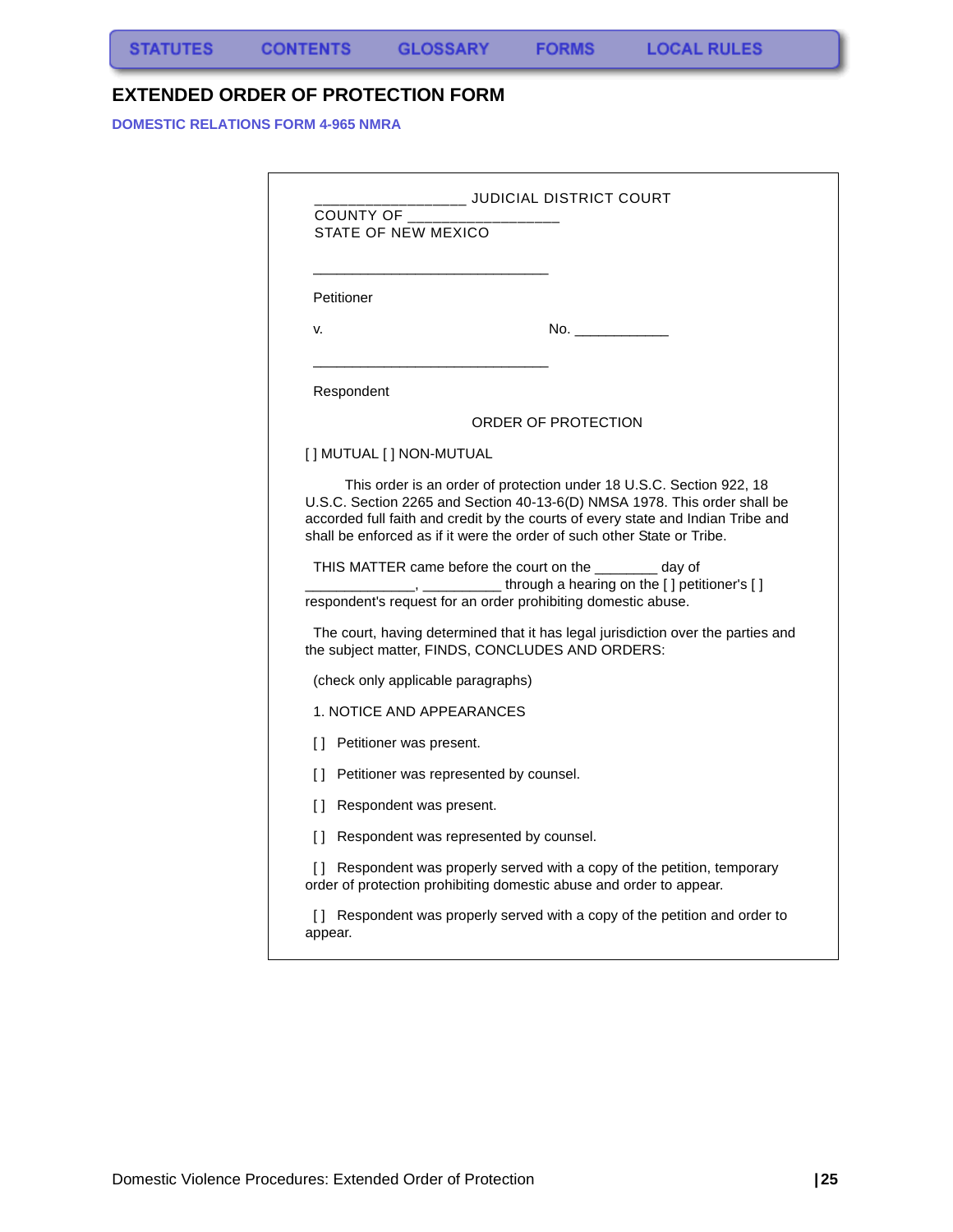# EXTENDED ORDER OF PROTECTION FORM

**DOMESTIC RELATIONS FORM 4-965 NMRA**

_________________ JUDICIAL DISTRICT COURT
COUNTY OF _________________
STATE OF NEW MEXICO

______________________________

Petitioner

v. No. ___________

______________________________

Respondent

ORDER OF PROTECTION

[ ] MUTUAL [ ] NON-MUTUAL

This order is an order of protection under 18 U.S.C. Section 922, 18 U.S.C. Section 2265 and Section 40-13-6(D) NMSA 1978. This order shall be accorded full faith and credit by the courts of every state and Indian Tribe and shall be enforced as if it were the order of such other State or Tribe.

THIS MATTER came before the court on the ________ day of ______________, __________ through a hearing on the [ ] petitioner's [ ] respondent's request for an order prohibiting domestic abuse.

The court, having determined that it has legal jurisdiction over the parties and the subject matter, FINDS, CONCLUDES AND ORDERS:

(check only applicable paragraphs)

1. NOTICE AND APPEARANCES

[ ] Petitioner was present.

[ ] Petitioner was represented by counsel.

[ ] Respondent was present.

[ ] Respondent was represented by counsel.

[ ] Respondent was properly served with a copy of the petition, temporary order of protection prohibiting domestic abuse and order to appear.

[ ] Respondent was properly served with a copy of the petition and order to appear.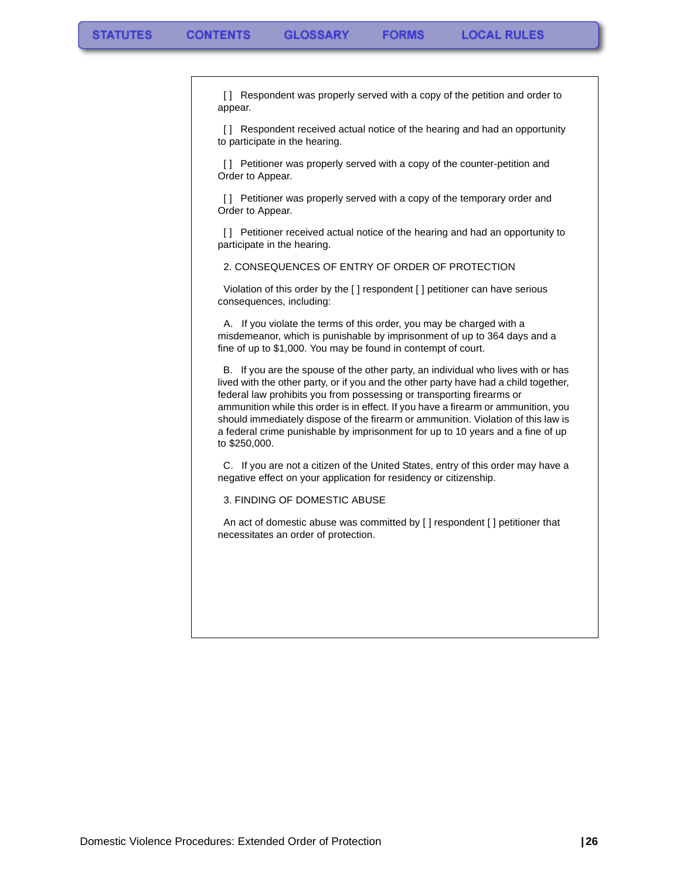[ ] Respondent was properly served with a copy of the petition and order to appear.

[ ] Respondent received actual notice of the hearing and had an opportunity to participate in the hearing.

[ ] Petitioner was properly served with a copy of the counter-petition and Order to Appear.

[ ] Petitioner was properly served with a copy of the temporary order and Order to Appear.

[ ] Petitioner received actual notice of the hearing and had an opportunity to participate in the hearing.

2. CONSEQUENCES OF ENTRY OF ORDER OF PROTECTION

Violation of this order by the [ ] respondent [ ] petitioner can have serious consequences, including:

A. If you violate the terms of this order, you may be charged with a misdemeanor, which is punishable by imprisonment of up to 364 days and a fine of up to $1,000. You may be found in contempt of court.

B. If you are the spouse of the other party, an individual who lives with or has lived with the other party, or if you and the other party have had a child together, federal law prohibits you from possessing or transporting firearms or ammunition while this order is in effect. If you have a firearm or ammunition, you should immediately dispose of the firearm or ammunition. Violation of this law is a federal crime punishable by imprisonment for up to 10 years and a fine of up to $250,000.

C. If you are not a citizen of the United States, entry of this order may have a negative effect on your application for residency or citizenship.

3. FINDING OF DOMESTIC ABUSE

An act of domestic abuse was committed by [ ] respondent [ ] petitioner that necessitates an order of protection.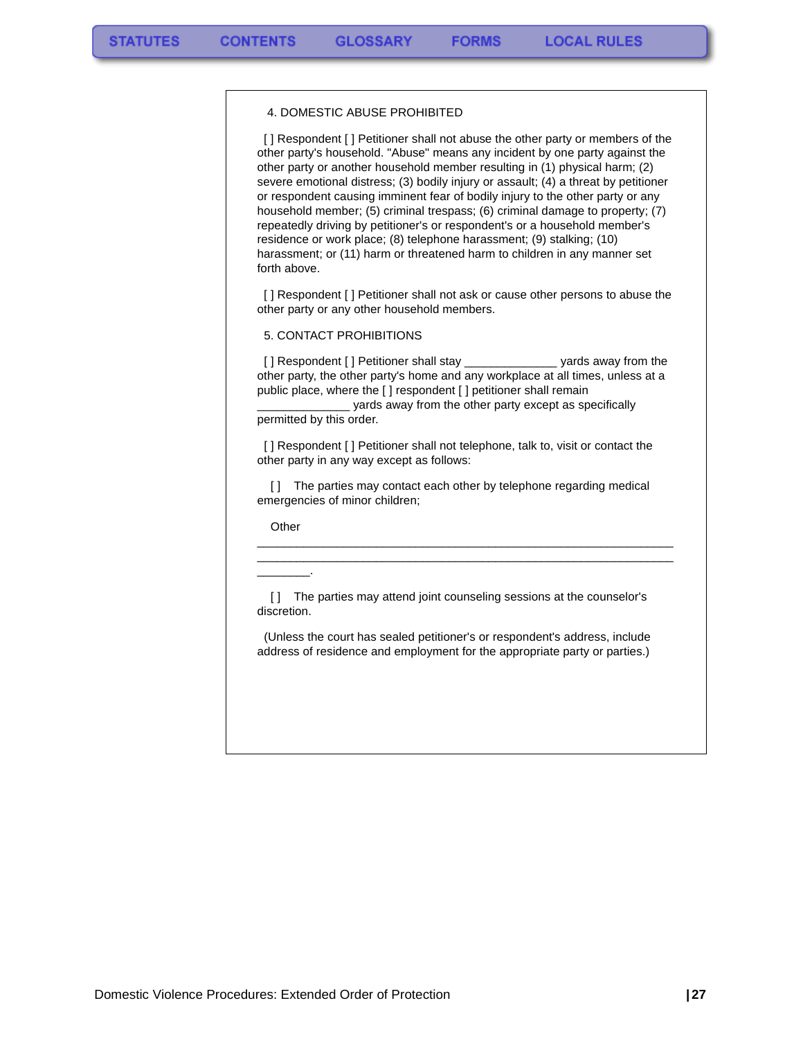4. DOMESTIC ABUSE PROHIBITED

[ ] Respondent [ ] Petitioner shall not abuse the other party or members of the other party's household. "Abuse" means any incident by one party against the other party or another household member resulting in (1) physical harm; (2) severe emotional distress; (3) bodily injury or assault; (4) a threat by petitioner or respondent causing imminent fear of bodily injury to the other party or any household member; (5) criminal trespass; (6) criminal damage to property; (7) repeatedly driving by petitioner's or respondent's or a household member's residence or work place; (8) telephone harassment; (9) stalking; (10) harassment; or (11) harm or threatened harm to children in any manner set forth above.

[ ] Respondent [ ] Petitioner shall not ask or cause other persons to abuse the other party or any other household members.

5. CONTACT PROHIBITIONS

[ ] Respondent [ ] Petitioner shall stay ______________ yards away from the other party, the other party's home and any workplace at all times, unless at a public place, where the [ ] respondent [ ] petitioner shall remain ______________ yards away from the other party except as specifically permitted by this order.

[ ] Respondent [ ] Petitioner shall not telephone, talk to, visit or contact the other party in any way except as follows:

[ ] The parties may contact each other by telephone regarding medical emergencies of minor children;

Other
_______________________________________________________________
_______________________________________________________________
________.

[ ] The parties may attend joint counseling sessions at the counselor's discretion.

(Unless the court has sealed petitioner's or respondent's address, include address of residence and employment for the appropriate party or parties.)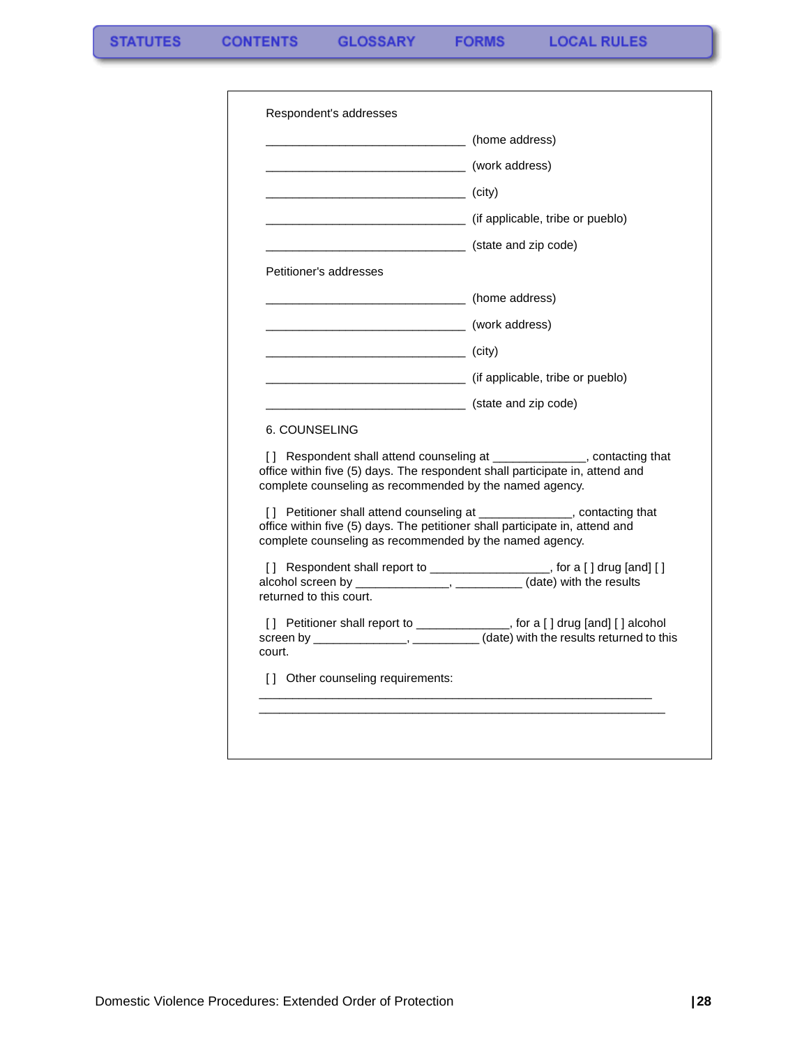Respondent's addresses

_______________________________ (home address)

_______________________________ (work address)

_______________________________ (city)

_______________________________ (if applicable, tribe or pueblo)

_______________________________ (state and zip code)

Petitioner's addresses

_______________________________ (home address)

_______________________________ (work address)

_______________________________ (city)

_______________________________ (if applicable, tribe or pueblo)

_______________________________ (state and zip code)

6. COUNSELING

[ ] Respondent shall attend counseling at ______________, contacting that office within five (5) days. The respondent shall participate in, attend and complete counseling as recommended by the named agency.

[ ] Petitioner shall attend counseling at ______________, contacting that office within five (5) days. The petitioner shall participate in, attend and complete counseling as recommended by the named agency.

[ ] Respondent shall report to __________________, for a [ ] drug [and] [ ] alcohol screen by ______________, __________ (date) with the results returned to this court.

[ ] Petitioner shall report to ______________, for a [ ] drug [and] [ ] alcohol screen by ______________, __________ (date) with the results returned to this court.

[ ] Other counseling requirements:
_____________________________________________________________
_______________________________________________________________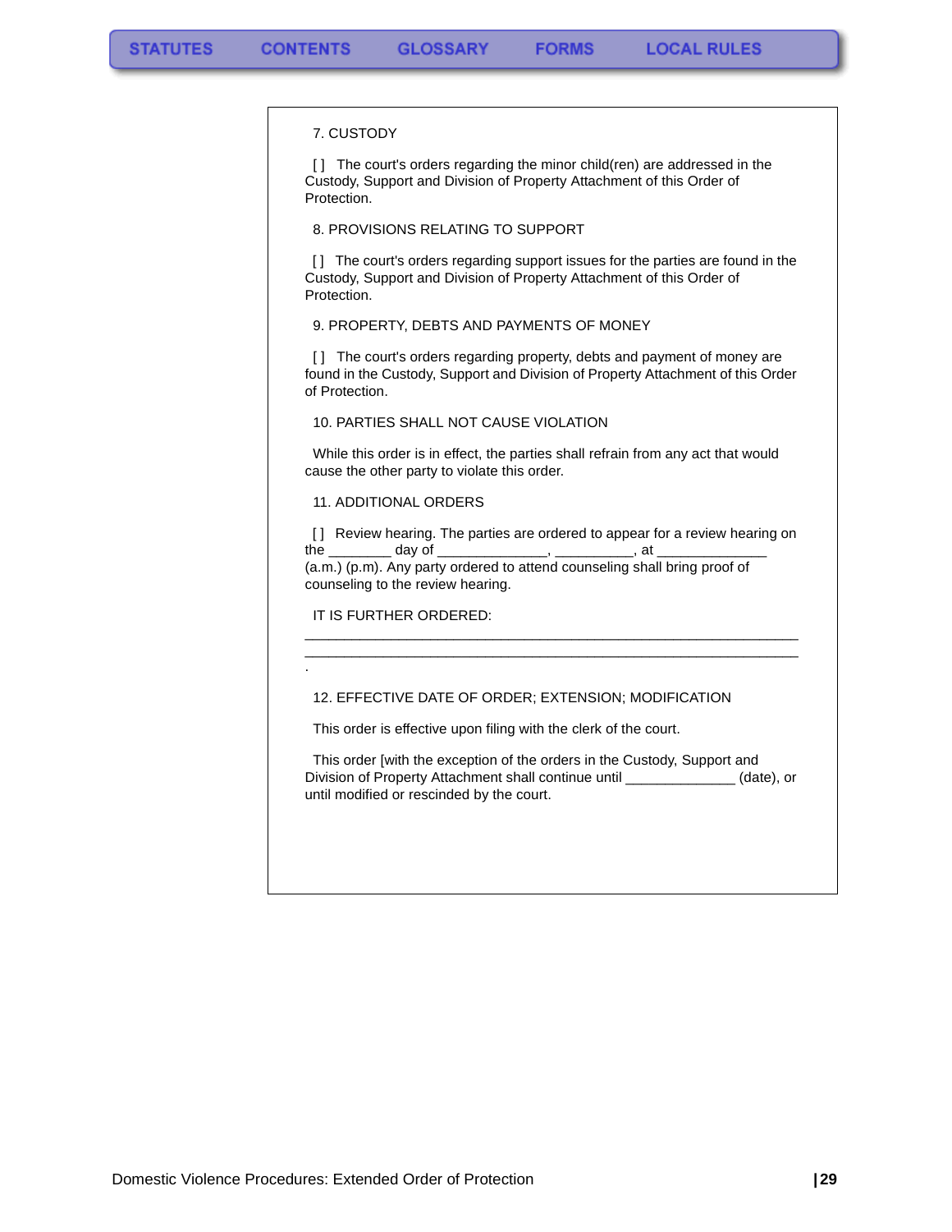7. CUSTODY

[ ] The court's orders regarding the minor child(ren) are addressed in the Custody, Support and Division of Property Attachment of this Order of Protection.

8. PROVISIONS RELATING TO SUPPORT

[ ] The court's orders regarding support issues for the parties are found in the Custody, Support and Division of Property Attachment of this Order of Protection.

9. PROPERTY, DEBTS AND PAYMENTS OF MONEY

[ ] The court's orders regarding property, debts and payment of money are found in the Custody, Support and Division of Property Attachment of this Order of Protection.

10. PARTIES SHALL NOT CAUSE VIOLATION

While this order is in effect, the parties shall refrain from any act that would cause the other party to violate this order.

11. ADDITIONAL ORDERS

[ ] Review hearing. The parties are ordered to appear for a review hearing on the ________ day of ______________, __________, at ______________ (a.m.) (p.m). Any party ordered to attend counseling shall bring proof of counseling to the review hearing.

IT IS FURTHER ORDERED:
_______________________________________________________________
_______________________________________________________________
.

12. EFFECTIVE DATE OF ORDER; EXTENSION; MODIFICATION

This order is effective upon filing with the clerk of the court.

This order [with the exception of the orders in the Custody, Support and Division of Property Attachment shall continue until ______________ (date), or until modified or rescinded by the court.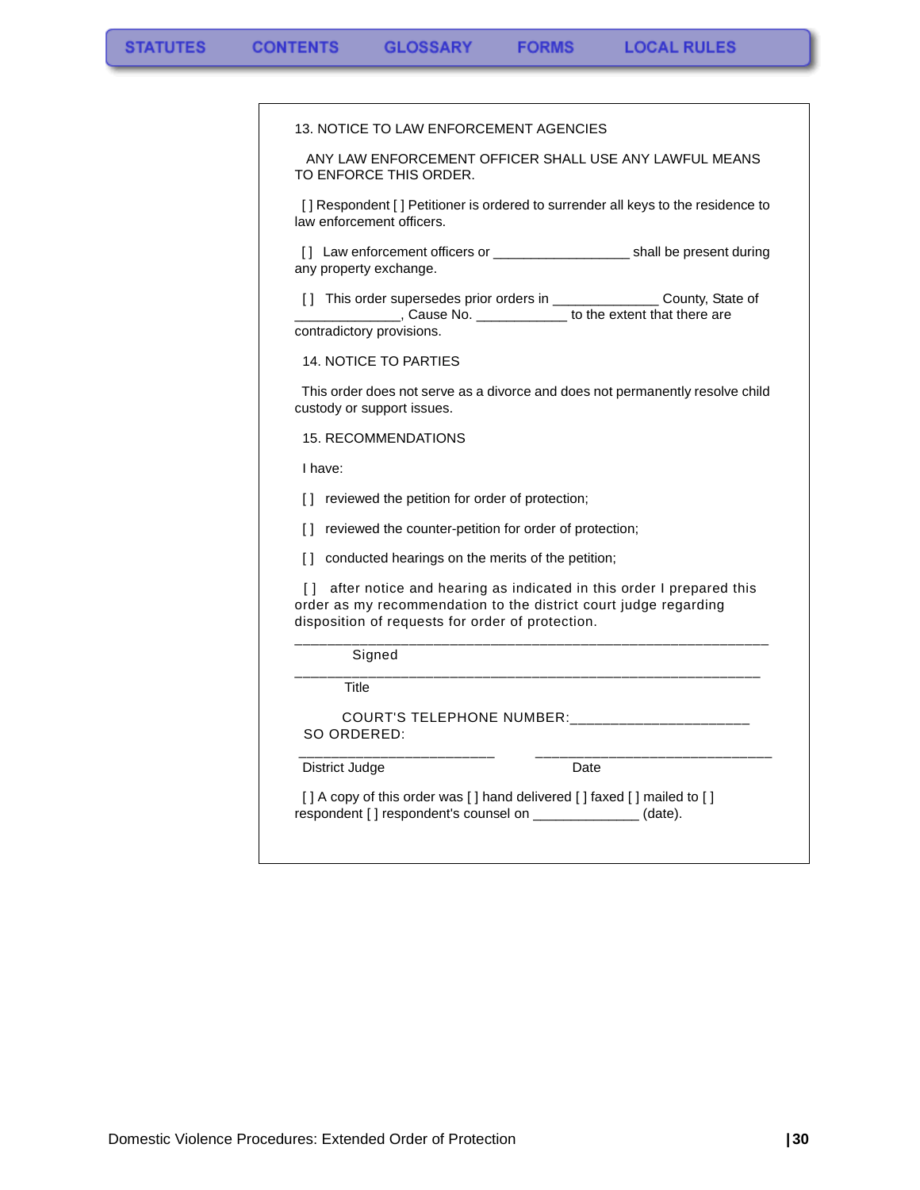13. NOTICE TO LAW ENFORCEMENT AGENCIES

ANY LAW ENFORCEMENT OFFICER SHALL USE ANY LAWFUL MEANS TO ENFORCE THIS ORDER.

[ ] Respondent [ ] Petitioner is ordered to surrender all keys to the residence to law enforcement officers.

[ ] Law enforcement officers or __________________ shall be present during any property exchange.

[ ] This order supersedes prior orders in ______________ County, State of ______________, Cause No. ____________ to the extent that there are contradictory provisions.

14. NOTICE TO PARTIES

This order does not serve as a divorce and does not permanently resolve child custody or support issues.

15. RECOMMENDATIONS

I have:

[ ] reviewed the petition for order of protection;

[ ] reviewed the counter-petition for order of protection;

[ ] conducted hearings on the merits of the petition;

[ ] after notice and hearing as indicated in this order I prepared this order as my recommendation to the district court judge regarding disposition of requests for order of protection.

______________________________________________________________
Signed

______________________________________________________________
Title

COURT'S TELEPHONE NUMBER:_______________________

SO ORDERED:

__________________________ ________________________________
District Judge Date

[ ] A copy of this order was [ ] hand delivered [ ] faxed [ ] mailed to [ ] respondent [ ] respondent's counsel on ______________ (date).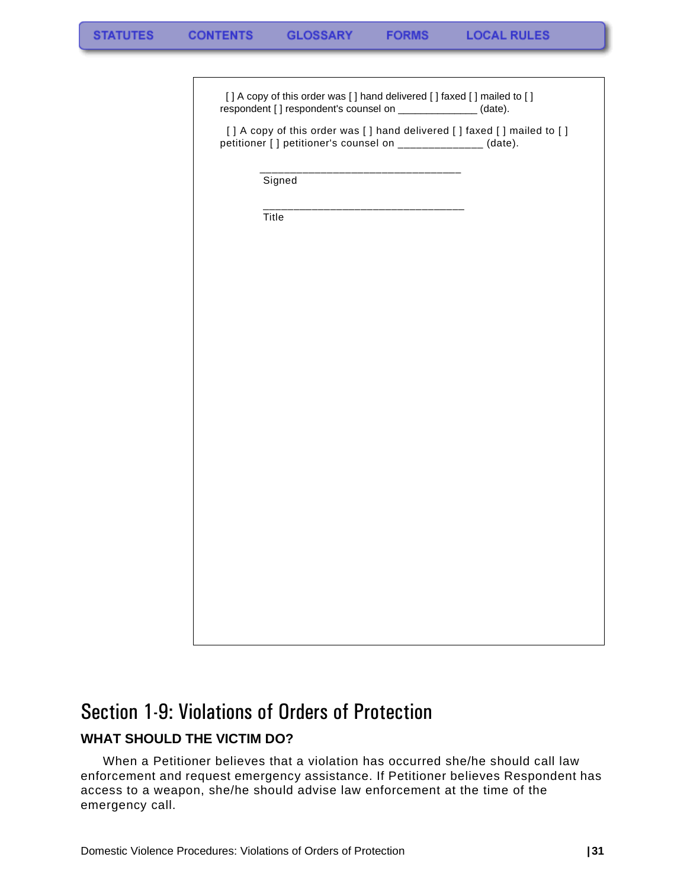[ ] A copy of this order was [ ] hand delivered [ ] faxed [ ] mailed to [ ] respondent [ ] respondent's counsel on _____________ (date).

[ ] A copy of this order was [ ] hand delivered [ ] faxed [ ] mailed to [ ] petitioner [ ] petitioner's counsel on _____________ (date).

_________________________________
Signed

_________________________________
Title

# Section 1-9: Violations of Orders of Protection

### WHAT SHOULD THE VICTIM DO?

When a Petitioner believes that a violation has occurred she/he should call law enforcement and request emergency assistance. If Petitioner believes Respondent has access to a weapon, she/he should advise law enforcement at the time of the emergency call.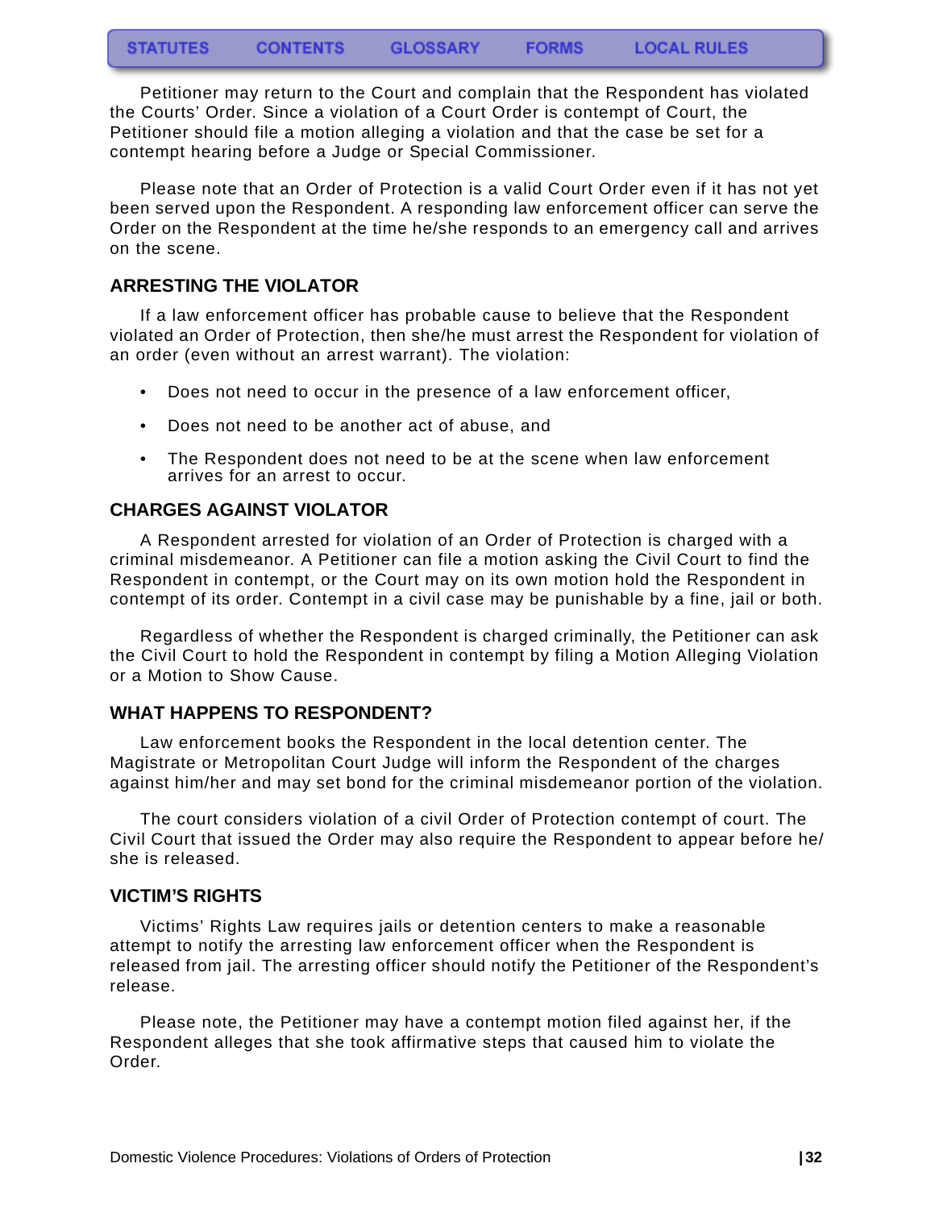Petitioner may return to the Court and complain that the Respondent has violated the Courts' Order. Since a violation of a Court Order is contempt of Court, the Petitioner should file a motion alleging a violation and that the case be set for a contempt hearing before a Judge or Special Commissioner.

Please note that an Order of Protection is a valid Court Order even if it has not yet been served upon the Respondent. A responding law enforcement officer can serve the Order on the Respondent at the time he/she responds to an emergency call and arrives on the scene.

## ARRESTING THE VIOLATOR

If a law enforcement officer has probable cause to believe that the Respondent violated an Order of Protection, then she/he must arrest the Respondent for violation of an order (even without an arrest warrant). The violation:

- Does not need to occur in the presence of a law enforcement officer,
- Does not need to be another act of abuse, and
- The Respondent does not need to be at the scene when law enforcement arrives for an arrest to occur.

## CHARGES AGAINST VIOLATOR

A Respondent arrested for violation of an Order of Protection is charged with a criminal misdemeanor. A Petitioner can file a motion asking the Civil Court to find the Respondent in contempt, or the Court may on its own motion hold the Respondent in contempt of its order. Contempt in a civil case may be punishable by a fine, jail or both.

Regardless of whether the Respondent is charged criminally, the Petitioner can ask the Civil Court to hold the Respondent in contempt by filing a Motion Alleging Violation or a Motion to Show Cause.

## WHAT HAPPENS TO RESPONDENT?

Law enforcement books the Respondent in the local detention center. The Magistrate or Metropolitan Court Judge will inform the Respondent of the charges against him/her and may set bond for the criminal misdemeanor portion of the violation.

The court considers violation of a civil Order of Protection contempt of court. The Civil Court that issued the Order may also require the Respondent to appear before he/she is released.

## VICTIM'S RIGHTS

Victims' Rights Law requires jails or detention centers to make a reasonable attempt to notify the arresting law enforcement officer when the Respondent is released from jail. The arresting officer should notify the Petitioner of the Respondent's release.

Please note, the Petitioner may have a contempt motion filed against her, if the Respondent alleges that she took affirmative steps that caused him to violate the Order.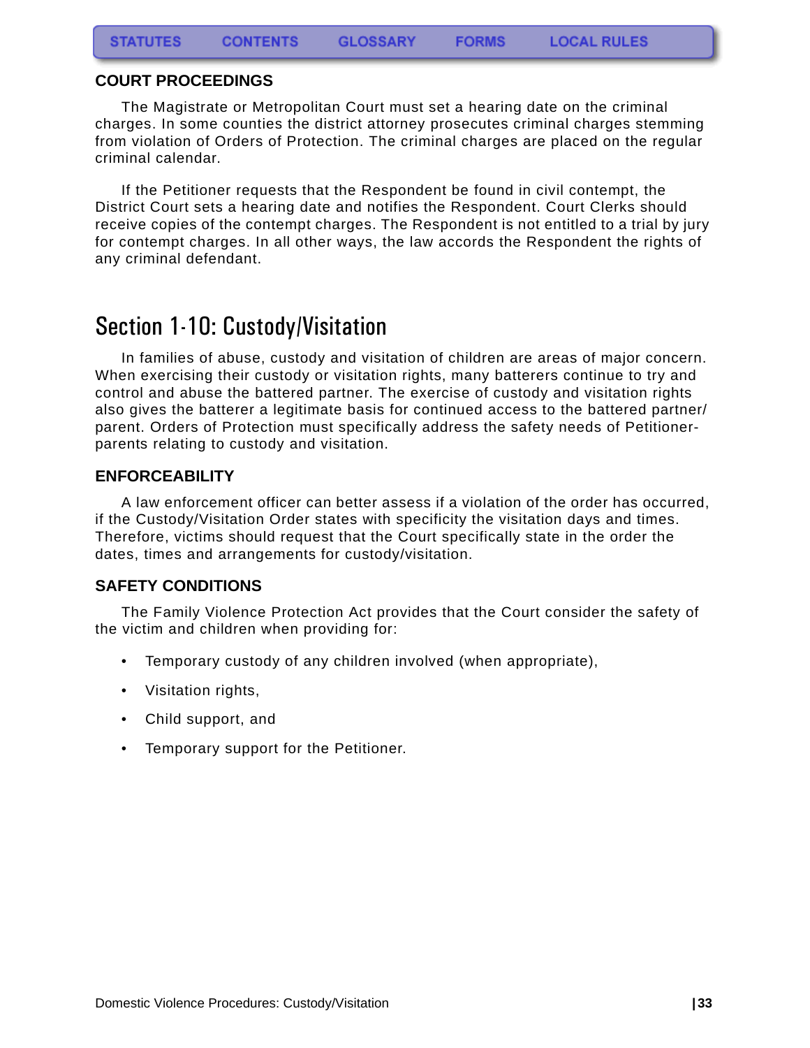### COURT PROCEEDINGS

The Magistrate or Metropolitan Court must set a hearing date on the criminal charges. In some counties the district attorney prosecutes criminal charges stemming from violation of Orders of Protection. The criminal charges are placed on the regular criminal calendar.

If the Petitioner requests that the Respondent be found in civil contempt, the District Court sets a hearing date and notifies the Respondent. Court Clerks should receive copies of the contempt charges. The Respondent is not entitled to a trial by jury for contempt charges. In all other ways, the law accords the Respondent the rights of any criminal defendant.

## Section 1-10: Custody/Visitation

In families of abuse, custody and visitation of children are areas of major concern. When exercising their custody or visitation rights, many batterers continue to try and control and abuse the battered partner. The exercise of custody and visitation rights also gives the batterer a legitimate basis for continued access to the battered partner/parent. Orders of Protection must specifically address the safety needs of Petitioner-parents relating to custody and visitation.

### ENFORCEABILITY

A law enforcement officer can better assess if a violation of the order has occurred, if the Custody/Visitation Order states with specificity the visitation days and times. Therefore, victims should request that the Court specifically state in the order the dates, times and arrangements for custody/visitation.

### SAFETY CONDITIONS

The Family Violence Protection Act provides that the Court consider the safety of the victim and children when providing for:

- Temporary custody of any children involved (when appropriate),
- Visitation rights,
- Child support, and
- Temporary support for the Petitioner.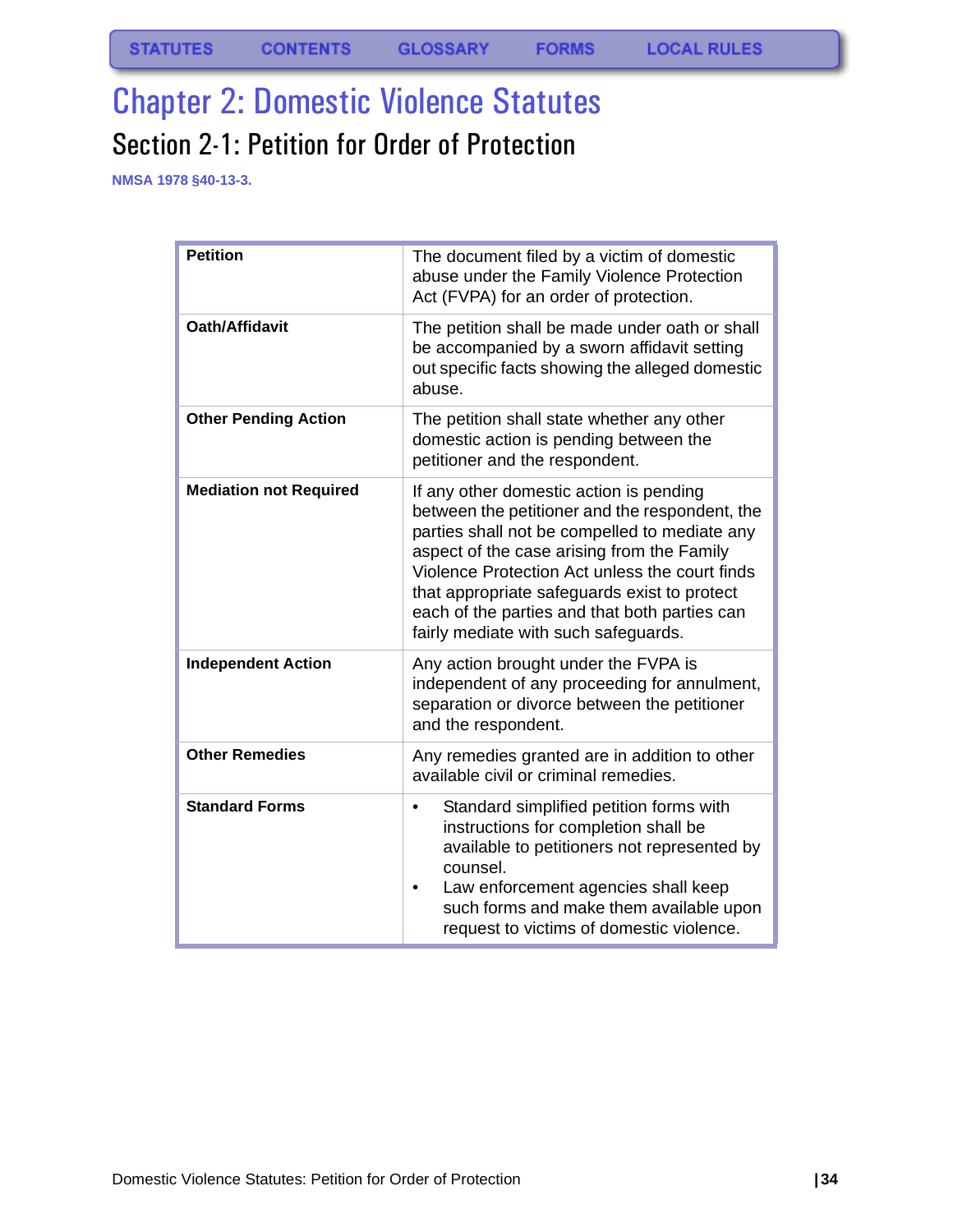STATUTES CONTENTS GLOSSARY FORMS LOCAL RULES

# Chapter 2: Domestic Violence Statutes

## Section 2-1: Petition for Order of Protection

**NMSA 1978 §40-13-3.**

| | |
|---|---|
| **Petition** | The document filed by a victim of domestic abuse under the Family Violence Protection Act (FVPA) for an order of protection. |
| **Oath/Affidavit** | The petition shall be made under oath or shall be accompanied by a sworn affidavit setting out specific facts showing the alleged domestic abuse. |
| **Other Pending Action** | The petition shall state whether any other domestic action is pending between the petitioner and the respondent. |
| **Mediation not Required** | If any other domestic action is pending between the petitioner and the respondent, the parties shall not be compelled to mediate any aspect of the case arising from the Family Violence Protection Act unless the court finds that appropriate safeguards exist to protect each of the parties and that both parties can fairly mediate with such safeguards. |
| **Independent Action** | Any action brought under the FVPA is independent of any proceeding for annulment, separation or divorce between the petitioner and the respondent. |
| **Other Remedies** | Any remedies granted are in addition to other available civil or criminal remedies. |
| **Standard Forms** | • Standard simplified petition forms with instructions for completion shall be available to petitioners not represented by counsel.<br>• Law enforcement agencies shall keep such forms and make them available upon request to victims of domestic violence. |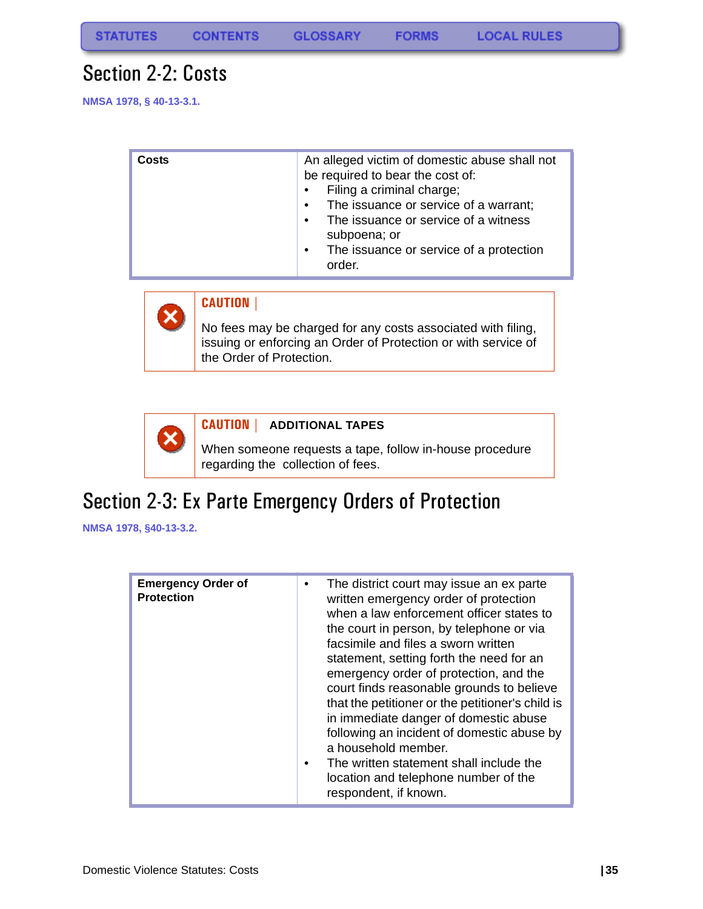STATUTES CONTENTS GLOSSARY FORMS LOCAL RULES

# Section 2-2: Costs

NMSA 1978, § 40-13-3.1.

| Costs | An alleged victim of domestic abuse shall not be required to bear the cost of:<br>• Filing a criminal charge;<br>• The issuance or service of a warrant;<br>• The issuance or service of a witness subpoena; or<br>• The issuance or service of a protection order. |
|---|---|

**CAUTION**

No fees may be charged for any costs associated with filing, issuing or enforcing an Order of Protection or with service of the Order of Protection.

**CAUTION** | **ADDITIONAL TAPES**

When someone requests a tape, follow in-house procedure regarding the collection of fees.

# Section 2-3: Ex Parte Emergency Orders of Protection

NMSA 1978, §40-13-3.2.

| Emergency Order of Protection | • The district court may issue an ex parte written emergency order of protection when a law enforcement officer states to the court in person, by telephone or via facsimile and files a sworn written statement, setting forth the need for an emergency order of protection, and the court finds reasonable grounds to believe that the petitioner or the petitioner's child is in immediate danger of domestic abuse following an incident of domestic abuse by a household member.<br>• The written statement shall include the location and telephone number of the respondent, if known. |
|---|---|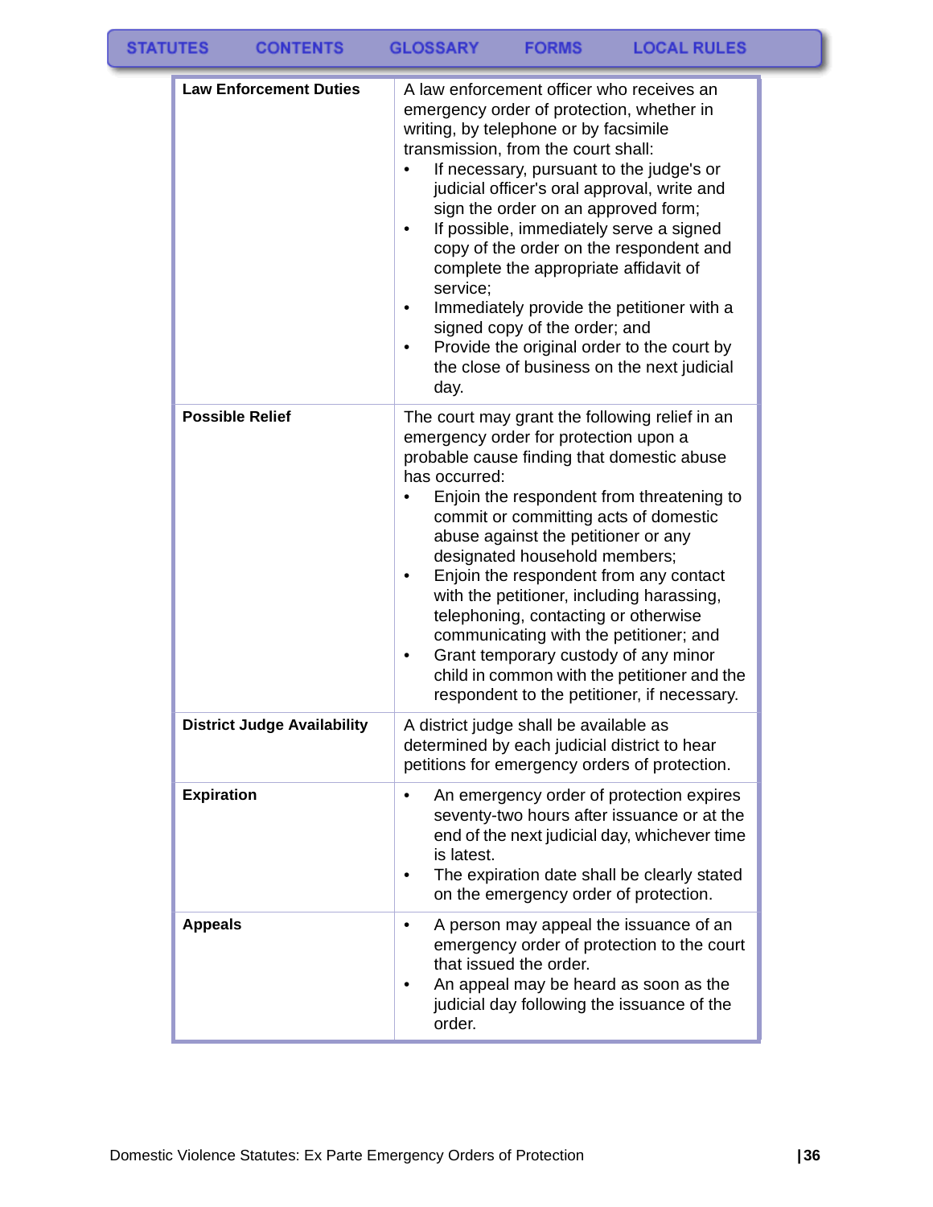| | |
|---|---|
| **Law Enforcement Duties** | A law enforcement officer who receives an emergency order of protection, whether in writing, by telephone or by facsimile transmission, from the court shall:<br>• If necessary, pursuant to the judge's or judicial officer's oral approval, write and sign the order on an approved form;<br>• If possible, immediately serve a signed copy of the order on the respondent and complete the appropriate affidavit of service;<br>• Immediately provide the petitioner with a signed copy of the order; and<br>• Provide the original order to the court by the close of business on the next judicial day. |
| **Possible Relief** | The court may grant the following relief in an emergency order for protection upon a probable cause finding that domestic abuse has occurred:<br>• Enjoin the respondent from threatening to commit or committing acts of domestic abuse against the petitioner or any designated household members;<br>• Enjoin the respondent from any contact with the petitioner, including harassing, telephoning, contacting or otherwise communicating with the petitioner; and<br>• Grant temporary custody of any minor child in common with the petitioner and the respondent to the petitioner, if necessary. |
| **District Judge Availability** | A district judge shall be available as determined by each judicial district to hear petitions for emergency orders of protection. |
| **Expiration** | • An emergency order of protection expires seventy-two hours after issuance or at the end of the next judicial day, whichever time is latest.<br>• The expiration date shall be clearly stated on the emergency order of protection. |
| **Appeals** | • A person may appeal the issuance of an emergency order of protection to the court that issued the order.<br>• An appeal may be heard as soon as the judicial day following the issuance of the order. |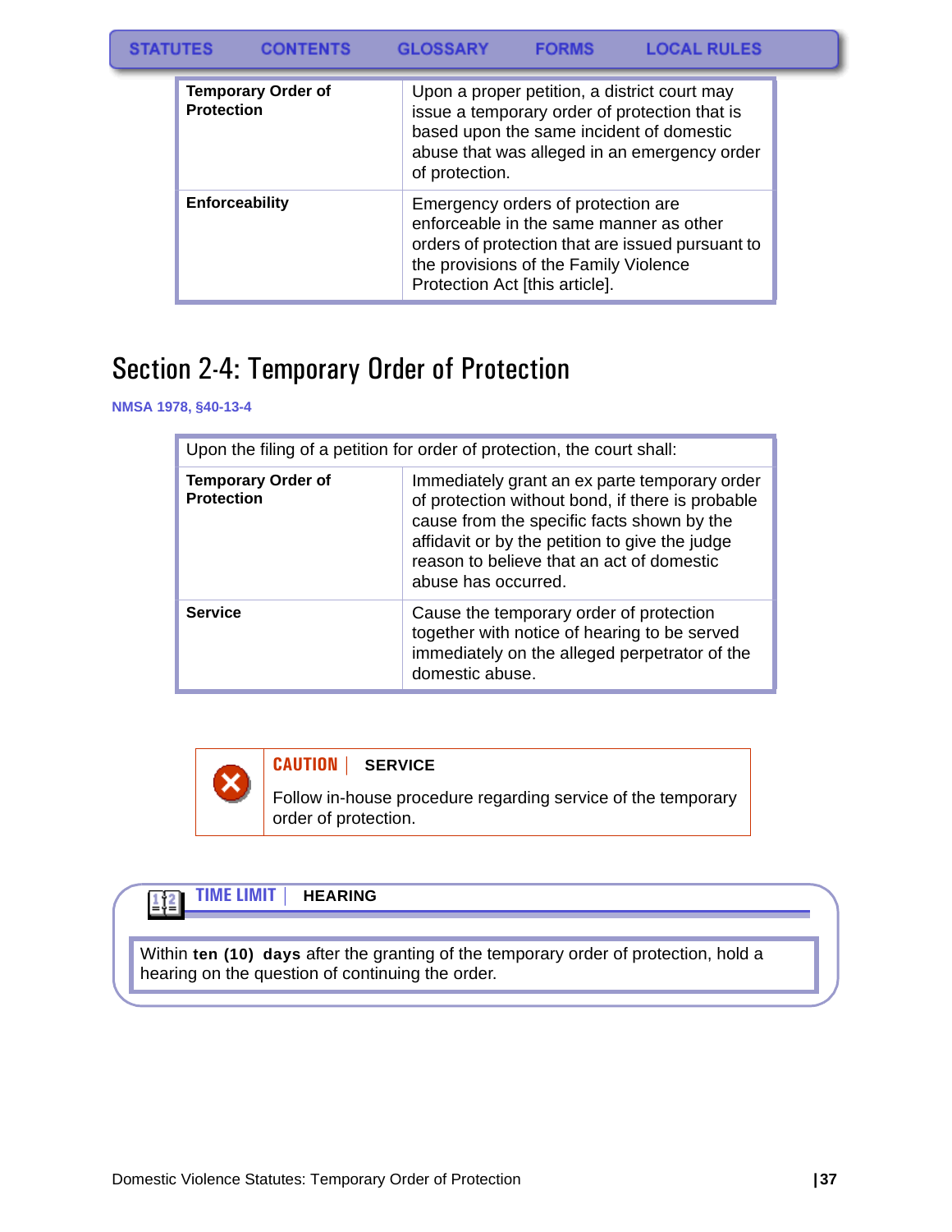| Temporary Order of Protection | Upon a proper petition, a district court may issue a temporary order of protection that is based upon the same incident of domestic abuse that was alleged in an emergency order of protection. |
|---|---|
| Enforceability | Emergency orders of protection are enforceable in the same manner as other orders of protection that are issued pursuant to the provisions of the Family Violence Protection Act [this article]. |

## Section 2-4: Temporary Order of Protection

NMSA 1978, §40-13-4

| Upon the filing of a petition for order of protection, the court shall: | |
|---|---|
| **Temporary Order of Protection** | Immediately grant an ex parte temporary order of protection without bond, if there is probable cause from the specific facts shown by the affidavit or by the petition to give the judge reason to believe that an act of domestic abuse has occurred. |
| **Service** | Cause the temporary order of protection together with notice of hearing to be served immediately on the alleged perpetrator of the domestic abuse. |

**CAUTION | SERVICE**

Follow in-house procedure regarding service of the temporary order of protection.

**TIME LIMIT | HEARING**

Within **ten (10) days** after the granting of the temporary order of protection, hold a hearing on the question of continuing the order.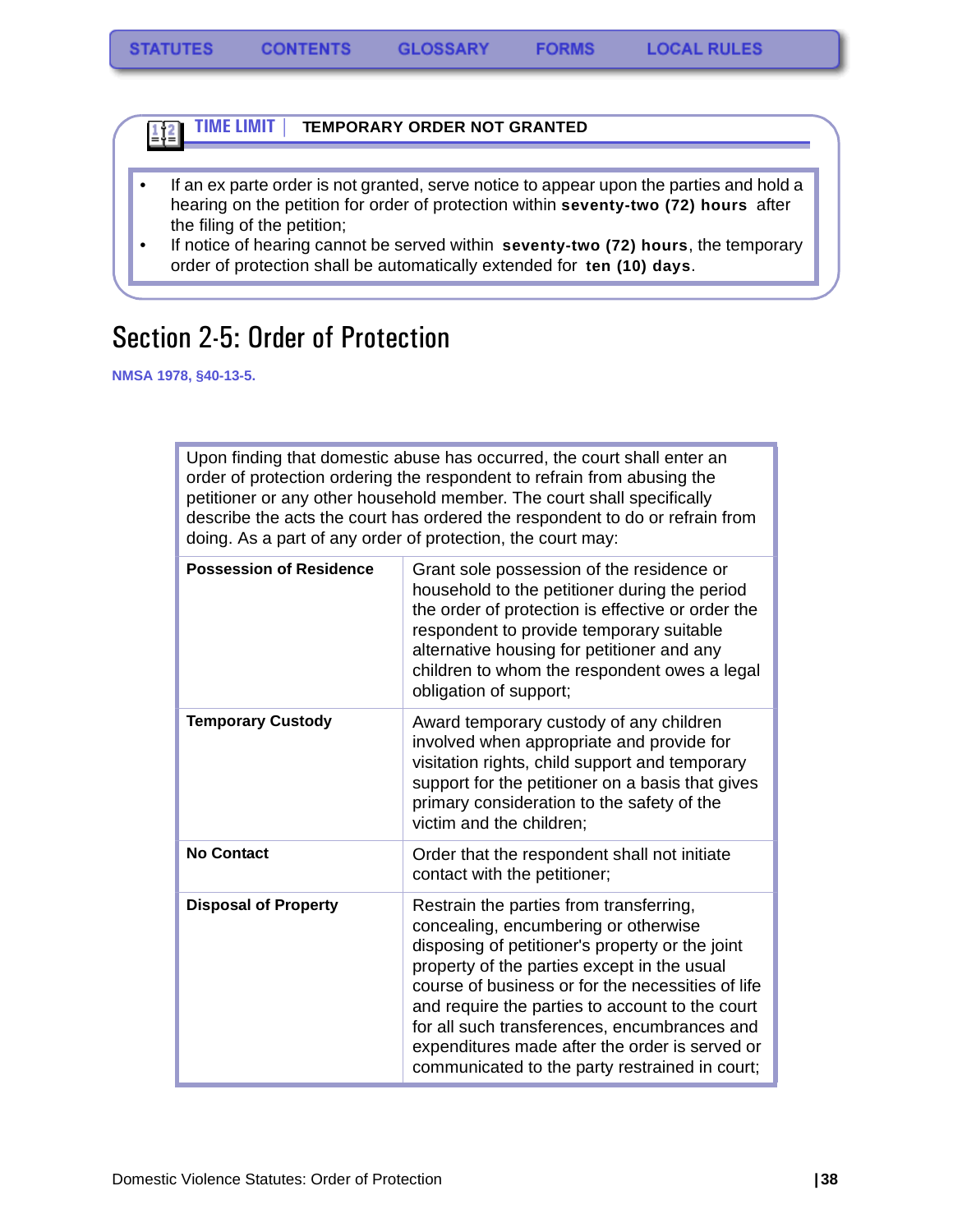STATUTES CONTENTS GLOSSARY FORMS LOCAL RULES

**TIME LIMIT | TEMPORARY ORDER NOT GRANTED**

- If an ex parte order is not granted, serve notice to appear upon the parties and hold a hearing on the petition for order of protection within **seventy-two (72) hours** after the filing of the petition;
- If notice of hearing cannot be served within **seventy-two (72) hours**, the temporary order of protection shall be automatically extended for **ten (10) days**.

# Section 2-5: Order of Protection

**NMSA 1978, §40-13-5.**

Upon finding that domestic abuse has occurred, the court shall enter an order of protection ordering the respondent to refrain from abusing the petitioner or any other household member. The court shall specifically describe the acts the court has ordered the respondent to do or refrain from doing. As a part of any order of protection, the court may:

| | |
|---|---|
| **Possession of Residence** | Grant sole possession of the residence or household to the petitioner during the period the order of protection is effective or order the respondent to provide temporary suitable alternative housing for petitioner and any children to whom the respondent owes a legal obligation of support; |
| **Temporary Custody** | Award temporary custody of any children involved when appropriate and provide for visitation rights, child support and temporary support for the petitioner on a basis that gives primary consideration to the safety of the victim and the children; |
| **No Contact** | Order that the respondent shall not initiate contact with the petitioner; |
| **Disposal of Property** | Restrain the parties from transferring, concealing, encumbering or otherwise disposing of petitioner's property or the joint property of the parties except in the usual course of business or for the necessities of life and require the parties to account to the court for all such transferences, encumbrances and expenditures made after the order is served or communicated to the party restrained in court; |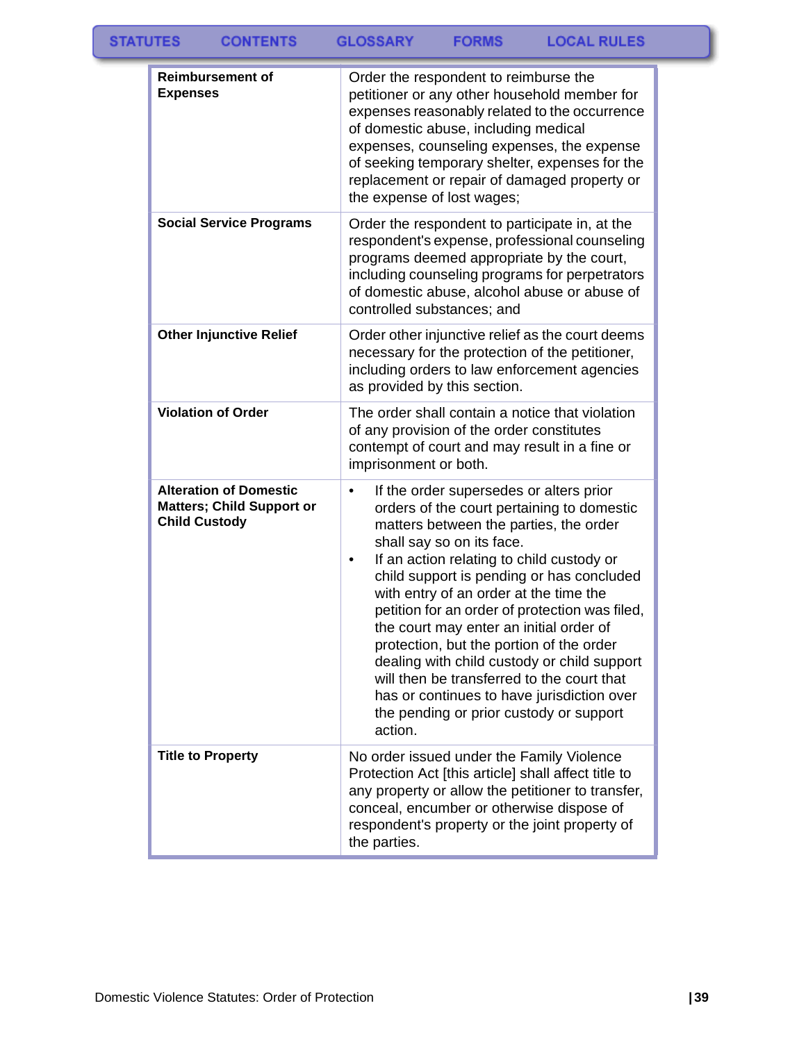| | |
|---|---|
| **Reimbursement of Expenses** | Order the respondent to reimburse the petitioner or any other household member for expenses reasonably related to the occurrence of domestic abuse, including medical expenses, counseling expenses, the expense of seeking temporary shelter, expenses for the replacement or repair of damaged property or the expense of lost wages; |
| **Social Service Programs** | Order the respondent to participate in, at the respondent's expense, professional counseling programs deemed appropriate by the court, including counseling programs for perpetrators of domestic abuse, alcohol abuse or abuse of controlled substances; and |
| **Other Injunctive Relief** | Order other injunctive relief as the court deems necessary for the protection of the petitioner, including orders to law enforcement agencies as provided by this section. |
| **Violation of Order** | The order shall contain a notice that violation of any provision of the order constitutes contempt of court and may result in a fine or imprisonment or both. |
| **Alteration of Domestic Matters; Child Support or Child Custody** | • If the order supersedes or alters prior orders of the court pertaining to domestic matters between the parties, the order shall say so on its face.<br>• If an action relating to child custody or child support is pending or has concluded with entry of an order at the time the petition for an order of protection was filed, the court may enter an initial order of protection, but the portion of the order dealing with child custody or child support will then be transferred to the court that has or continues to have jurisdiction over the pending or prior custody or support action. |
| **Title to Property** | No order issued under the Family Violence Protection Act [this article] shall affect title to any property or allow the petitioner to transfer, conceal, encumber or otherwise dispose of respondent's property or the joint property of the parties. |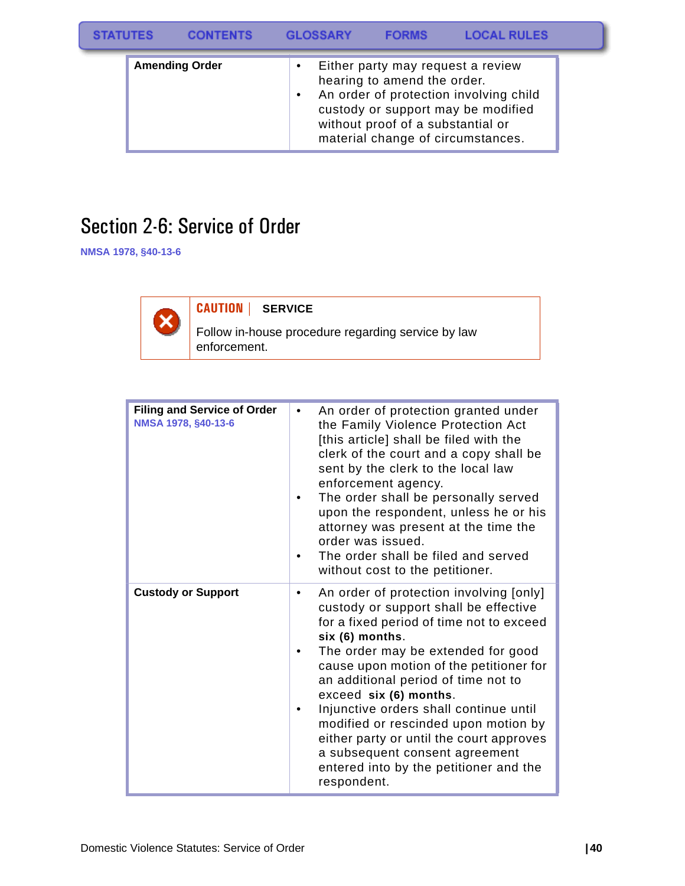| Amending Order | • Either party may request a review hearing to amend the order.<br>• An order of protection involving child custody or support may be modified without proof of a substantial or material change of circumstances. |
|---|---|

# Section 2-6: Service of Order

NMSA 1978, §40-13-6

> **CAUTION | SERVICE**
>
> Follow in-house procedure regarding service by law enforcement.

| Filing and Service of Order<br>NMSA 1978, §40-13-6 | • An order of protection granted under the Family Violence Protection Act [this article] shall be filed with the clerk of the court and a copy shall be sent by the clerk to the local law enforcement agency.<br>• The order shall be personally served upon the respondent, unless he or his attorney was present at the time the order was issued.<br>• The order shall be filed and served without cost to the petitioner. |
|---|---|
| Custody or Support | • An order of protection involving [only] custody or support shall be effective for a fixed period of time not to exceed **six (6) months**.<br>• The order may be extended for good cause upon motion of the petitioner for an additional period of time not to exceed **six (6) months**.<br>• Injunctive orders shall continue until modified or rescinded upon motion by either party or until the court approves a subsequent consent agreement entered into by the petitioner and the respondent. |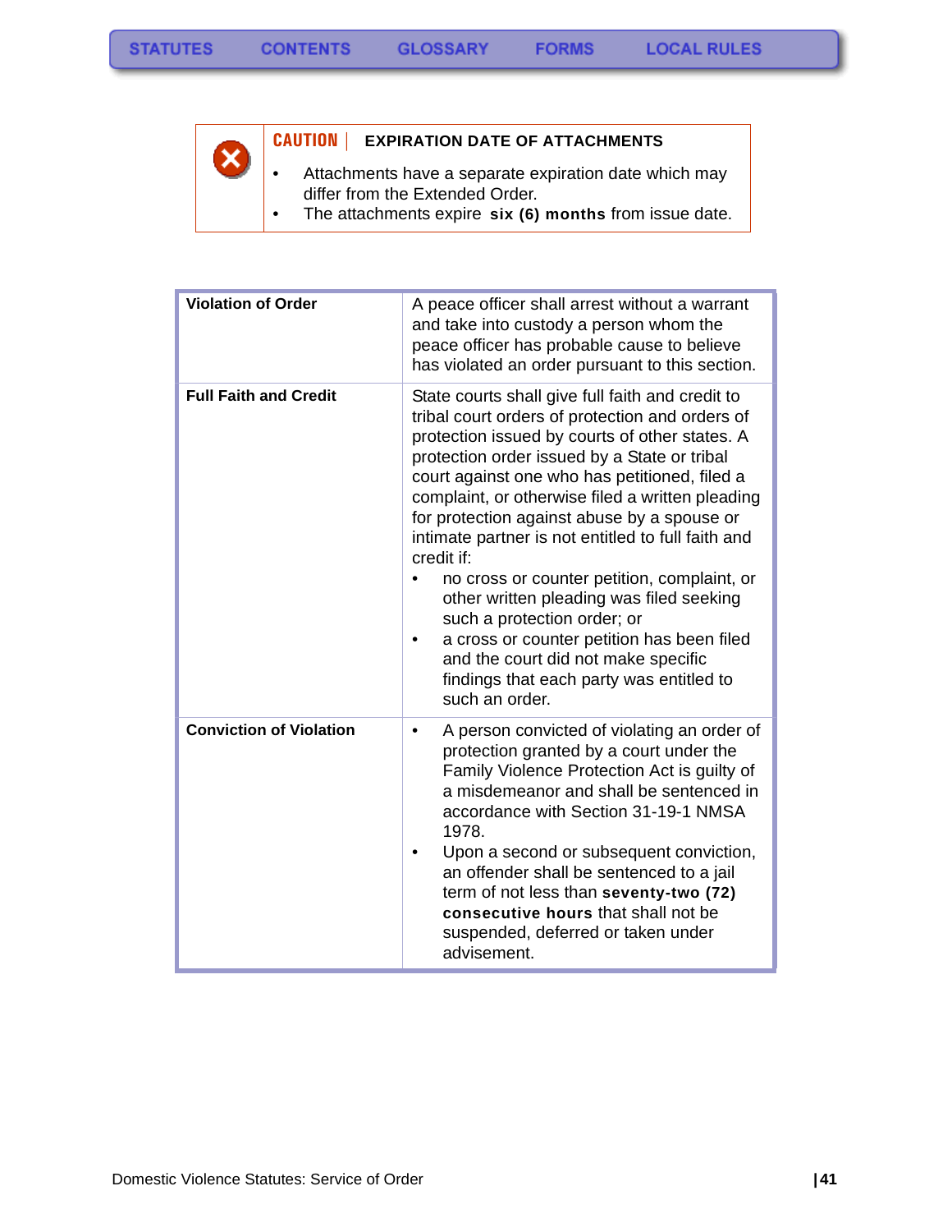**CAUTION** | **EXPIRATION DATE OF ATTACHMENTS**

- Attachments have a separate expiration date which may differ from the Extended Order.
- The attachments expire **six (6) months** from issue date.

| | |
|---|---|
| **Violation of Order** | A peace officer shall arrest without a warrant and take into custody a person whom the peace officer has probable cause to believe has violated an order pursuant to this section. |
| **Full Faith and Credit** | State courts shall give full faith and credit to tribal court orders of protection and orders of protection issued by courts of other states. A protection order issued by a State or tribal court against one who has petitioned, filed a complaint, or otherwise filed a written pleading for protection against abuse by a spouse or intimate partner is not entitled to full faith and credit if:<br>• no cross or counter petition, complaint, or other written pleading was filed seeking such a protection order; or<br>• a cross or counter petition has been filed and the court did not make specific findings that each party was entitled to such an order. |
| **Conviction of Violation** | • A person convicted of violating an order of protection granted by a court under the Family Violence Protection Act is guilty of a misdemeanor and shall be sentenced in accordance with Section 31-19-1 NMSA 1978.<br>• Upon a second or subsequent conviction, an offender shall be sentenced to a jail term of not less than **seventy-two (72) consecutive hours** that shall not be suspended, deferred or taken under advisement. |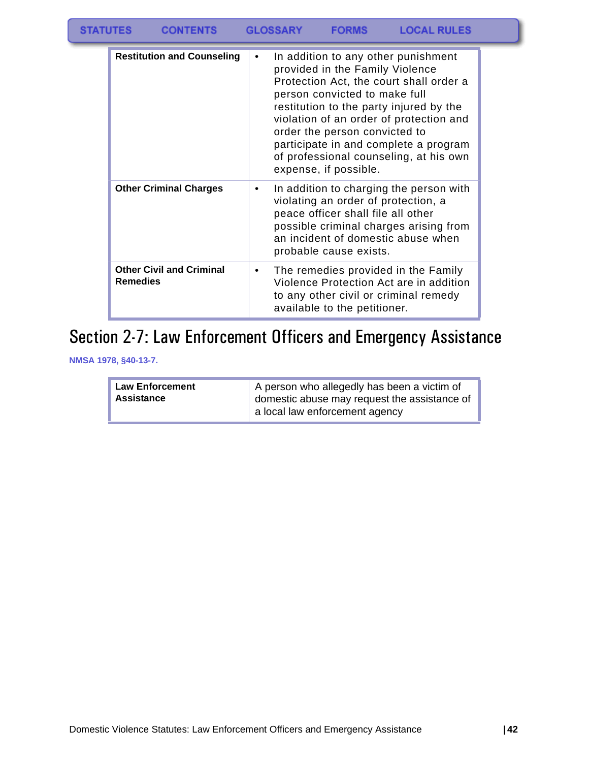| | |
|---|---|
| **Restitution and Counseling** | • In addition to any other punishment provided in the Family Violence Protection Act, the court shall order a person convicted to make full restitution to the party injured by the violation of an order of protection and order the person convicted to participate in and complete a program of professional counseling, at his own expense, if possible. |
| **Other Criminal Charges** | • In addition to charging the person with violating an order of protection, a peace officer shall file all other possible criminal charges arising from an incident of domestic abuse when probable cause exists. |
| **Other Civil and Criminal Remedies** | • The remedies provided in the Family Violence Protection Act are in addition to any other civil or criminal remedy available to the petitioner. |

# Section 2-7: Law Enforcement Officers and Emergency Assistance

**NMSA 1978, §40-13-7.**

| | |
|---|---|
| **Law Enforcement Assistance** | A person who allegedly has been a victim of domestic abuse may request the assistance of a local law enforcement agency |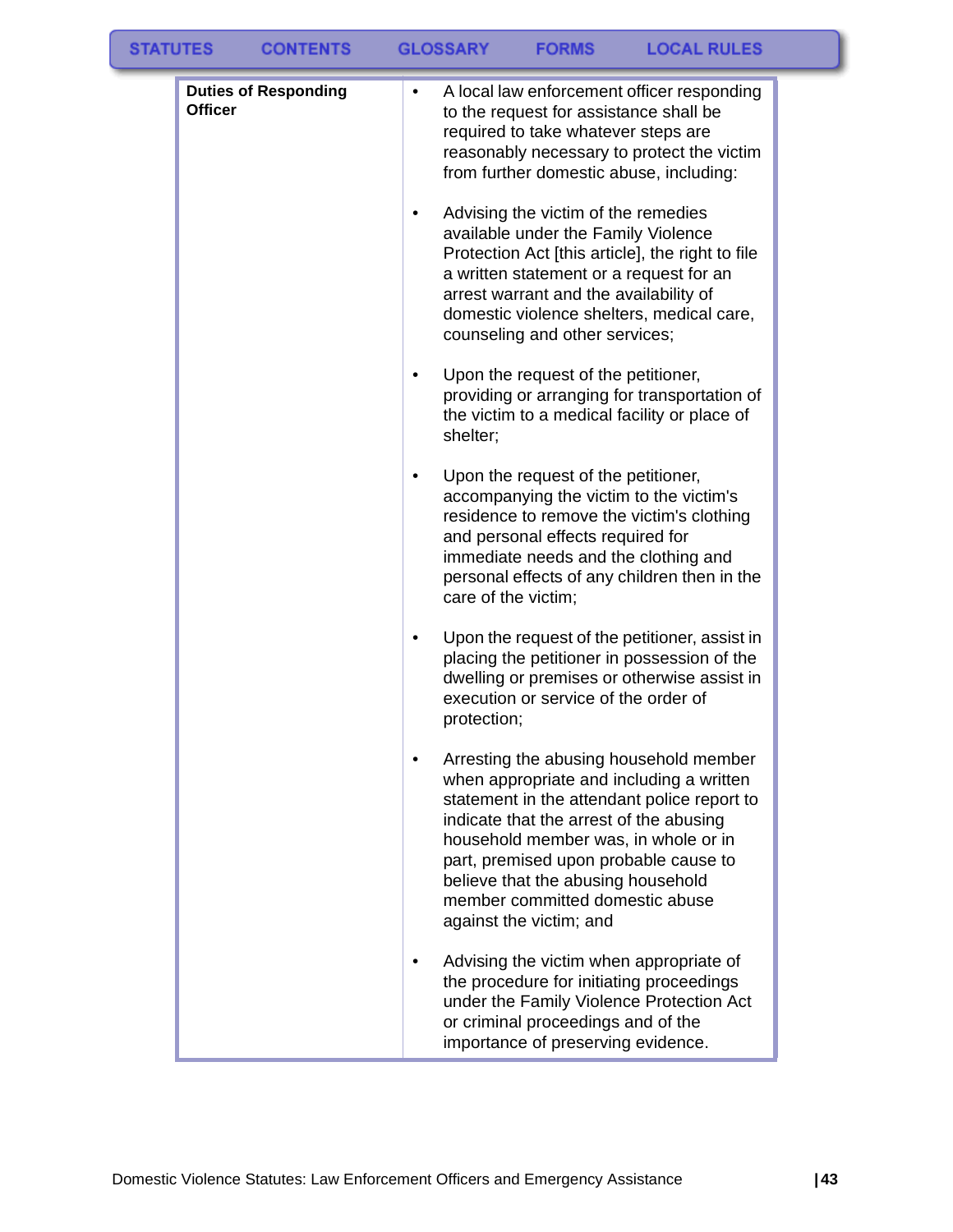| Duties of Responding Officer | • A local law enforcement officer responding to the request for assistance shall be required to take whatever steps are reasonably necessary to protect the victim from further domestic abuse, including:<br><br>• Advising the victim of the remedies available under the Family Violence Protection Act [this article], the right to file a written statement or a request for an arrest warrant and the availability of domestic violence shelters, medical care, counseling and other services;<br><br>• Upon the request of the petitioner, providing or arranging for transportation of the victim to a medical facility or place of shelter;<br><br>• Upon the request of the petitioner, accompanying the victim to the victim's residence to remove the victim's clothing and personal effects required for immediate needs and the clothing and personal effects of any children then in the care of the victim;<br><br>• Upon the request of the petitioner, assist in placing the petitioner in possession of the dwelling or premises or otherwise assist in execution or service of the order of protection;<br><br>• Arresting the abusing household member when appropriate and including a written statement in the attendant police report to indicate that the arrest of the abusing household member was, in whole or in part, premised upon probable cause to believe that the abusing household member committed domestic abuse against the victim; and<br><br>• Advising the victim when appropriate of the procedure for initiating proceedings under the Family Violence Protection Act or criminal proceedings and of the importance of preserving evidence. |
|---|---|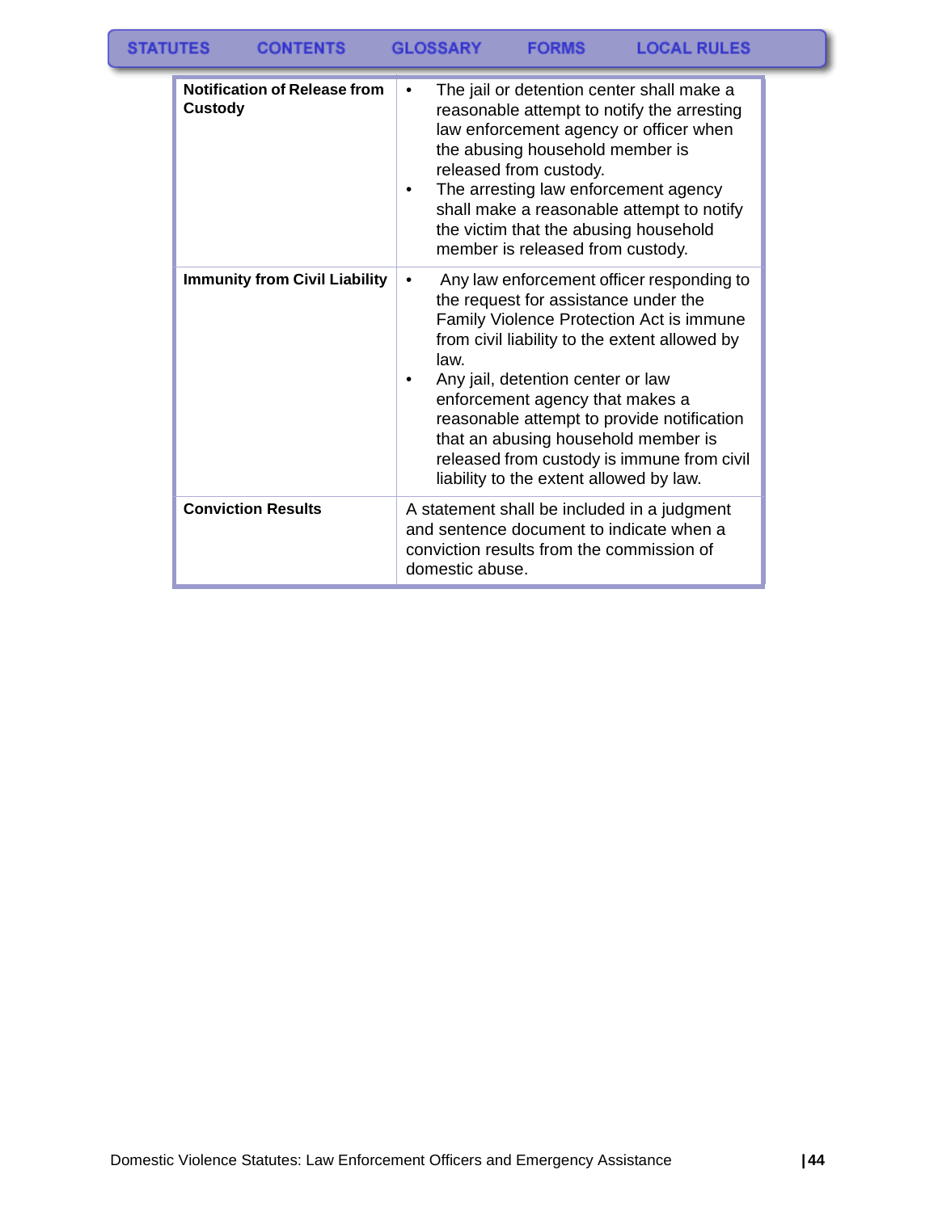| | |
|---|---|
| **Notification of Release from Custody** | • The jail or detention center shall make a reasonable attempt to notify the arresting law enforcement agency or officer when the abusing household member is released from custody.<br>• The arresting law enforcement agency shall make a reasonable attempt to notify the victim that the abusing household member is released from custody. |
| **Immunity from Civil Liability** | • Any law enforcement officer responding to the request for assistance under the Family Violence Protection Act is immune from civil liability to the extent allowed by law.<br>• Any jail, detention center or law enforcement agency that makes a reasonable attempt to provide notification that an abusing household member is released from custody is immune from civil liability to the extent allowed by law. |
| **Conviction Results** | A statement shall be included in a judgment and sentence document to indicate when a conviction results from the commission of domestic abuse. |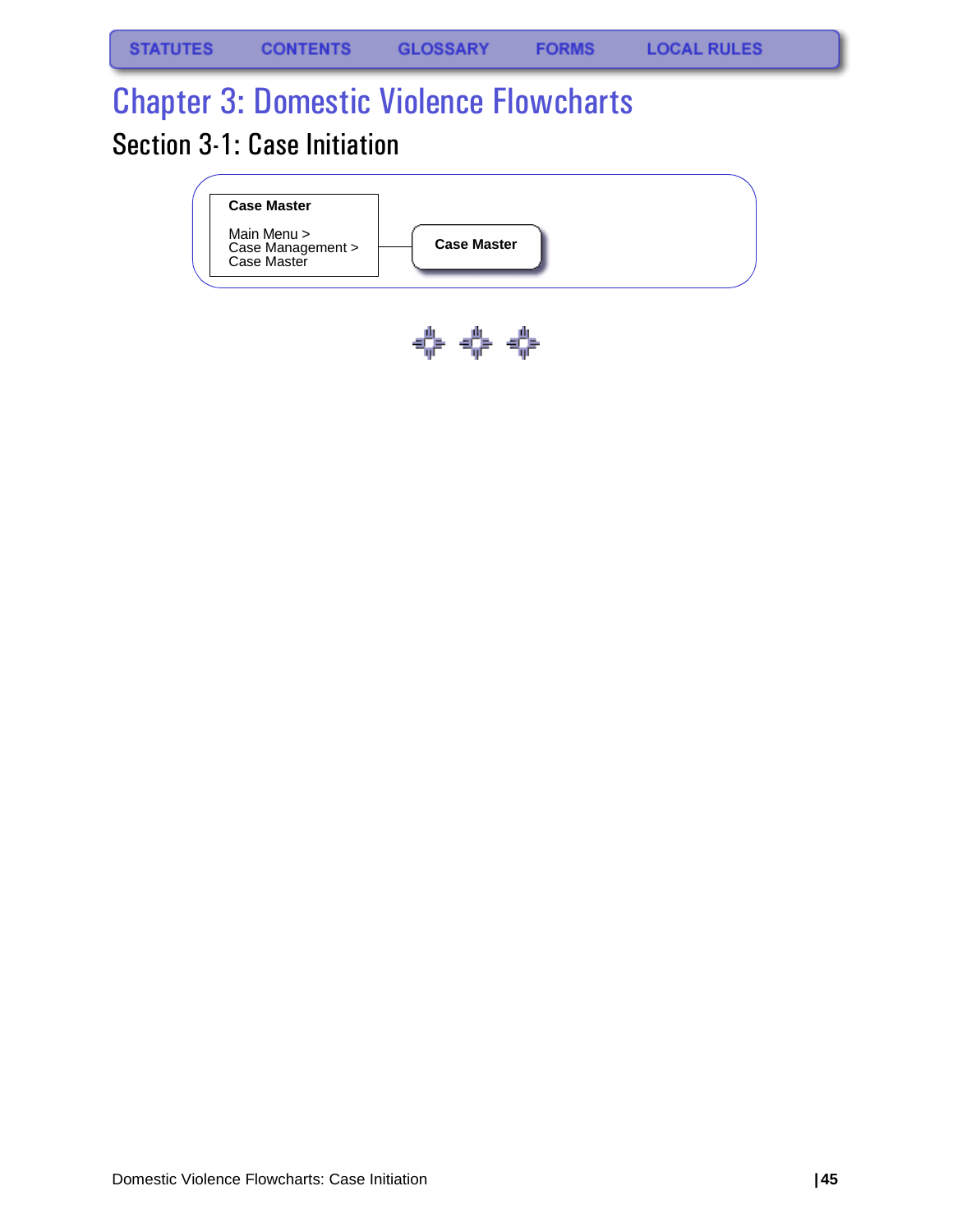STATUTES CONTENTS GLOSSARY FORMS LOCAL RULES

# Chapter 3: Domestic Violence Flowcharts

## Section 3-1: Case Initiation

**Case Master**

Main Menu >
Case Management >
Case Master

**Case Master**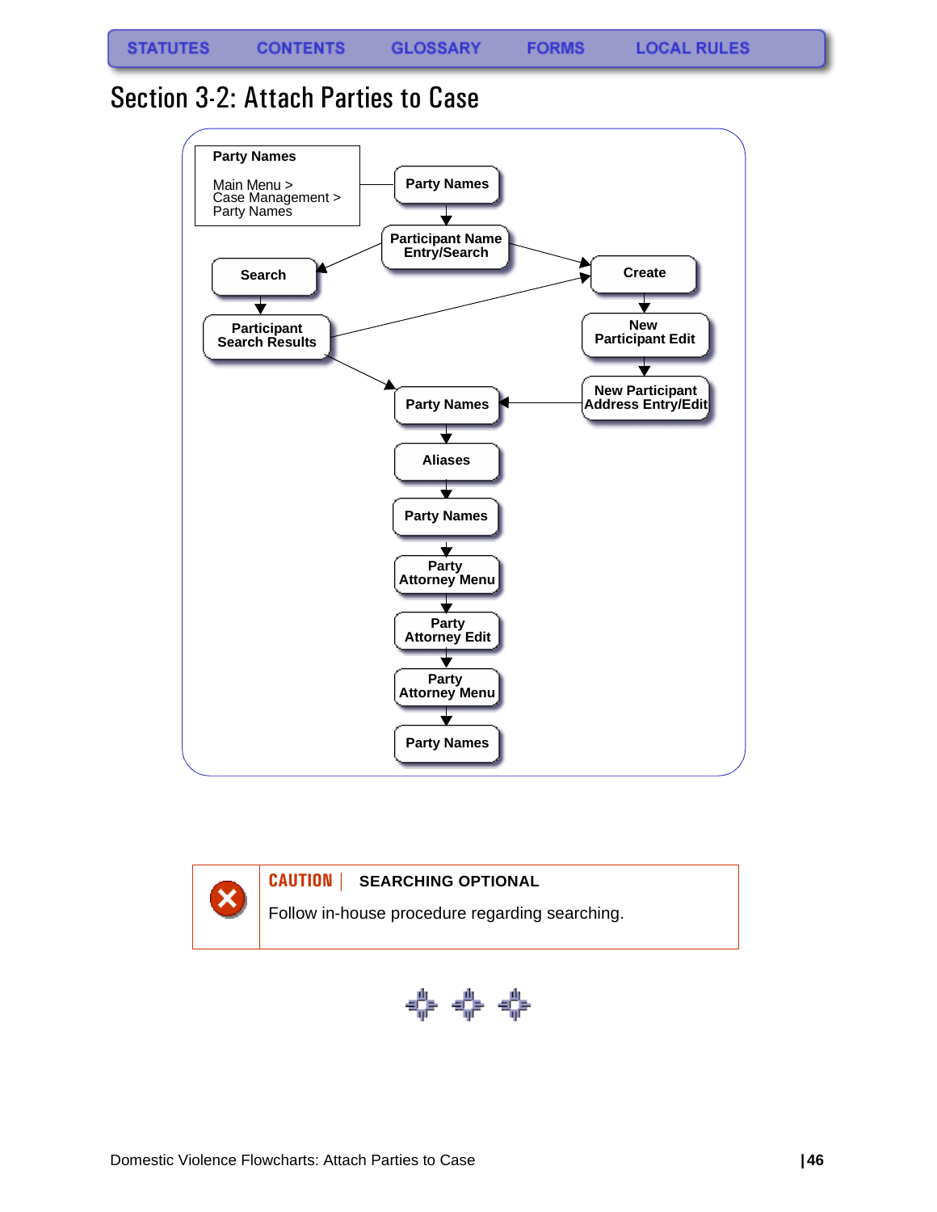STATUTES CONTENTS GLOSSARY FORMS LOCAL RULES

# Section 3-2: Attach Parties to Case

**Party Names**

Main Menu > Case Management > Party Names

- Party Names
- Participant Name Entry/Search
  - Search
    - Participant Search Results
      - Create
      - Party Names
  - Create
    - New Participant Edit
    - New Participant Address Entry/Edit
    - Party Names
- Party Names
- Aliases
- Party Names
- Party Attorney Menu
- Party Attorney Edit
- Party Attorney Menu
- Party Names

**CAUTION** | **SEARCHING OPTIONAL**

Follow in-house procedure regarding searching.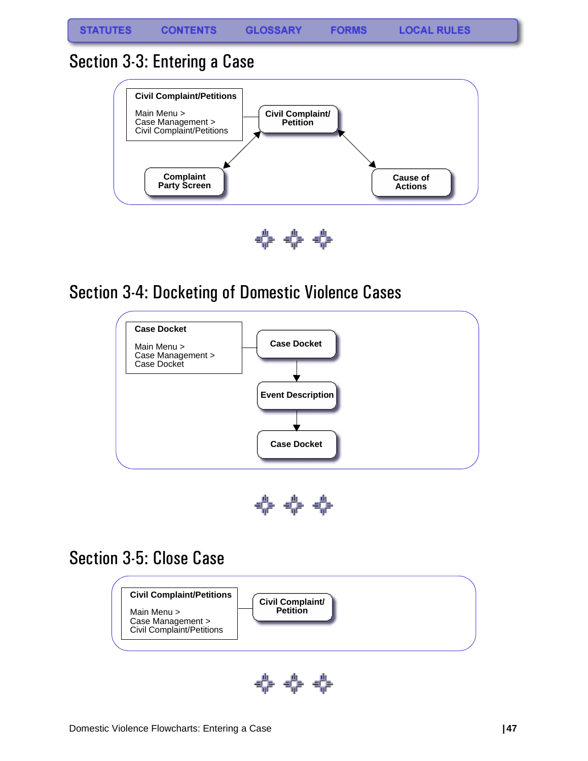STATUTES CONTENTS GLOSSARY FORMS LOCAL RULES

## Section 3-3: Entering a Case

**Civil Complaint/Petitions**

Main Menu >
Case Management >
Civil Complaint/Petitions

**Civil Complaint/ Petition**

**Complaint Party Screen**

**Cause of Actions**

## Section 3-4: Docketing of Domestic Violence Cases

**Case Docket**

Main Menu >
Case Management >
Case Docket

**Case Docket**

**Event Description**

**Case Docket**

## Section 3-5: Close Case

**Civil Complaint/Petitions**

Main Menu >
Case Management >
Civil Complaint/Petitions

**Civil Complaint/ Petition**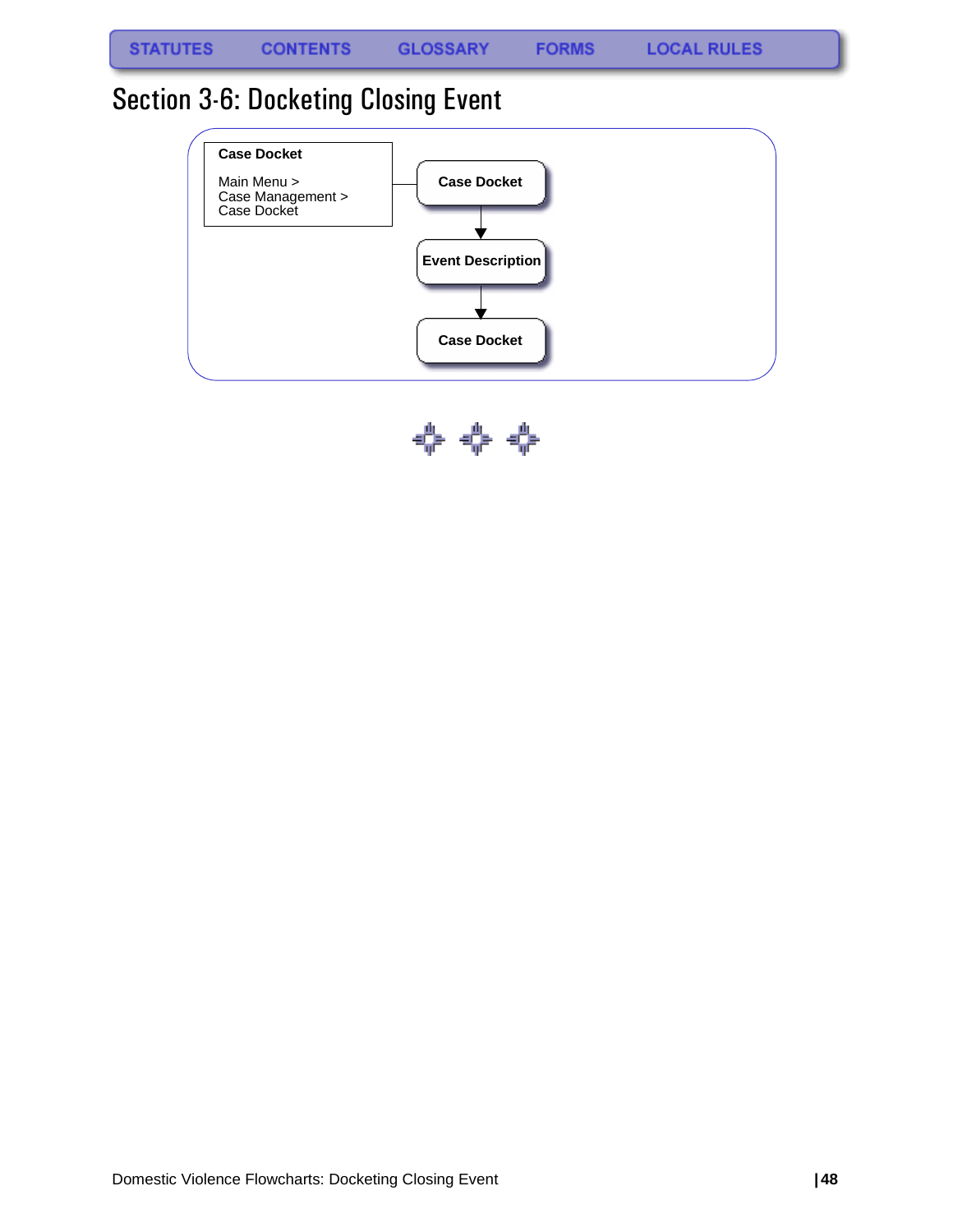STATUTES CONTENTS GLOSSARY FORMS LOCAL RULES

# Section 3-6: Docketing Closing Event

**Case Docket**

Main Menu >
Case Management >
Case Docket

**Case Docket**

↓

**Event Description**

↓

**Case Docket**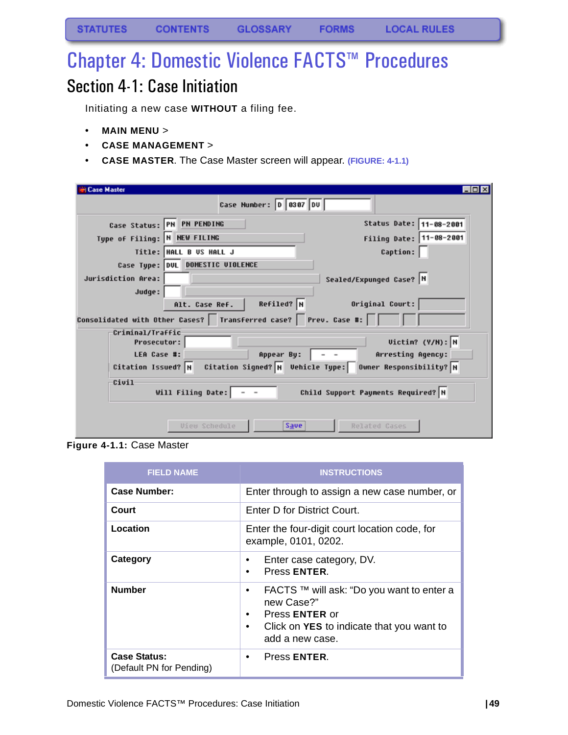STATUTES CONTENTS GLOSSARY FORMS LOCAL RULES

# Chapter 4: Domestic Violence FACTS™ Procedures

## Section 4-1: Case Initiation

Initiating a new case **WITHOUT** a filing fee.

- **MAIN MENU** >
- **CASE MANAGEMENT** >
- **CASE MASTER**. The Case Master screen will appear. **(FIGURE: 4-1.1)**

**Figure 4-1.1:** Case Master

| FIELD NAME | INSTRUCTIONS |
|---|---|
| **Case Number:** | Enter through to assign a new case number, or |
| **Court** | Enter D for District Court. |
| **Location** | Enter the four-digit court location code, for example, 0101, 0202. |
| **Category** | • Enter case category, DV.<br>• Press **ENTER**. |
| **Number** | • FACTS ™ will ask: "Do you want to enter a new Case?"<br>• Press **ENTER** or<br>• Click on **YES** to indicate that you want to add a new case. |
| **Case Status:**<br>(Default PN for Pending) | • Press **ENTER**. |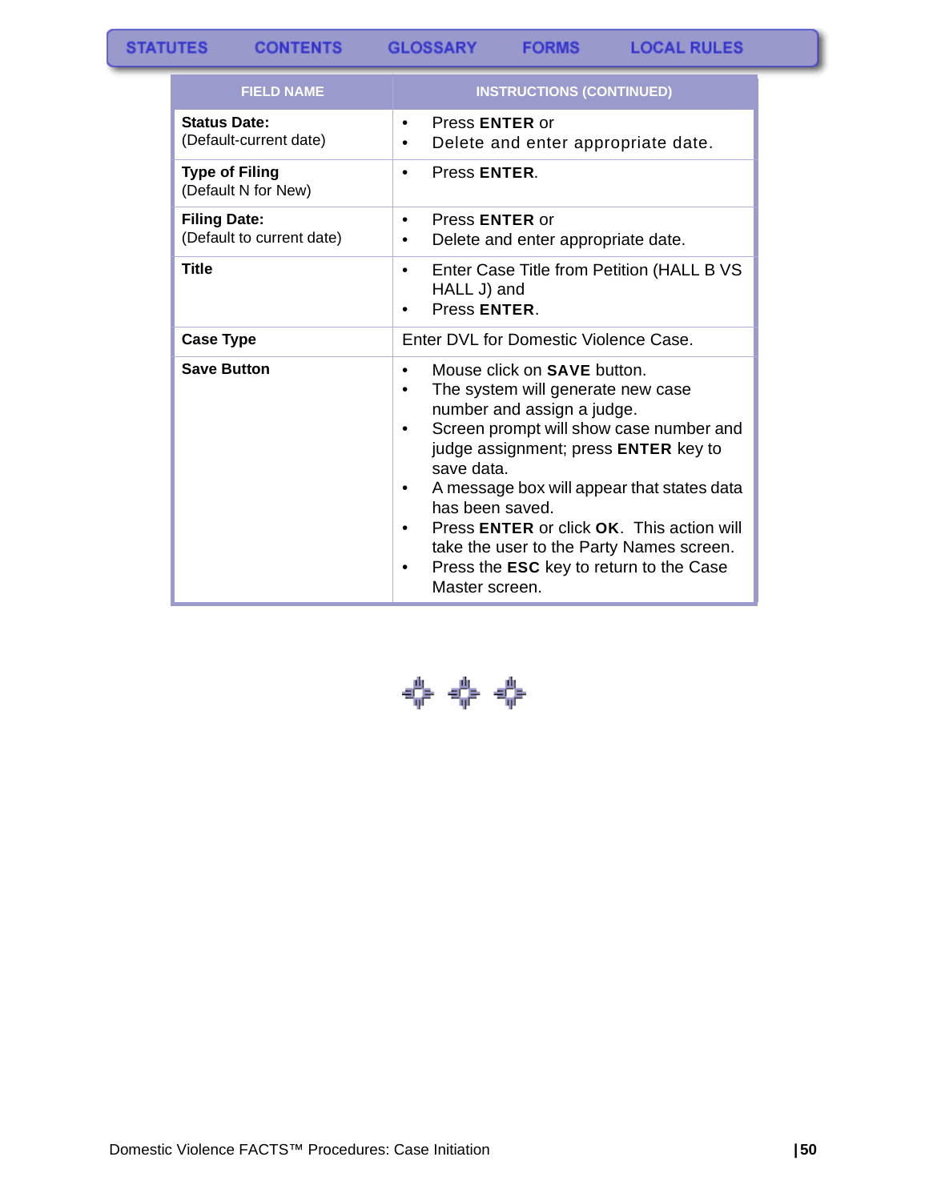| FIELD NAME | INSTRUCTIONS (CONTINUED) |
| --- | --- |
| **Status Date:** (Default-current date) | • Press **ENTER** or<br>• Delete and enter appropriate date. |
| **Type of Filing** (Default N for New) | • Press **ENTER**. |
| **Filing Date:** (Default to current date) | • Press **ENTER** or<br>• Delete and enter appropriate date. |
| **Title** | • Enter Case Title from Petition (HALL B VS HALL J) and<br>• Press **ENTER**. |
| **Case Type** | Enter DVL for Domestic Violence Case. |
| **Save Button** | • Mouse click on **SAVE** button.<br>• The system will generate new case number and assign a judge.<br>• Screen prompt will show case number and judge assignment; press **ENTER** key to save data.<br>• A message box will appear that states data has been saved.<br>• Press **ENTER** or click **OK**. This action will take the user to the Party Names screen.<br>• Press the **ESC** key to return to the Case Master screen. |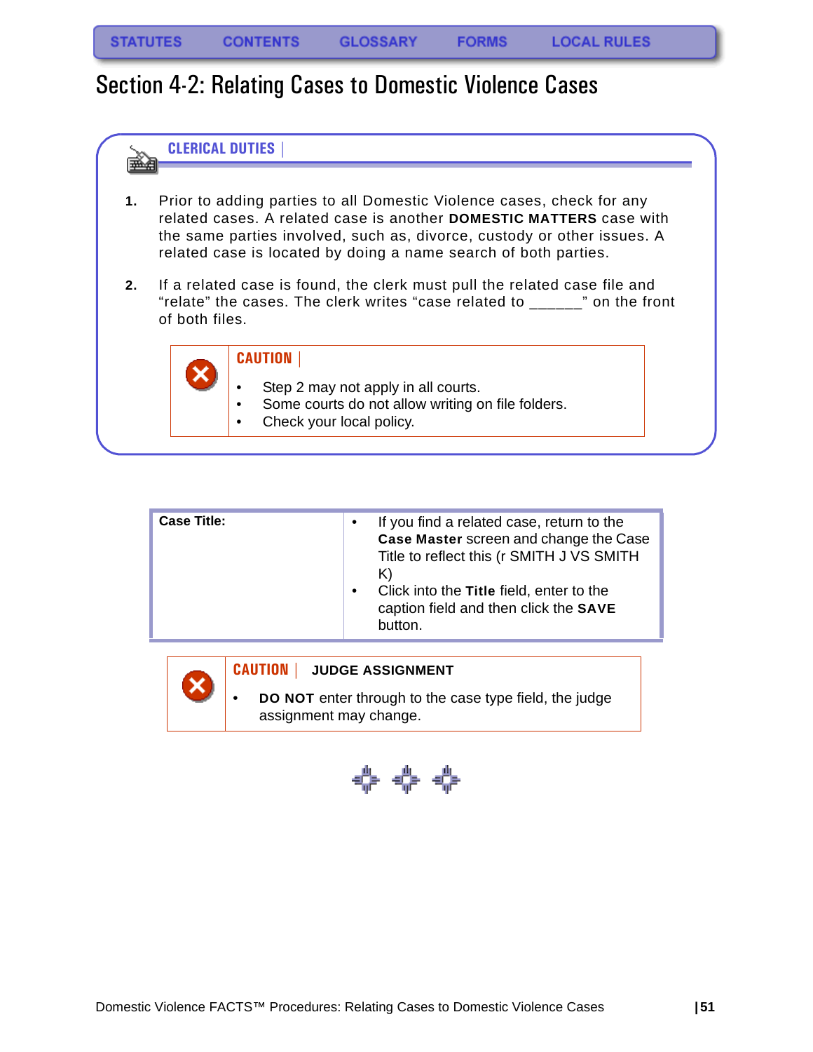STATUTES CONTENTS GLOSSARY FORMS LOCAL RULES

# Section 4-2: Relating Cases to Domestic Violence Cases

## CLERICAL DUTIES

1. Prior to adding parties to all Domestic Violence cases, check for any related cases. A related case is another **DOMESTIC MATTERS** case with the same parties involved, such as, divorce, custody or other issues. A related case is located by doing a name search of both parties.

2. If a related case is found, the clerk must pull the related case file and "relate" the cases. The clerk writes "case related to ______" on the front of both files.

**CAUTION**

- Step 2 may not apply in all courts.
- Some courts do not allow writing on file folders.
- Check your local policy.

| | |
|---|---|
| **Case Title:** | • If you find a related case, return to the **Case Master** screen and change the Case Title to reflect this (r SMITH J VS SMITH K)<br>• Click into the **Title** field, enter to the caption field and then click the **SAVE** button. |

**CAUTION | JUDGE ASSIGNMENT**

- **DO NOT** enter through to the case type field, the judge assignment may change.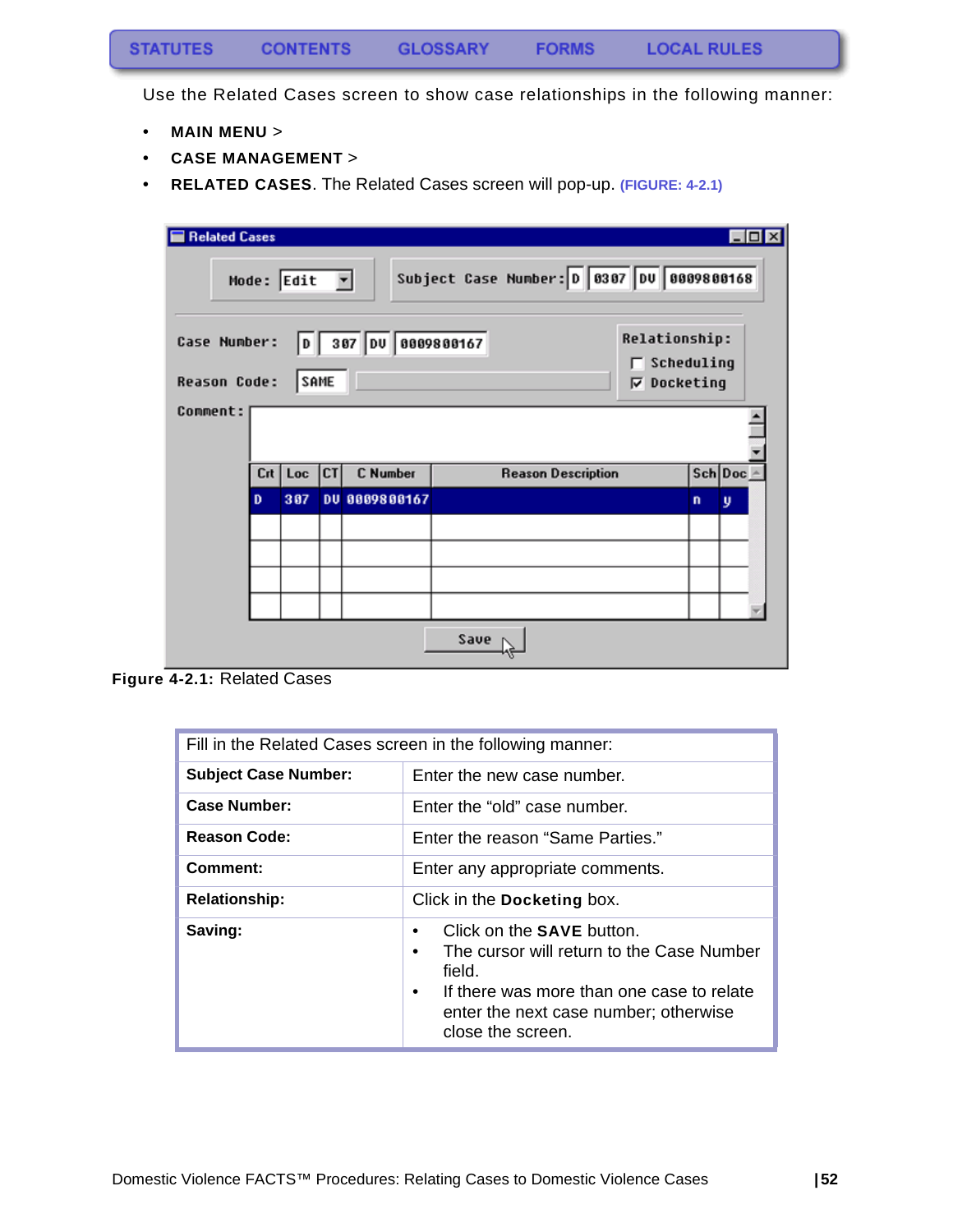Use the Related Cases screen to show case relationships in the following manner:

- **MAIN MENU** >
- **CASE MANAGEMENT** >
- **RELATED CASES**. The Related Cases screen will pop-up. **(FIGURE: 4-2.1)**

**Figure 4-2.1:** Related Cases

| Fill in the Related Cases screen in the following manner: | |
|---|---|
| **Subject Case Number:** | Enter the new case number. |
| **Case Number:** | Enter the “old” case number. |
| **Reason Code:** | Enter the reason “Same Parties.” |
| **Comment:** | Enter any appropriate comments. |
| **Relationship:** | Click in the **Docketing** box. |
| **Saving:** | • Click on the **SAVE** button.<br>• The cursor will return to the Case Number field.<br>• If there was more than one case to relate enter the next case number; otherwise close the screen. |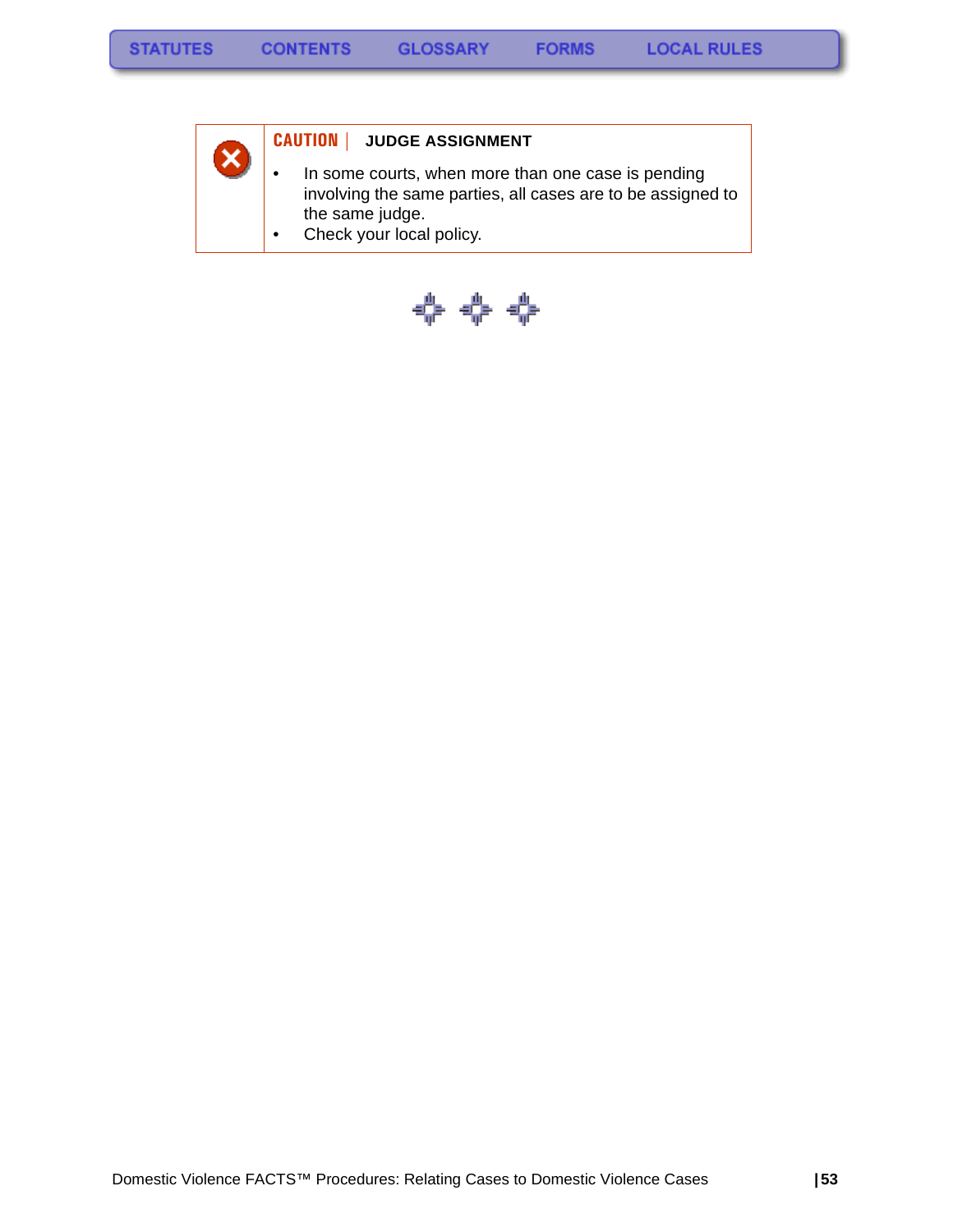STATUTES CONTENTS GLOSSARY FORMS LOCAL RULES

**CAUTION | JUDGE ASSIGNMENT**

- In some courts, when more than one case is pending involving the same parties, all cases are to be assigned to the same judge.
- Check your local policy.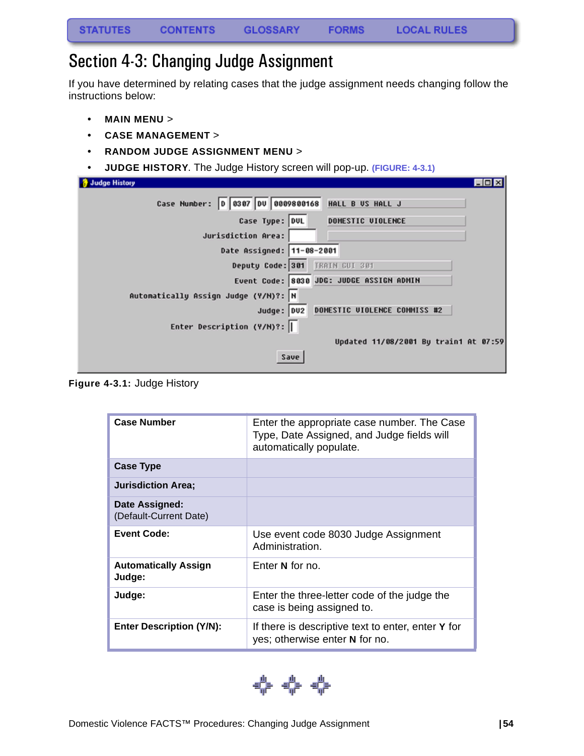# Section 4-3: Changing Judge Assignment

If you have determined by relating cases that the judge assignment needs changing follow the instructions below:

- **MAIN MENU** >
- **CASE MANAGEMENT** >
- **RANDOM JUDGE ASSIGNMENT MENU** >
- **JUDGE HISTORY**. The Judge History screen will pop-up. **(FIGURE: 4-3.1)**

**Figure 4-3.1:** Judge History

| Field | Description |
|---|---|
| **Case Number** | Enter the appropriate case number. The Case Type, Date Assigned, and Judge fields will automatically populate. |
| **Case Type** | |
| **Jurisdiction Area;** | |
| **Date Assigned:** (Default-Current Date) | |
| **Event Code:** | Use event code 8030 Judge Assignment Administration. |
| **Automatically Assign Judge:** | Enter **N** for no. |
| **Judge:** | Enter the three-letter code of the judge the case is being assigned to. |
| **Enter Description (Y/N):** | If there is descriptive text to enter, enter **Y** for yes; otherwise enter **N** for no. |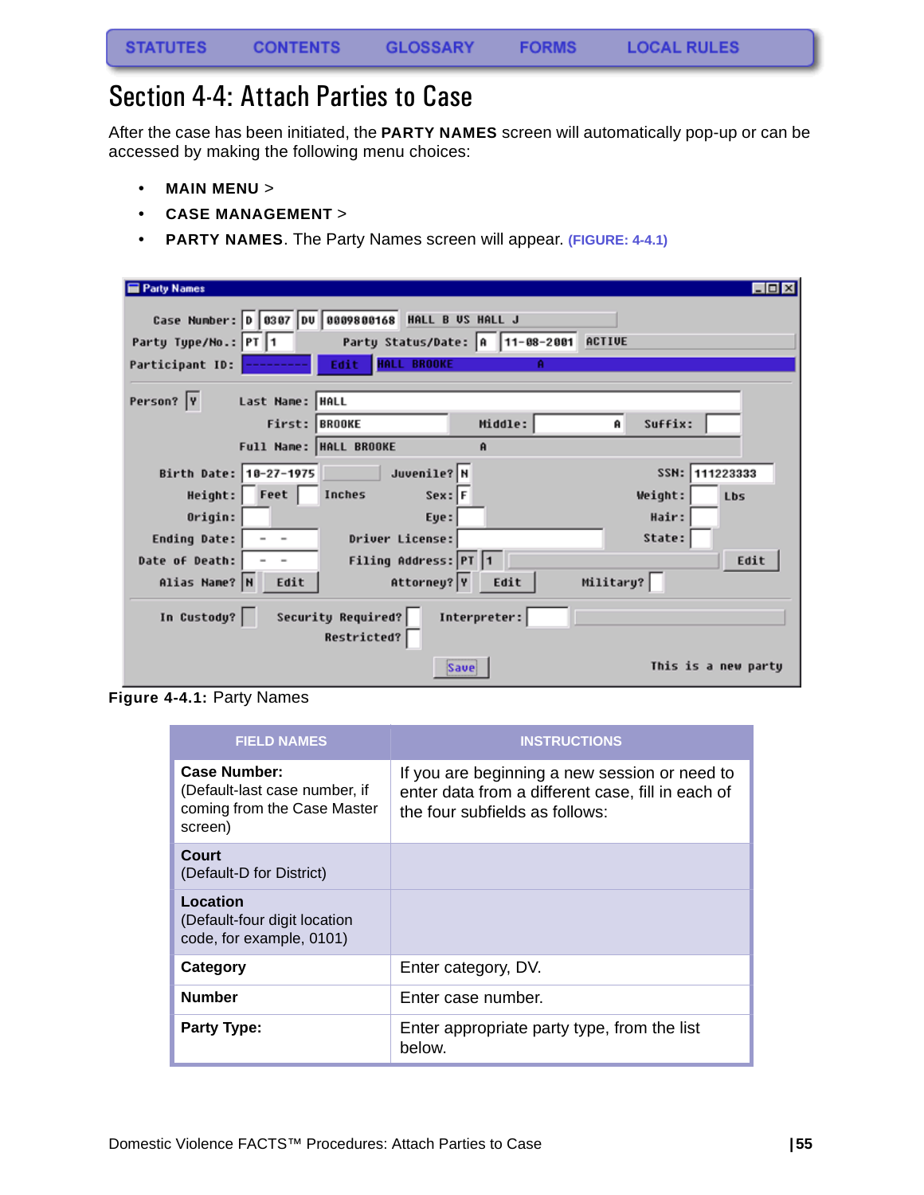STATUTES CONTENTS GLOSSARY FORMS LOCAL RULES

# Section 4-4: Attach Parties to Case

After the case has been initiated, the **PARTY NAMES** screen will automatically pop-up or can be accessed by making the following menu choices:

- **MAIN MENU** >
- **CASE MANAGEMENT** >
- **PARTY NAMES**. The Party Names screen will appear. (FIGURE: 4-4.1)

**Figure 4-4.1:** Party Names

| FIELD NAMES | INSTRUCTIONS |
|---|---|
| **Case Number:** (Default-last case number, if coming from the Case Master screen) | If you are beginning a new session or need to enter data from a different case, fill in each of the four subfields as follows: |
| **Court** (Default-D for District) | |
| **Location** (Default-four digit location code, for example, 0101) | |
| **Category** | Enter category, DV. |
| **Number** | Enter case number. |
| **Party Type:** | Enter appropriate party type, from the list below. |

Domestic Violence FACTS™ Procedures: Attach Parties to Case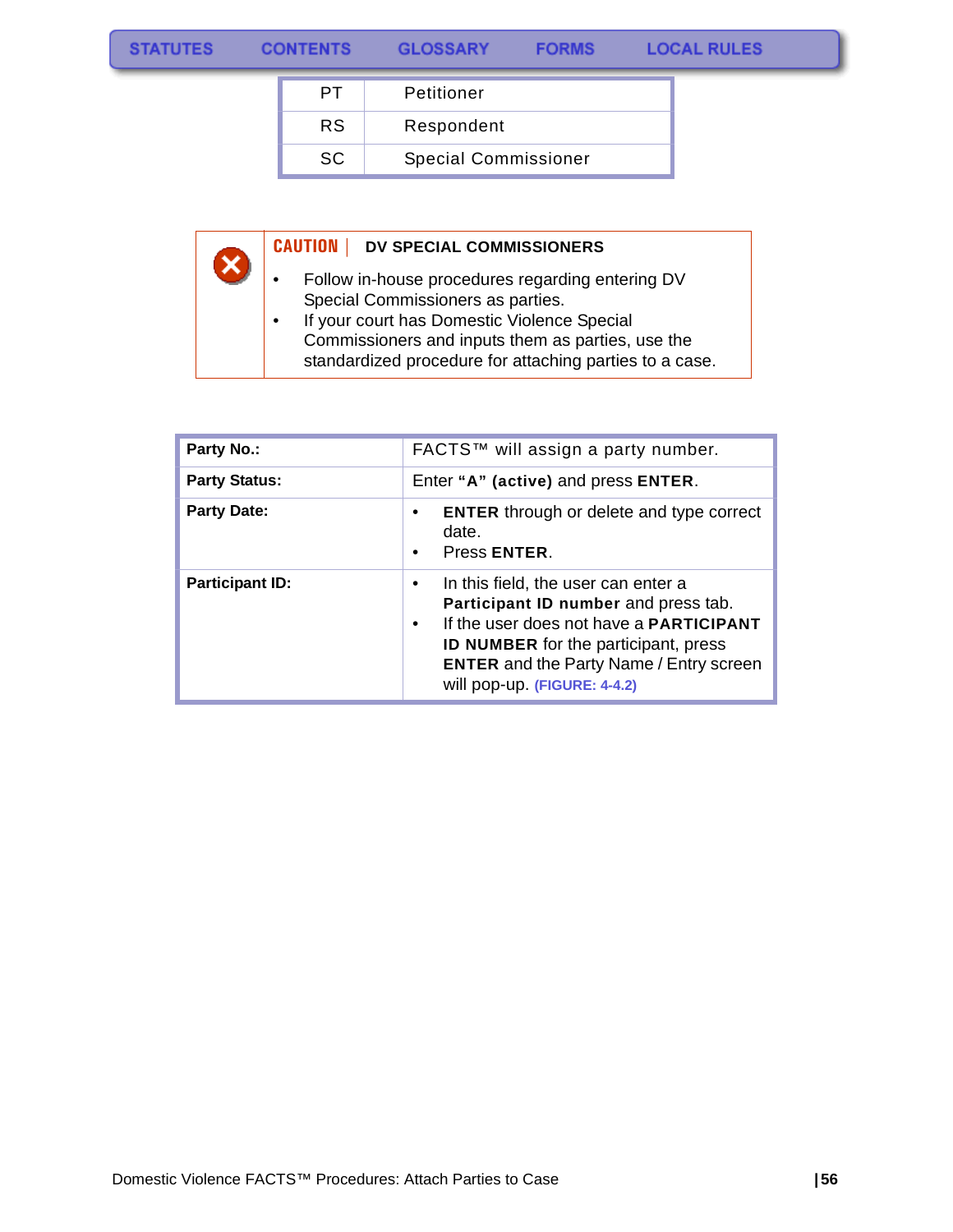| PT | Petitioner |
|---|---|
| RS | Respondent |
| SC | Special Commissioner |

**CAUTION** | **DV SPECIAL COMMISSIONERS**

- Follow in-house procedures regarding entering DV Special Commissioners as parties.
- If your court has Domestic Violence Special Commissioners and inputs them as parties, use the standardized procedure for attaching parties to a case.

| | |
|---|---|
| **Party No.:** | FACTS™ will assign a party number. |
| **Party Status:** | Enter **"A" (active)** and press **ENTER**. |
| **Party Date:** | • **ENTER** through or delete and type correct date.<br>• Press **ENTER**. |
| **Participant ID:** | • In this field, the user can enter a **Participant ID number** and press tab.<br>• If the user does not have a **PARTICIPANT ID NUMBER** for the participant, press **ENTER** and the Party Name / Entry screen will pop-up. **(FIGURE: 4-4.2)** |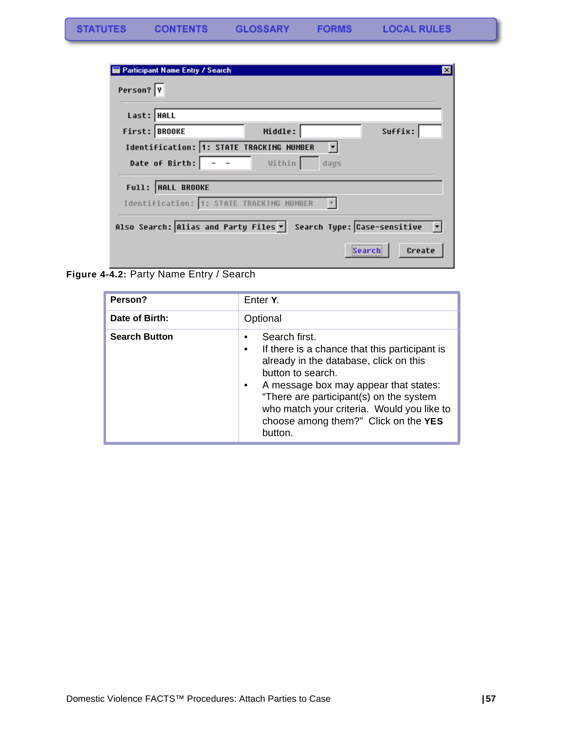Figure 4-4.2: Party Name Entry / Search

| | |
|---|---|
| **Person?** | Enter **Y**. |
| **Date of Birth:** | Optional |
| **Search Button** | • Search first.<br>• If there is a chance that this participant is already in the database, click on this button to search.<br>• A message box may appear that states: "There are participant(s) on the system who match your criteria. Would you like to choose among them?" Click on the **YES** button. |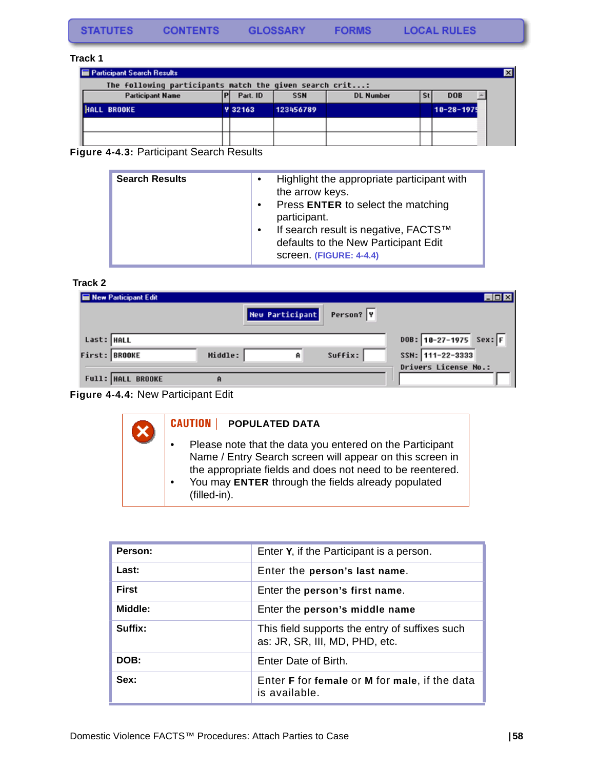STATUTES CONTENTS GLOSSARY FORMS LOCAL RULES

**Track 1**

**Figure 4-4.3:** Participant Search Results

| Search Results | • Highlight the appropriate participant with the arrow keys.<br>• Press **ENTER** to select the matching participant.<br>• If search result is negative, FACTS™ defaults to the New Participant Edit screen. (FIGURE: 4-4.4) |
|---|---|

**Track 2**

**Figure 4-4.4:** New Participant Edit

**CAUTION | POPULATED DATA**

- Please note that the data you entered on the Participant Name / Entry Search screen will appear on this screen in the appropriate fields and does not need to be reentered.
- You may **ENTER** through the fields already populated (filled-in).

| **Person:** | Enter **Y**, if the Participant is a person. |
|---|---|
| **Last:** | Enter the **person's last name**. |
| **First** | Enter the **person's first name**. |
| **Middle:** | Enter the **person's middle name** |
| **Suffix:** | This field supports the entry of suffixes such as: JR, SR, III, MD, PHD, etc. |
| **DOB:** | Enter Date of Birth. |
| **Sex:** | Enter **F** for **female** or **M** for **male**, if the data is available. |

Domestic Violence FACTS™ Procedures: Attach Parties to Case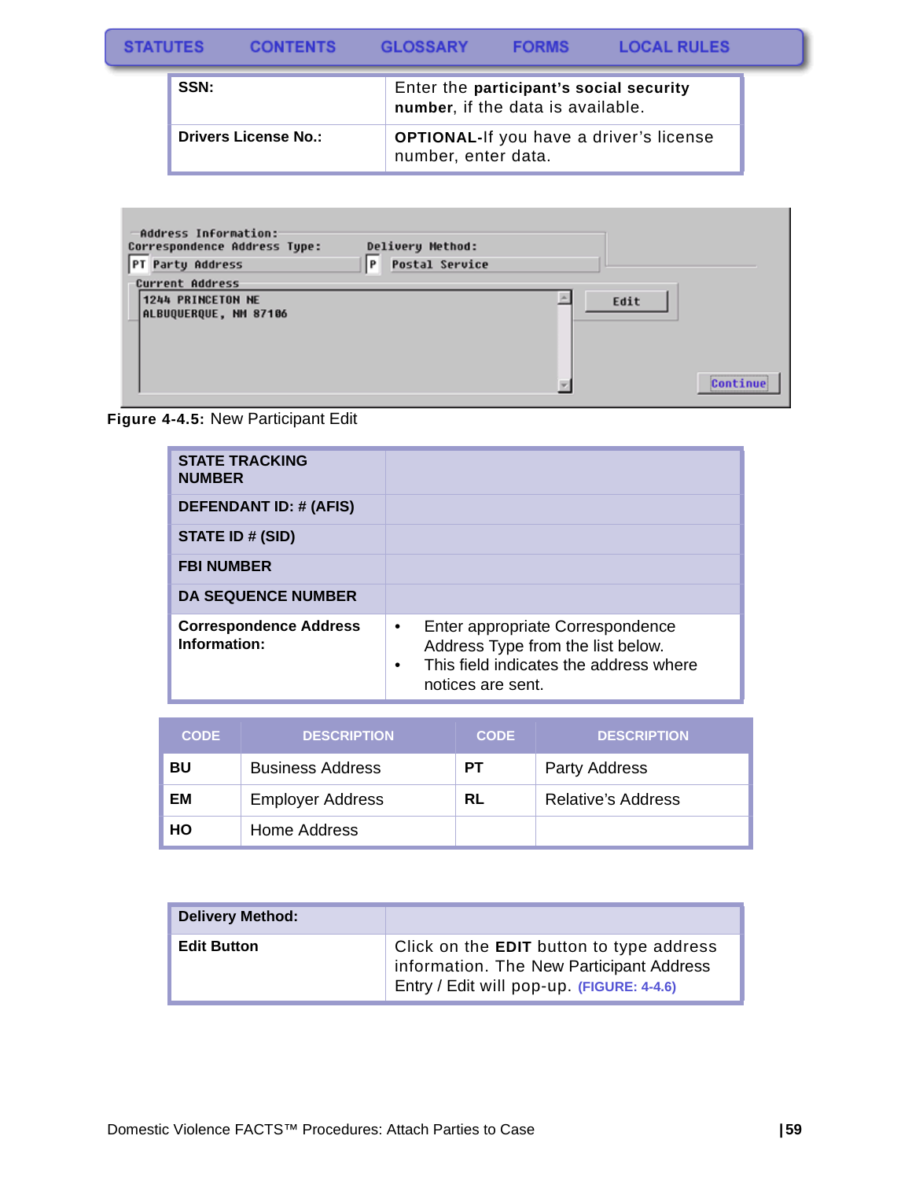| SSN: | Enter the **participant's social security number**, if the data is available. |
|---|---|
| **Drivers License No.:** | **OPTIONAL-**If you have a driver's license number, enter data. |

**Figure 4-4.5:** New Participant Edit

| STATE TRACKING NUMBER | |
|---|---|
| **DEFENDANT ID: # (AFIS)** | |
| **STATE ID # (SID)** | |
| **FBI NUMBER** | |
| **DA SEQUENCE NUMBER** | |
| **Correspondence Address Information:** | • Enter appropriate Correspondence Address Type from the list below. • This field indicates the address where notices are sent. |

| CODE | DESCRIPTION | CODE | DESCRIPTION |
|---|---|---|---|
| **BU** | Business Address | **PT** | Party Address |
| **EM** | Employer Address | **RL** | Relative's Address |
| **HO** | Home Address | | |

| Delivery Method: | |
|---|---|
| **Edit Button** | Click on the **EDIT** button to type address information. The New Participant Address Entry / Edit will pop-up. (FIGURE: 4-4.6) |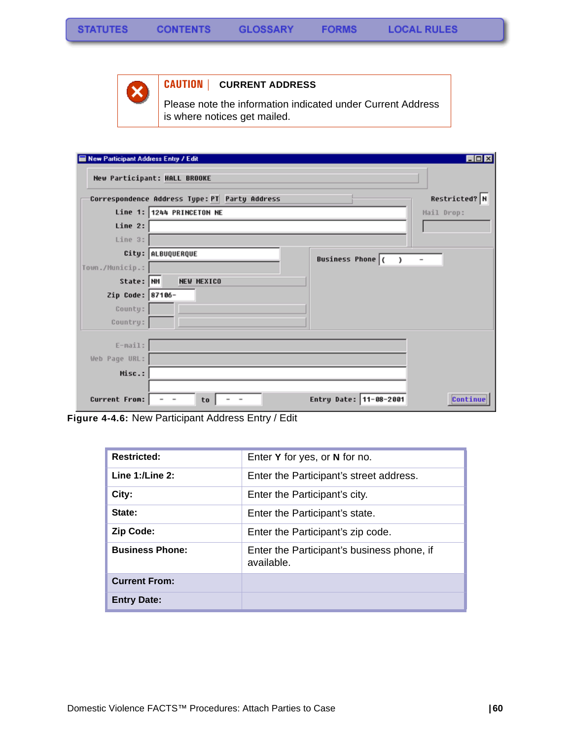STATUTES | CONTENTS | GLOSSARY | FORMS | LOCAL RULES

**CAUTION** | **CURRENT ADDRESS**

Please note the information indicated under Current Address is where notices get mailed.

**Figure 4-4.6:** New Participant Address Entry / Edit

| **Restricted:** | Enter **Y** for yes, or **N** for no. |
|---|---|
| **Line 1:/Line 2:** | Enter the Participant's street address. |
| **City:** | Enter the Participant's city. |
| **State:** | Enter the Participant's state. |
| **Zip Code:** | Enter the Participant's zip code. |
| **Business Phone:** | Enter the Participant's business phone, if available. |
| **Current From:** | |
| **Entry Date:** | |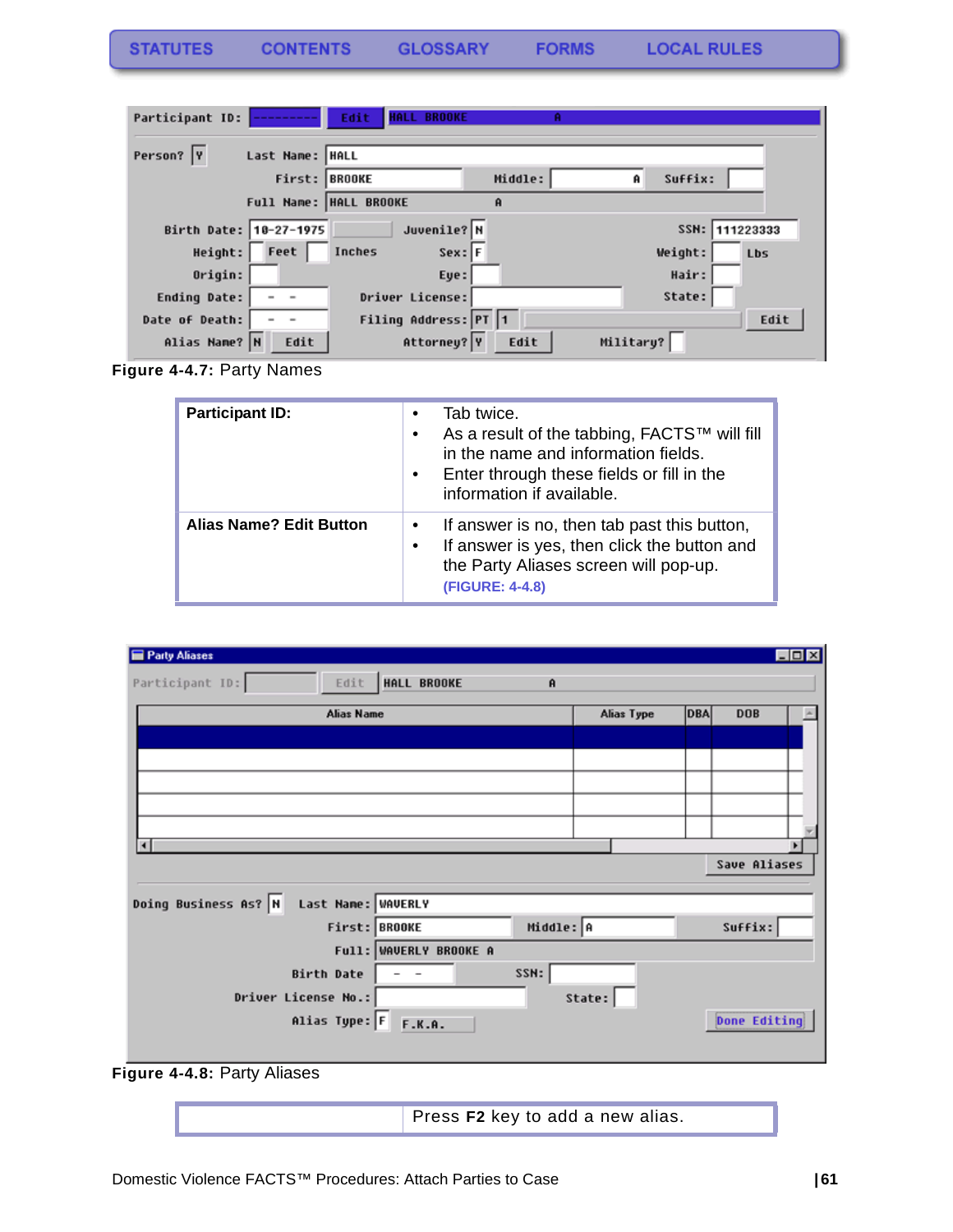**Figure 4-4.7:** Party Names

| Participant ID: | • Tab twice.<br>• As a result of the tabbing, FACTS™ will fill in the name and information fields.<br>• Enter through these fields or fill in the information if available. |
|---|---|
| **Alias Name? Edit Button** | • If answer is no, then tab past this button,<br>• If answer is yes, then click the button and the Party Aliases screen will pop-up. (FIGURE: 4-4.8) |

**Figure 4-4.8:** Party Aliases

| | Press **F2** key to add a new alias. |
|---|---|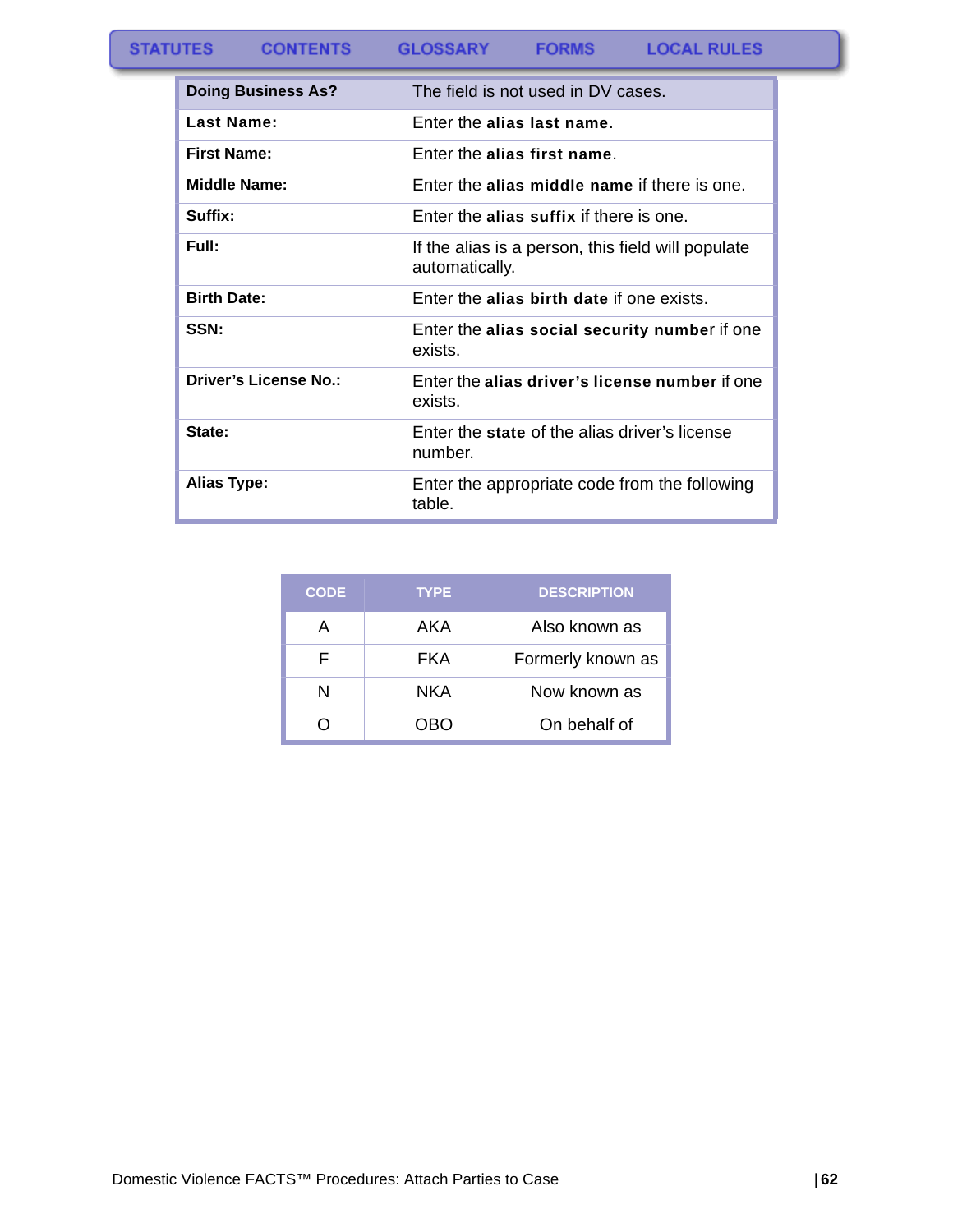| | |
|---|---|
| **Doing Business As?** | The field is not used in DV cases. |
| **Last Name:** | Enter the **alias last name**. |
| **First Name:** | Enter the **alias first name**. |
| **Middle Name:** | Enter the **alias middle name** if there is one. |
| **Suffix:** | Enter the **alias suffix** if there is one. |
| **Full:** | If the alias is a person, this field will populate automatically. |
| **Birth Date:** | Enter the **alias birth date** if one exists. |
| **SSN:** | Enter the **alias social security number** if one exists. |
| **Driver's License No.:** | Enter the **alias driver's license number** if one exists. |
| **State:** | Enter the **state** of the alias driver's license number. |
| **Alias Type:** | Enter the appropriate code from the following table. |

| CODE | TYPE | DESCRIPTION |
|---|---|---|
| A | AKA | Also known as |
| F | FKA | Formerly known as |
| N | NKA | Now known as |
| O | OBO | On behalf of |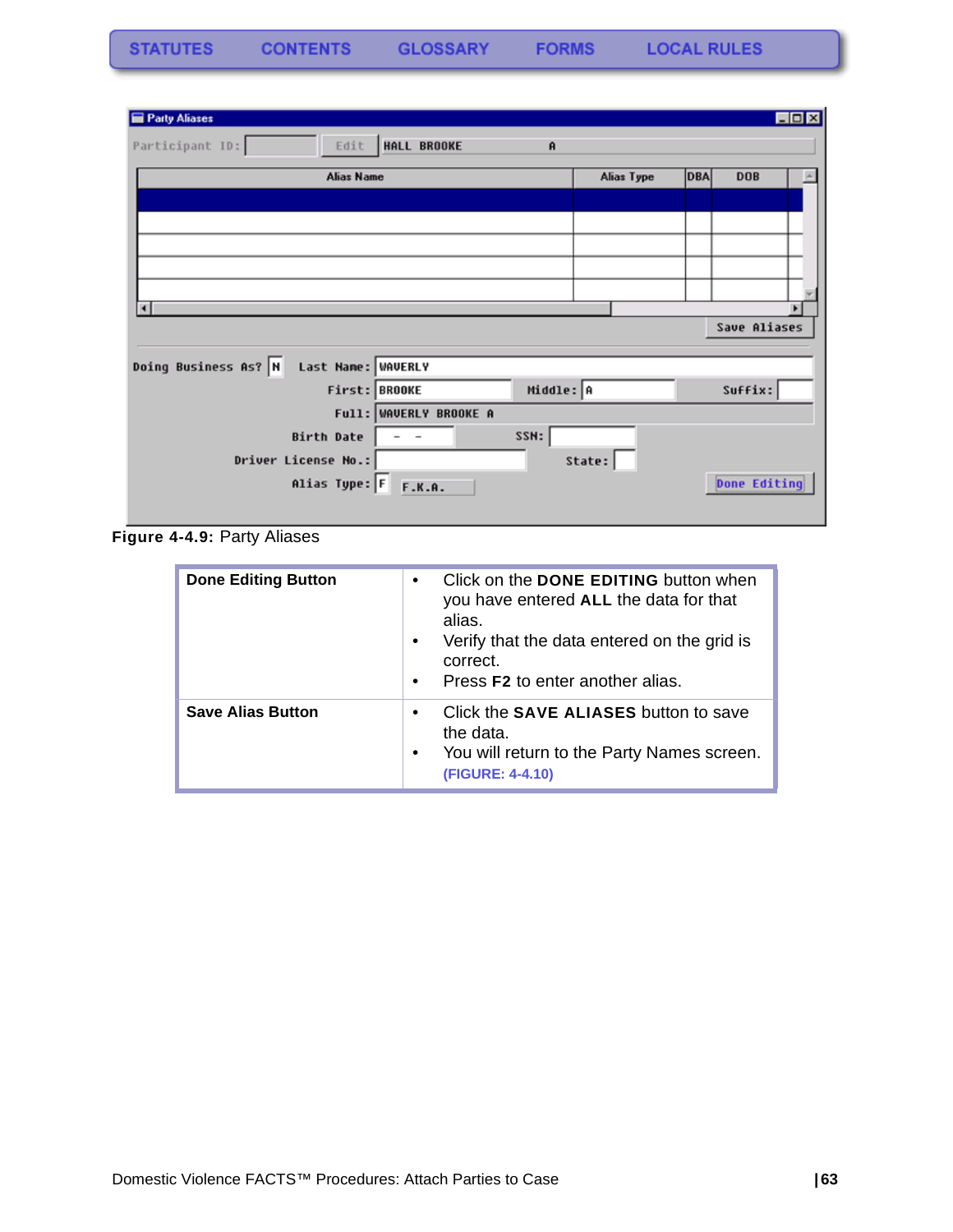STATUTES CONTENTS GLOSSARY FORMS LOCAL RULES

**Figure 4-4.9:** Party Aliases

| | |
|---|---|
| **Done Editing Button** | • Click on the **DONE EDITING** button when you have entered **ALL** the data for that alias.<br>• Verify that the data entered on the grid is correct.<br>• Press **F2** to enter another alias. |
| **Save Alias Button** | • Click the **SAVE ALIASES** button to save the data.<br>• You will return to the Party Names screen. **(FIGURE: 4-4.10)** |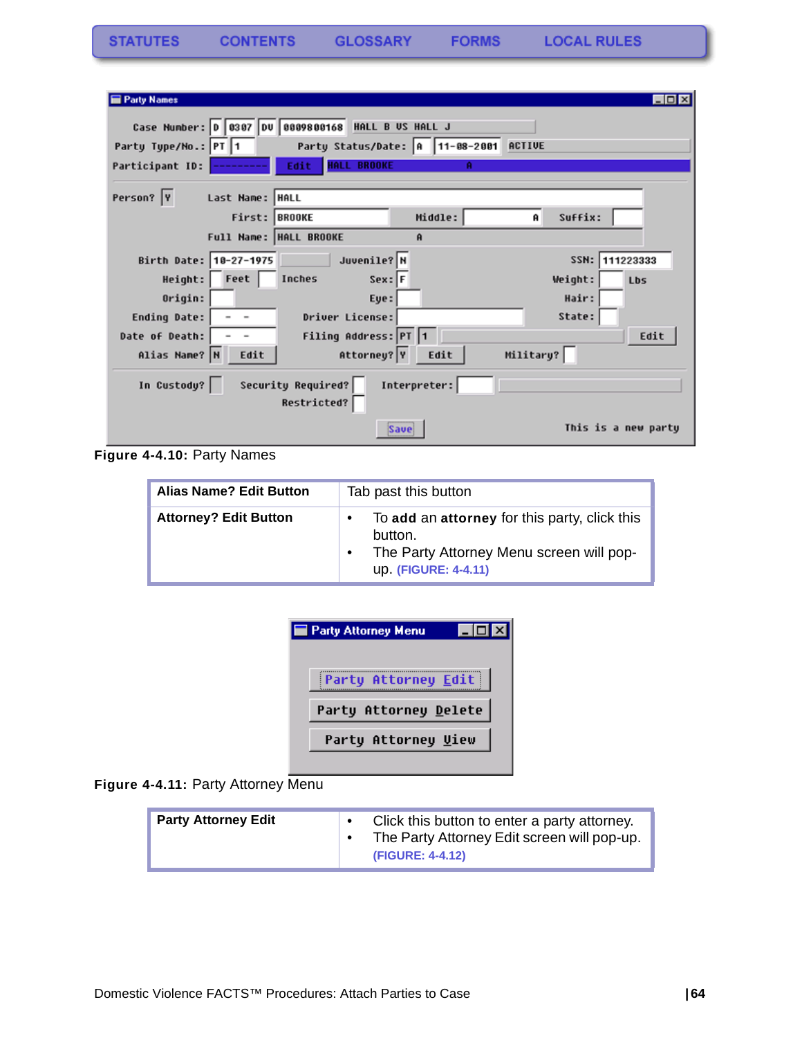Figure 4-4.10: Party Names

| Alias Name? Edit Button | Tab past this button |
|---|---|
| Attorney? Edit Button | • To **add** an **attorney** for this party, click this button. • The Party Attorney Menu screen will pop-up. (FIGURE: 4-4.11) |

Figure 4-4.11: Party Attorney Menu

| Party Attorney Edit | • Click this button to enter a party attorney. • The Party Attorney Edit screen will pop-up. (FIGURE: 4-4.12) |
|---|---|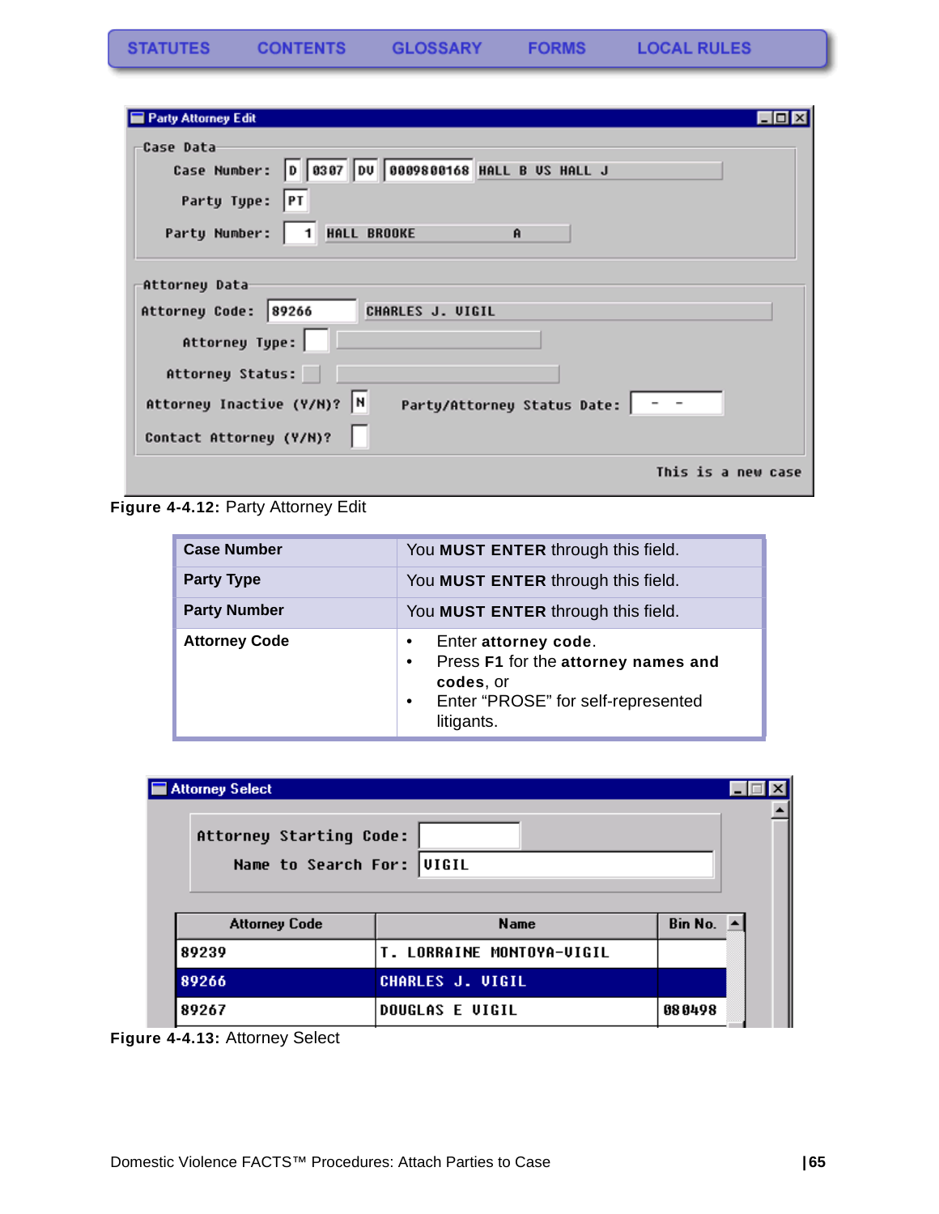Figure 4-4.12: Party Attorney Edit

| Case Number | You **MUST ENTER** through this field. |
|---|---|
| **Party Type** | You **MUST ENTER** through this field. |
| **Party Number** | You **MUST ENTER** through this field. |
| **Attorney Code** | • Enter **attorney code**. • Press **F1** for the **attorney names and codes**, or • Enter “PROSE” for self-represented litigants. |

Figure 4-4.13: Attorney Select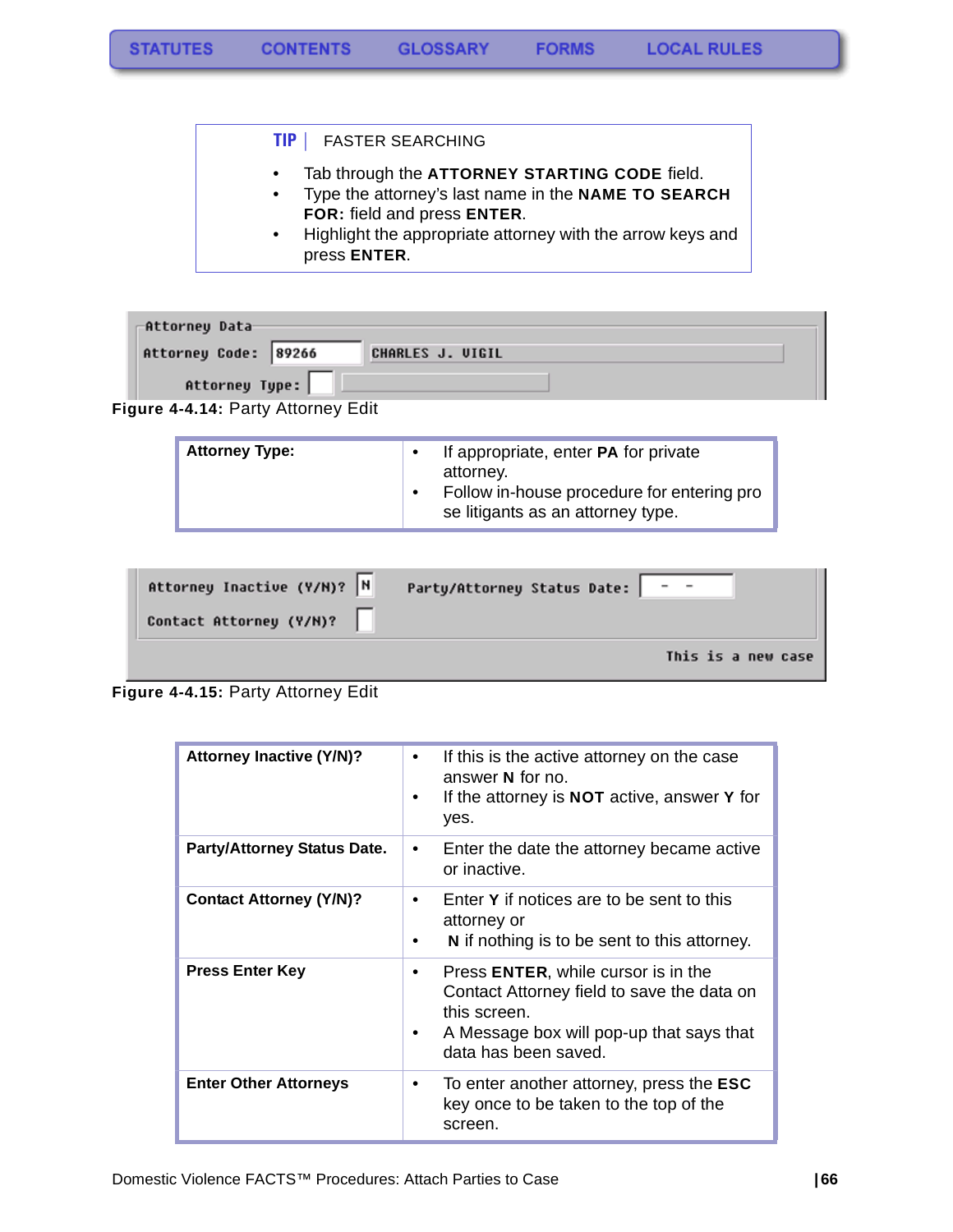**TIP** | FASTER SEARCHING

- Tab through the **ATTORNEY STARTING CODE** field.
- Type the attorney's last name in the **NAME TO SEARCH FOR:** field and press **ENTER**.
- Highlight the appropriate attorney with the arrow keys and press **ENTER**.

**Figure 4-4.14:** Party Attorney Edit

| **Attorney Type:** | • If appropriate, enter **PA** for private attorney. • Follow in-house procedure for entering pro se litigants as an attorney type. |
|---|---|

**Figure 4-4.15:** Party Attorney Edit

| **Attorney Inactive (Y/N)?** | • If this is the active attorney on the case answer **N** for no. • If the attorney is **NOT** active, answer **Y** for yes. |
|---|---|
| **Party/Attorney Status Date.** | • Enter the date the attorney became active or inactive. |
| **Contact Attorney (Y/N)?** | • Enter **Y** if notices are to be sent to this attorney or • **N** if nothing is to be sent to this attorney. |
| **Press Enter Key** | • Press **ENTER**, while cursor is in the Contact Attorney field to save the data on this screen. • A Message box will pop-up that says that data has been saved. |
| **Enter Other Attorneys** | • To enter another attorney, press the **ESC** key once to be taken to the top of the screen. |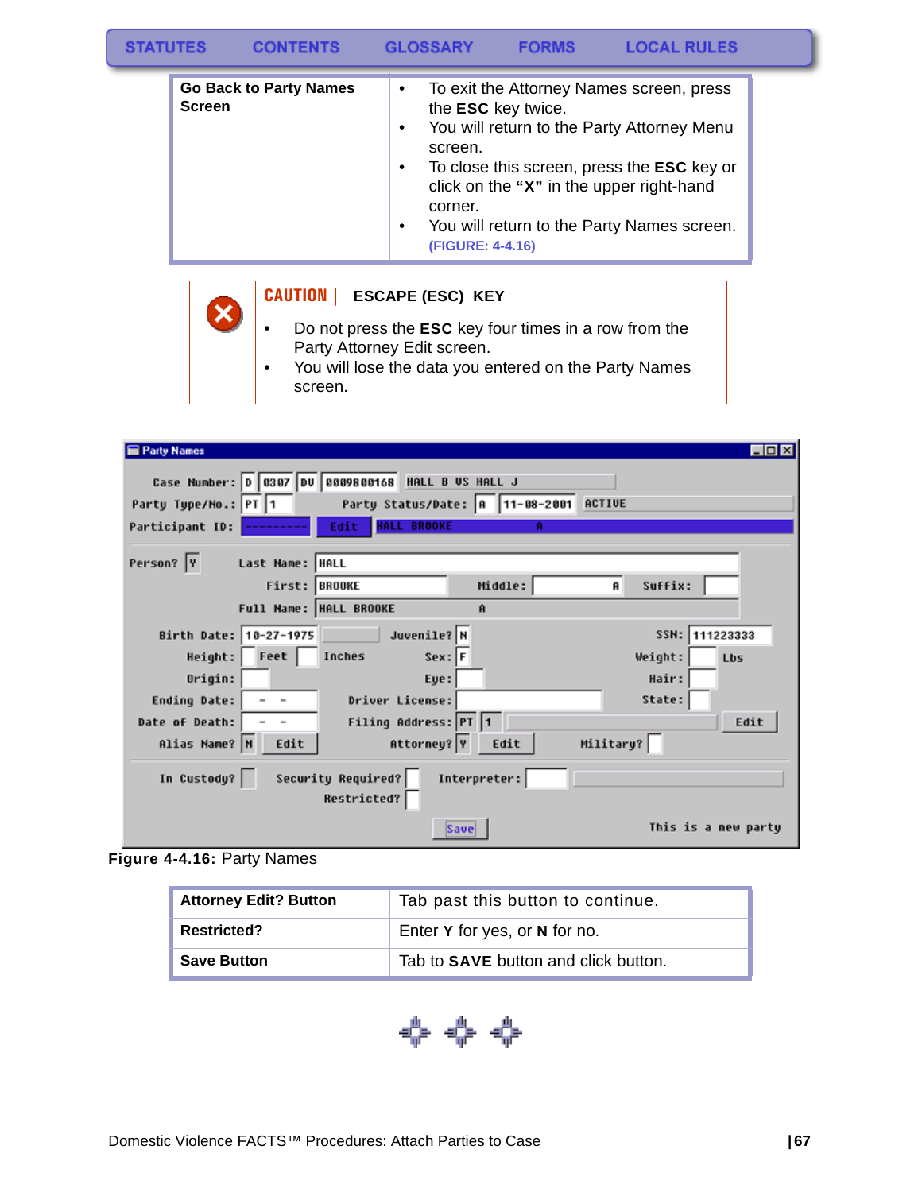STATUTES CONTENTS GLOSSARY FORMS LOCAL RULES

| Go Back to Party Names Screen | • To exit the Attorney Names screen, press the **ESC** key twice.<br>• You will return to the Party Attorney Menu screen.<br>• To close this screen, press the **ESC** key or click on the **"X"** in the upper right-hand corner.<br>• You will return to the Party Names screen. **(FIGURE: 4-4.16)** |
|---|---|

**CAUTION** | **ESCAPE (ESC) KEY**

- Do not press the **ESC** key four times in a row from the Party Attorney Edit screen.
- You will lose the data you entered on the Party Names screen.

**Figure 4-4.16:** Party Names

| **Attorney Edit? Button** | Tab past this button to continue. |
|---|---|
| **Restricted?** | Enter **Y** for yes, or **N** for no. |
| **Save Button** | Tab to **SAVE** button and click button. |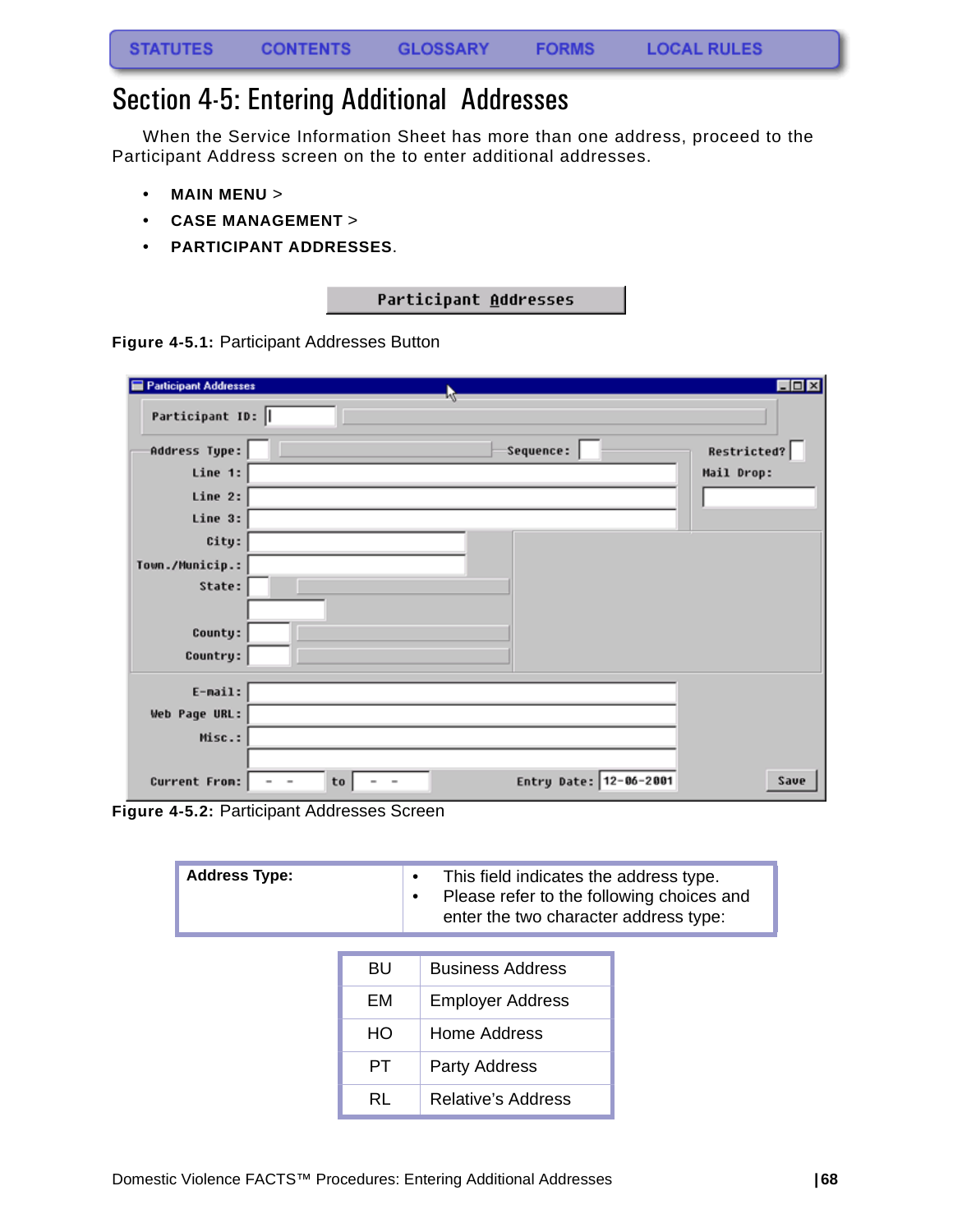# Section 4-5: Entering Additional Addresses

When the Service Information Sheet has more than one address, proceed to the Participant Address screen on the to enter additional addresses.

- **MAIN MENU** >
- **CASE MANAGEMENT** >
- **PARTICIPANT ADDRESSES**.

**Figure 4-5.1:** Participant Addresses Button

**Figure 4-5.2:** Participant Addresses Screen

| **Address Type:** | • This field indicates the address type.<br>• Please refer to the following choices and enter the two character address type: |
|---|---|

| | |
|---|---|
| BU | Business Address |
| EM | Employer Address |
| HO | Home Address |
| PT | Party Address |
| RL | Relative's Address |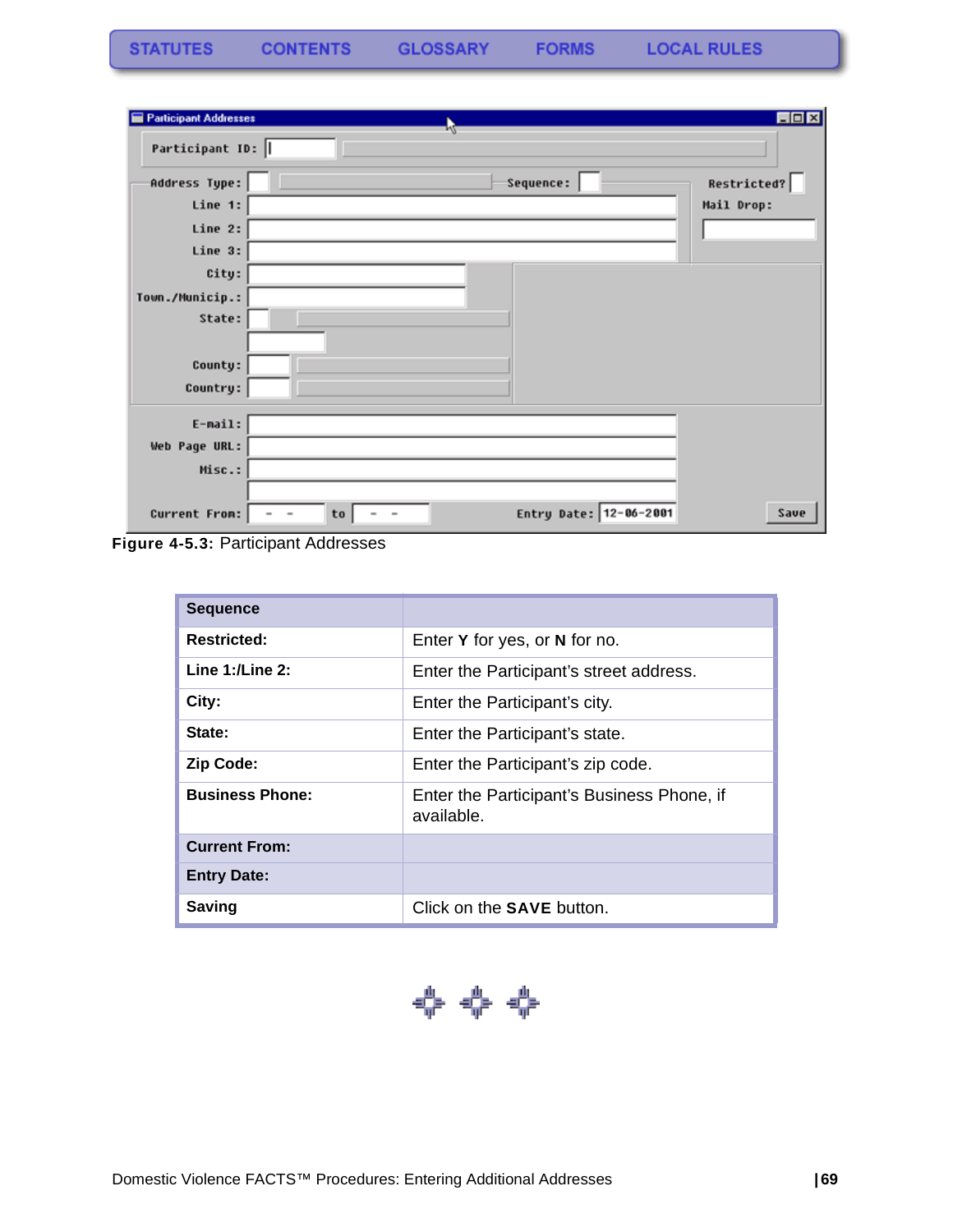**Figure 4-5.3:** Participant Addresses

| **Sequence** | |
|---|---|
| **Restricted:** | Enter **Y** for yes, or **N** for no. |
| **Line 1:/Line 2:** | Enter the Participant's street address. |
| **City:** | Enter the Participant's city. |
| **State:** | Enter the Participant's state. |
| **Zip Code:** | Enter the Participant's zip code. |
| **Business Phone:** | Enter the Participant's Business Phone, if available. |
| **Current From:** | |
| **Entry Date:** | |
| **Saving** | Click on the **SAVE** button. |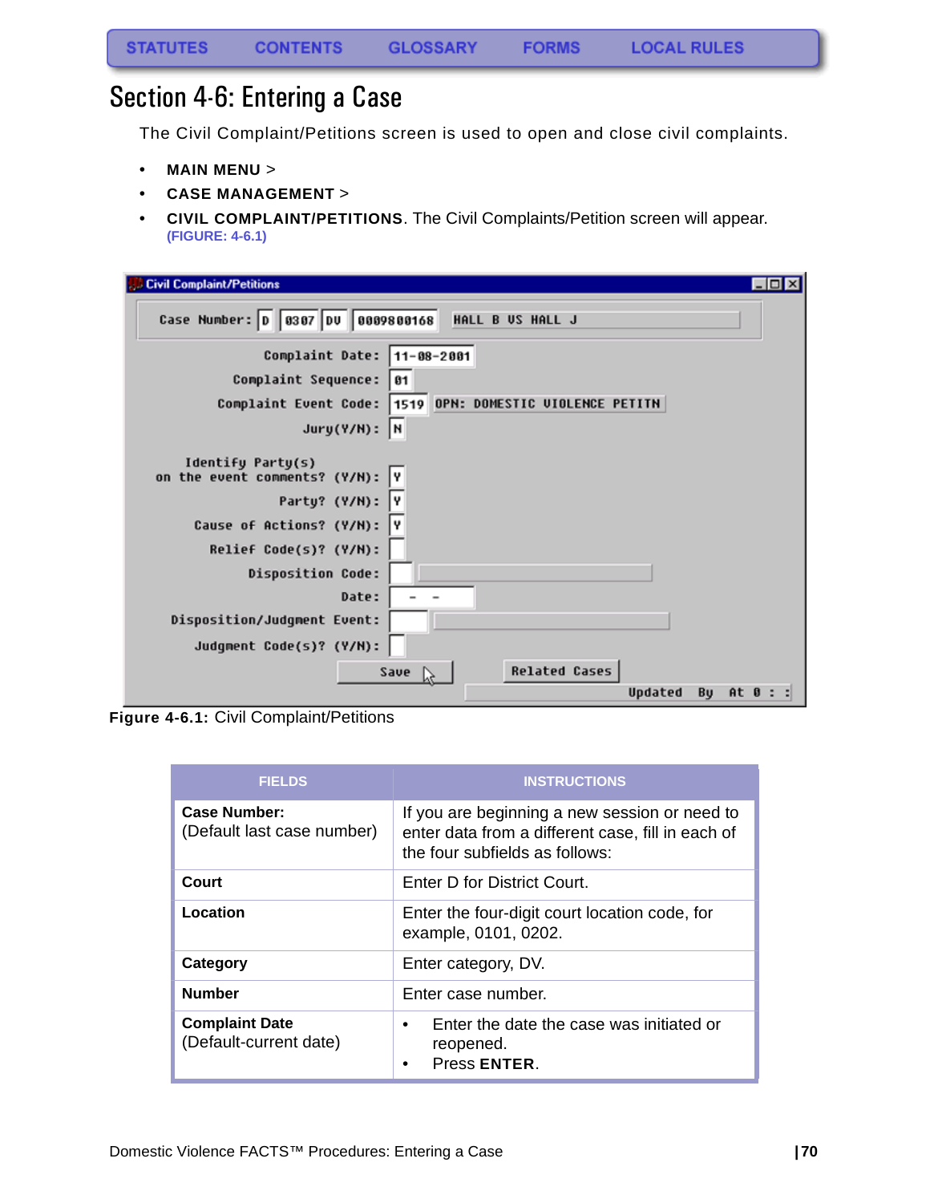STATUTES CONTENTS GLOSSARY FORMS LOCAL RULES

# Section 4-6: Entering a Case

The Civil Complaint/Petitions screen is used to open and close civil complaints.

- **MAIN MENU** >
- **CASE MANAGEMENT** >
- **CIVIL COMPLAINT/PETITIONS**. The Civil Complaints/Petition screen will appear. (FIGURE: 4-6.1)

**Figure 4-6.1:** Civil Complaint/Petitions

| FIELDS | INSTRUCTIONS |
|---|---|
| **Case Number:** (Default last case number) | If you are beginning a new session or need to enter data from a different case, fill in each of the four subfields as follows: |
| **Court** | Enter D for District Court. |
| **Location** | Enter the four-digit court location code, for example, 0101, 0202. |
| **Category** | Enter category, DV. |
| **Number** | Enter case number. |
| **Complaint Date** (Default-current date) | • Enter the date the case was initiated or reopened. • Press **ENTER**. |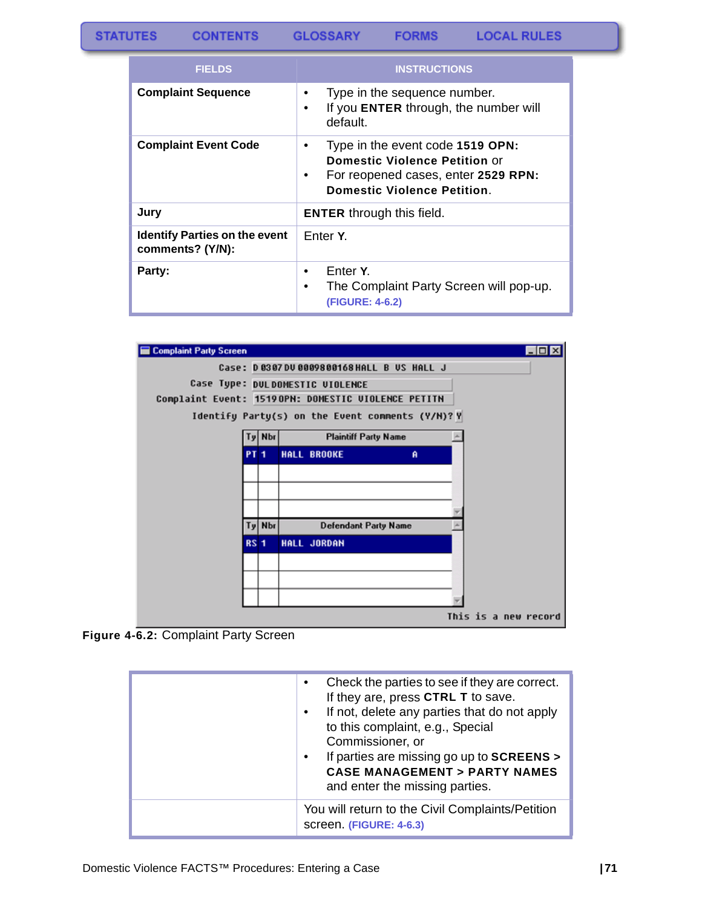STATUTES CONTENTS GLOSSARY FORMS LOCAL RULES

| FIELDS | INSTRUCTIONS |
|---|---|
| **Complaint Sequence** | • Type in the sequence number.<br>• If you **ENTER** through, the number will default. |
| **Complaint Event Code** | • Type in the event code **1519 OPN: Domestic Violence Petition** or<br>• For reopened cases, enter **2529 RPN: Domestic Violence Petition**. |
| **Jury** | **ENTER** through this field. |
| **Identify Parties on the event comments? (Y/N):** | Enter **Y**. |
| **Party:** | • Enter **Y**.<br>• The Complaint Party Screen will pop-up. (FIGURE: 4-6.2) |

Complaint Party Screen

Case: D 0307 DV 0009800168 HALL B VS HALL J
Case Type: DVL DOMESTIC VIOLENCE
Complaint Event: 1519 OPN: DOMESTIC VIOLENCE PETITN
Identify Party(s) on the Event comments (Y/N)? Y

| Ty | Nbr | Plaintiff Party Name |
|---|---|---|
| PT | 1 | HALL BROOKE A |

| Ty | Nbr | Defendant Party Name |
|---|---|---|
| RS | 1 | HALL JORDAN |

This is a new record

**Figure 4-6.2:** Complaint Party Screen

| | |
|---|---|
| | • Check the parties to see if they are correct. If they are, press **CTRL T** to save.<br>• If not, delete any parties that do not apply to this complaint, e.g., Special Commissioner, or<br>• If parties are missing go up to **SCREENS > CASE MANAGEMENT > PARTY NAMES** and enter the missing parties. |
| | You will return to the Civil Complaints/Petition screen. (FIGURE: 4-6.3) |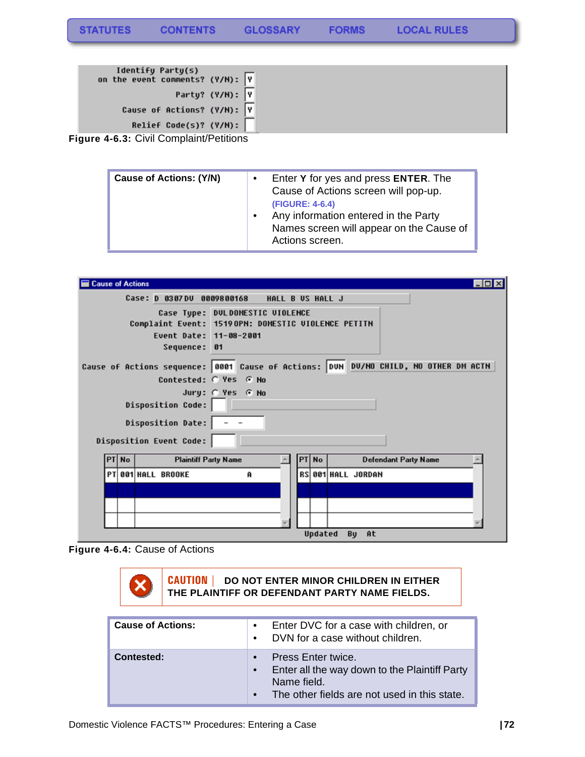STATUTES CONTENTS GLOSSARY FORMS LOCAL RULES

```
Identify Party(s)
on the event comments? (Y/N): Y
Party? (Y/N): Y
Cause of Actions? (Y/N): Y
Relief Code(s)? (Y/N):
```

**Figure 4-6.3:** Civil Complaint/Petitions

| Cause of Actions: (Y/N) | • Enter **Y** for yes and press **ENTER**. The Cause of Actions screen will pop-up. (FIGURE: 4-6.4)<br>• Any information entered in the Party Names screen will appear on the Cause of Actions screen. |
|---|---|

```
Cause of Actions
Case: D 0307DV 0009800168   HALL B VS HALL J
Case Type: DVL DOMESTIC VIOLENCE
Complaint Event: 1519OPN: DOMESTIC VIOLENCE PETITN
Event Date: 11-08-2001
Sequence: 01
Cause of Actions sequence: 0001  Cause of Actions: DVN  DV/NO CHILD, NO OTHER DM ACTN
Contested: ( ) Yes (•) No
Jury: ( ) Yes (•) No
Disposition Code:
Disposition Date:  -  -
Disposition Event Code:

PT No  Plaintiff Party Name        PT No  Defendant Party Name
PT 001 HALL BROOKE        A        RS 001 HALL JORDAN

Updated By At
```

**Figure 4-6.4:** Cause of Actions

**CAUTION** | **DO NOT ENTER MINOR CHILDREN IN EITHER THE PLAINTIFF OR DEFENDANT PARTY NAME FIELDS.**

| Cause of Actions: | • Enter DVC for a case with children, or<br>• DVN for a case without children. |
|---|---|
| **Contested:** | • Press Enter twice.<br>• Enter all the way down to the Plaintiff Party Name field.<br>• The other fields are not used in this state. |

Domestic Violence FACTS™ Procedures: Entering a Case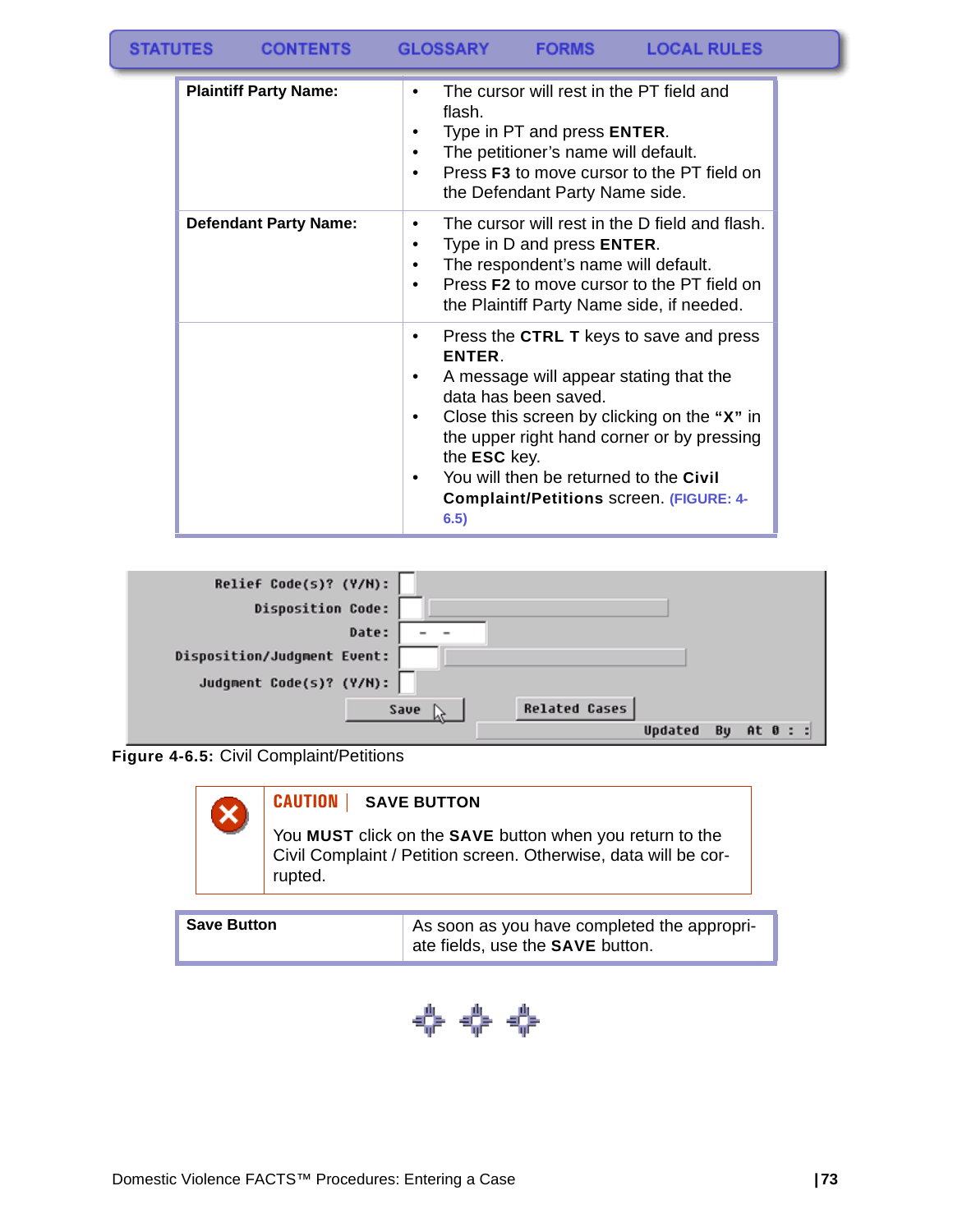| | |
|---|---|
| **Plaintiff Party Name:** | • The cursor will rest in the PT field and flash.<br>• Type in PT and press **ENTER**.<br>• The petitioner's name will default.<br>• Press **F3** to move cursor to the PT field on the Defendant Party Name side. |
| **Defendant Party Name:** | • The cursor will rest in the D field and flash.<br>• Type in D and press **ENTER**.<br>• The respondent's name will default.<br>• Press **F2** to move cursor to the PT field on the Plaintiff Party Name side, if needed. |
| | • Press the **CTRL T** keys to save and press **ENTER**.<br>• A message will appear stating that the data has been saved.<br>• Close this screen by clicking on the **"X"** in the upper right hand corner or by pressing the **ESC** key.<br>• You will then be returned to the **Civil Complaint/Petitions** screen. (FIGURE: 4-6.5) |

**Figure 4-6.5:** Civil Complaint/Petitions

**CAUTION | SAVE BUTTON**

You **MUST** click on the **SAVE** button when you return to the Civil Complaint / Petition screen. Otherwise, data will be corrupted.

| | |
|---|---|
| **Save Button** | As soon as you have completed the appropriate fields, use the **SAVE** button. |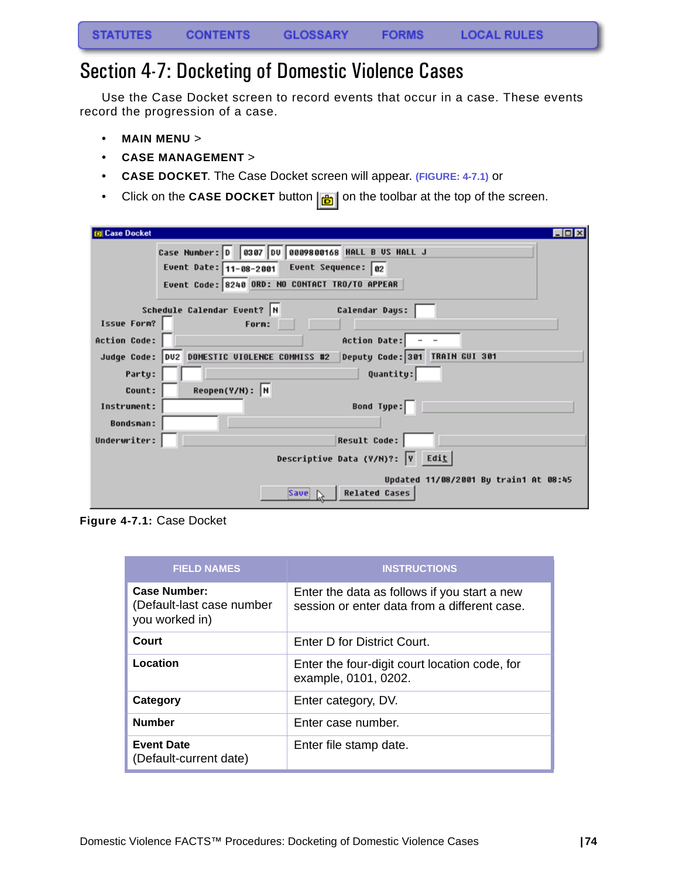STATUTES CONTENTS GLOSSARY FORMS LOCAL RULES

# Section 4-7: Docketing of Domestic Violence Cases

Use the Case Docket screen to record events that occur in a case. These events record the progression of a case.

- **MAIN MENU** >
- **CASE MANAGEMENT** >
- **CASE DOCKET**. The Case Docket screen will appear. (FIGURE: 4-7.1) or
- Click on the **CASE DOCKET** button on the toolbar at the top of the screen.

**Figure 4-7.1:** Case Docket

| FIELD NAMES | INSTRUCTIONS |
|---|---|
| **Case Number:** (Default-last case number you worked in) | Enter the data as follows if you start a new session or enter data from a different case. |
| **Court** | Enter D for District Court. |
| **Location** | Enter the four-digit court location code, for example, 0101, 0202. |
| **Category** | Enter category, DV. |
| **Number** | Enter case number. |
| **Event Date** (Default-current date) | Enter file stamp date. |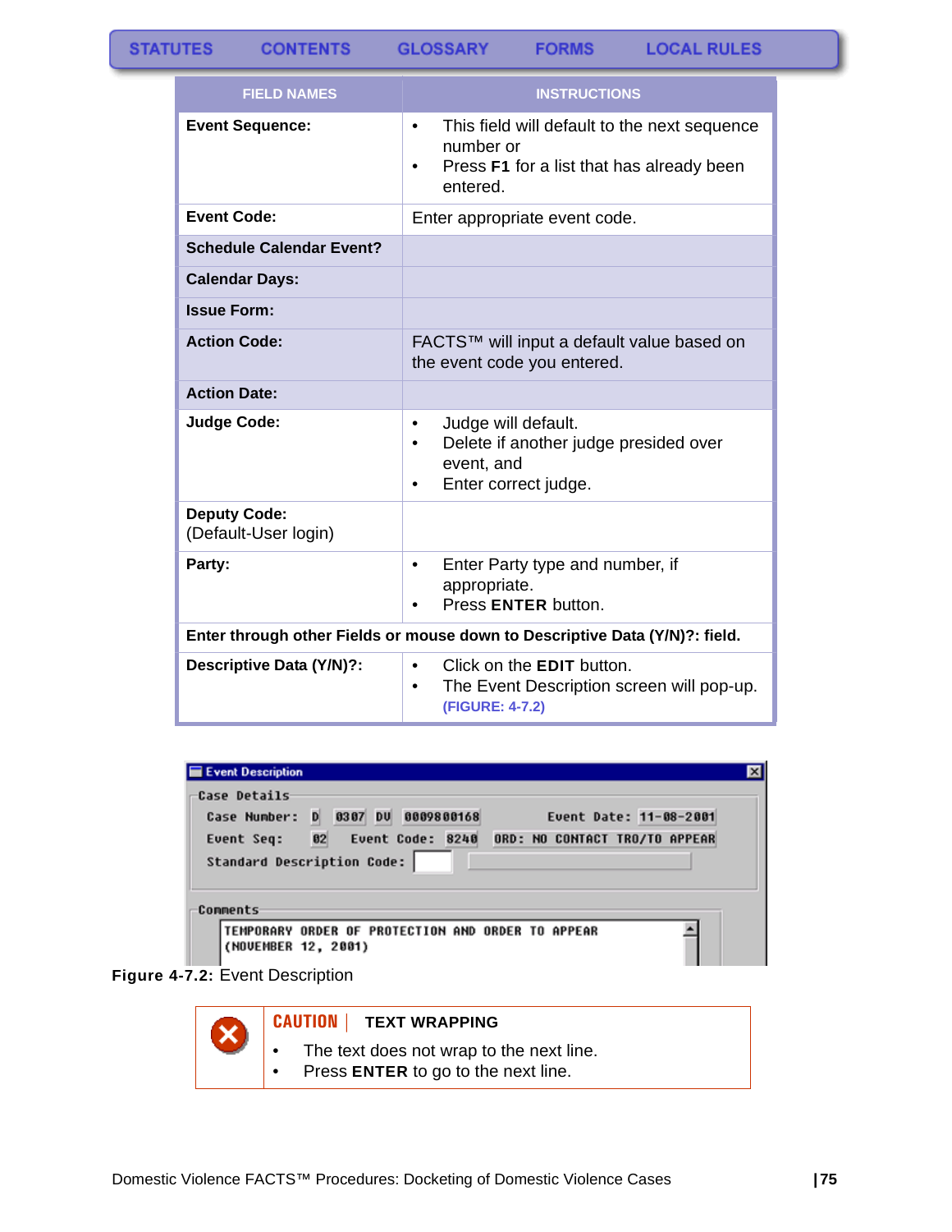STATUTES CONTENTS GLOSSARY FORMS LOCAL RULES

| FIELD NAMES | INSTRUCTIONS |
|---|---|
| **Event Sequence:** | • This field will default to the next sequence number or<br>• Press **F1** for a list that has already been entered. |
| **Event Code:** | Enter appropriate event code. |
| **Schedule Calendar Event?** | |
| **Calendar Days:** | |
| **Issue Form:** | |
| **Action Code:** | FACTS™ will input a default value based on the event code you entered. |
| **Action Date:** | |
| **Judge Code:** | • Judge will default.<br>• Delete if another judge presided over event, and<br>• Enter correct judge. |
| **Deputy Code:** (Default-User login) | |
| **Party:** | • Enter Party type and number, if appropriate.<br>• Press **ENTER** button. |
| **Enter through other Fields or mouse down to Descriptive Data (Y/N)?: field.** | |
| **Descriptive Data (Y/N)?:** | • Click on the **EDIT** button.<br>• The Event Description screen will pop-up. **(FIGURE: 4-7.2)** |

**Figure 4-7.2:** Event Description

**CAUTION** | **TEXT WRAPPING**

- The text does not wrap to the next line.
- Press **ENTER** to go to the next line.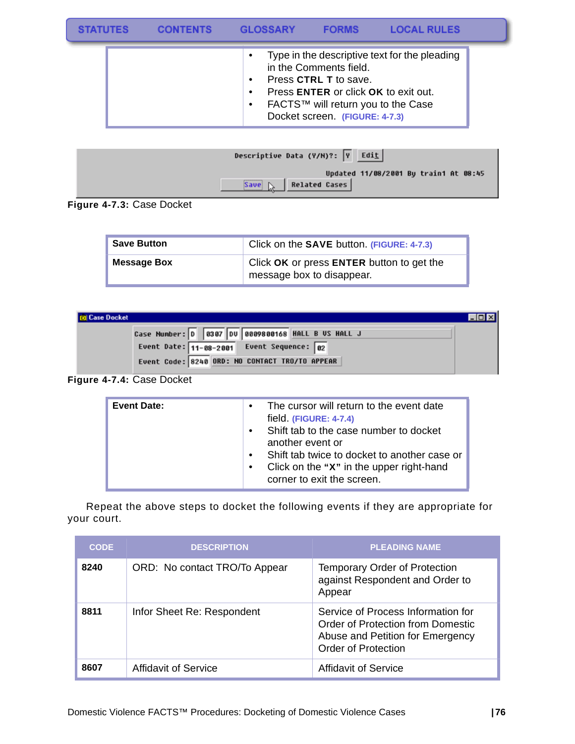STATUTES CONTENTS GLOSSARY FORMS LOCAL RULES

| | |
|---|---|
| | • Type in the descriptive text for the pleading in the Comments field.<br>• Press **CTRL T** to save.<br>• Press **ENTER** or click **OK** to exit out.<br>• FACTS™ will return you to the Case Docket screen. (FIGURE: 4-7.3) |

**Figure 4-7.3:** Case Docket

| | |
|---|---|
| **Save Button** | Click on the **SAVE** button. (FIGURE: 4-7.3) |
| **Message Box** | Click **OK** or press **ENTER** button to get the message box to disappear. |

**Figure 4-7.4:** Case Docket

| | |
|---|---|
| **Event Date:** | • The cursor will return to the event date field. (FIGURE: 4-7.4)<br>• Shift tab to the case number to docket another event or<br>• Shift tab twice to docket to another case or<br>• Click on the **"X"** in the upper right-hand corner to exit the screen. |

Repeat the above steps to docket the following events if they are appropriate for your court.

| CODE | DESCRIPTION | PLEADING NAME |
|---|---|---|
| **8240** | ORD: No contact TRO/To Appear | Temporary Order of Protection against Respondent and Order to Appear |
| **8811** | Infor Sheet Re: Respondent | Service of Process Information for Order of Protection from Domestic Abuse and Petition for Emergency Order of Protection |
| **8607** | Affidavit of Service | Affidavit of Service |

Domestic Violence FACTS™ Procedures: Docketing of Domestic Violence Cases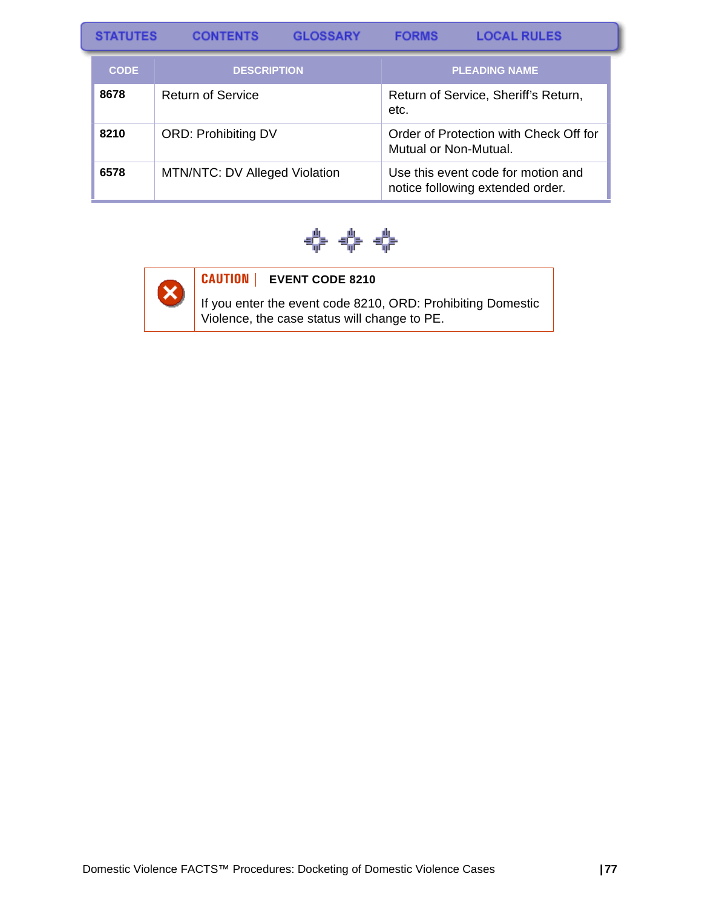| CODE | DESCRIPTION | PLEADING NAME |
|---|---|---|
| **8678** | Return of Service | Return of Service, Sheriff's Return, etc. |
| **8210** | ORD: Prohibiting DV | Order of Protection with Check Off for Mutual or Non-Mutual. |
| **6578** | MTN/NTC: DV Alleged Violation | Use this event code for motion and notice following extended order. |

**CAUTION** | **EVENT CODE 8210**

If you enter the event code 8210, ORD: Prohibiting Domestic Violence, the case status will change to PE.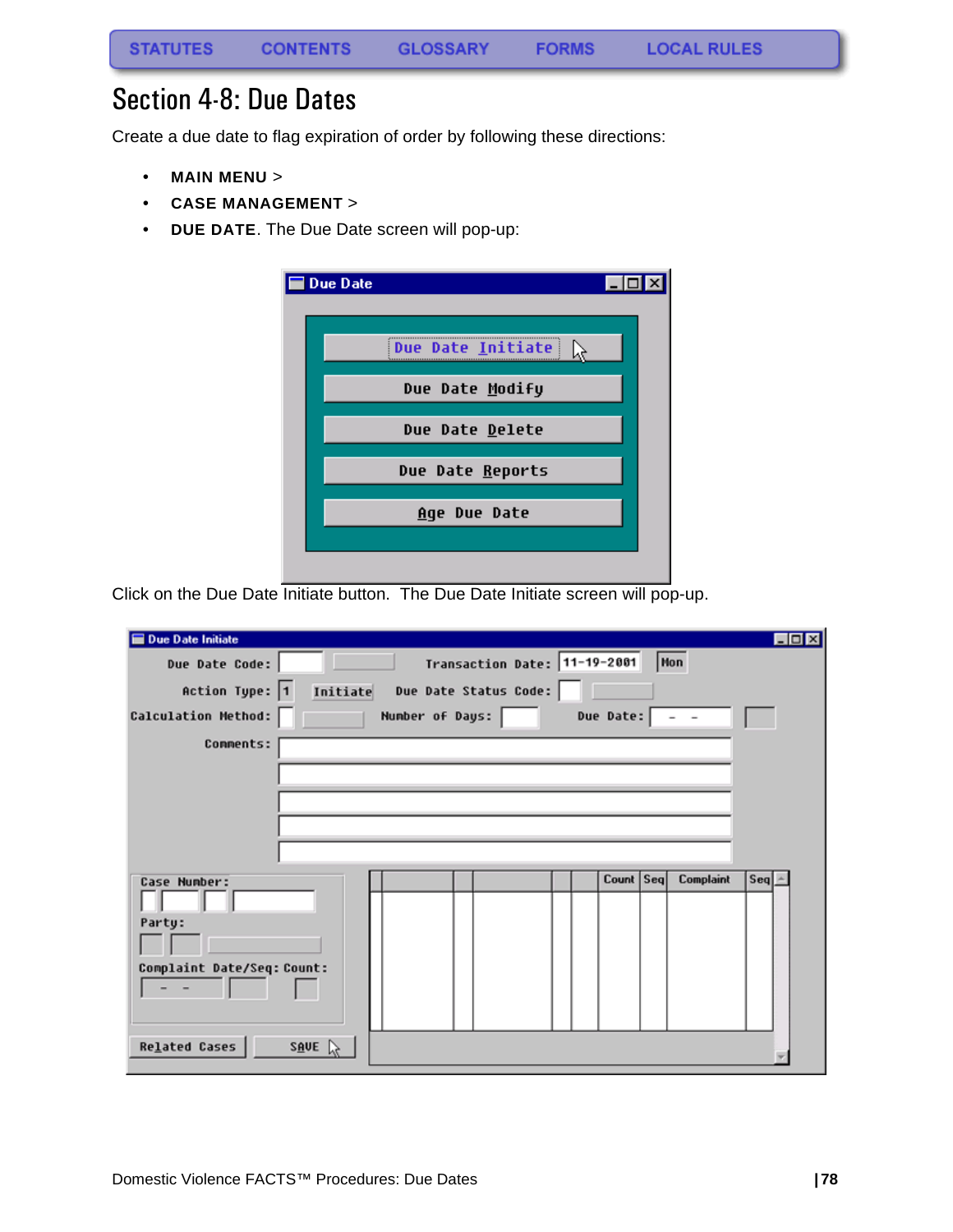STATUTES CONTENTS GLOSSARY FORMS LOCAL RULES

# Section 4-8: Due Dates

Create a due date to flag expiration of order by following these directions:

- **MAIN MENU** >
- **CASE MANAGEMENT** >
- **DUE DATE**. The Due Date screen will pop-up:

Click on the Due Date Initiate button. The Due Date Initiate screen will pop-up.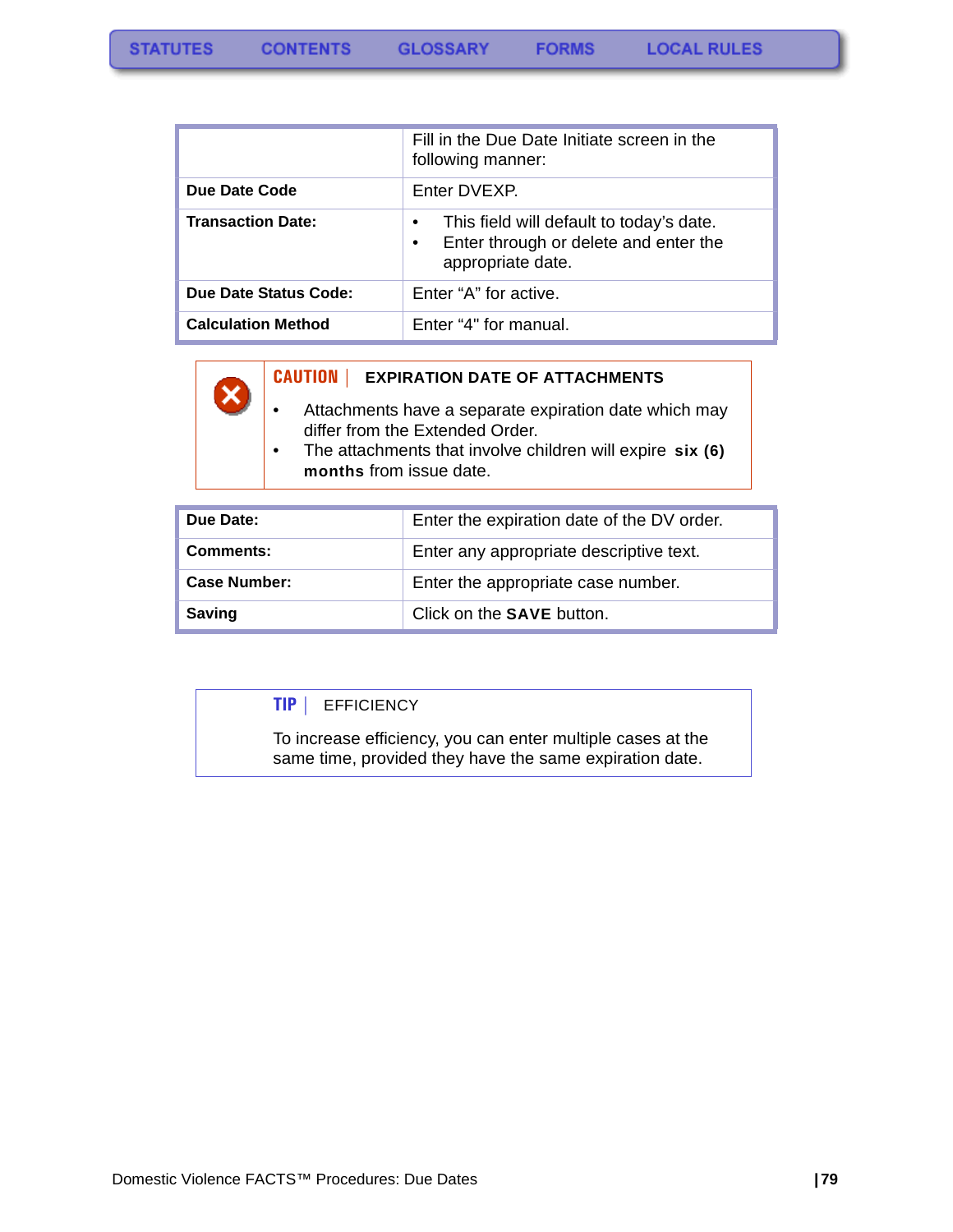|  | Fill in the Due Date Initiate screen in the following manner: |
|---|---|
| **Due Date Code** | Enter DVEXP. |
| **Transaction Date:** | • This field will default to today's date.<br>• Enter through or delete and enter the appropriate date. |
| **Due Date Status Code:** | Enter "A" for active. |
| **Calculation Method** | Enter "4" for manual. |

**CAUTION** | **EXPIRATION DATE OF ATTACHMENTS**

- Attachments have a separate expiration date which may differ from the Extended Order.
- The attachments that involve children will expire **six (6) months** from issue date.

| **Due Date:** | Enter the expiration date of the DV order. |
|---|---|
| **Comments:** | Enter any appropriate descriptive text. |
| **Case Number:** | Enter the appropriate case number. |
| **Saving** | Click on the **SAVE** button. |

**TIP** | EFFICIENCY

To increase efficiency, you can enter multiple cases at the same time, provided they have the same expiration date.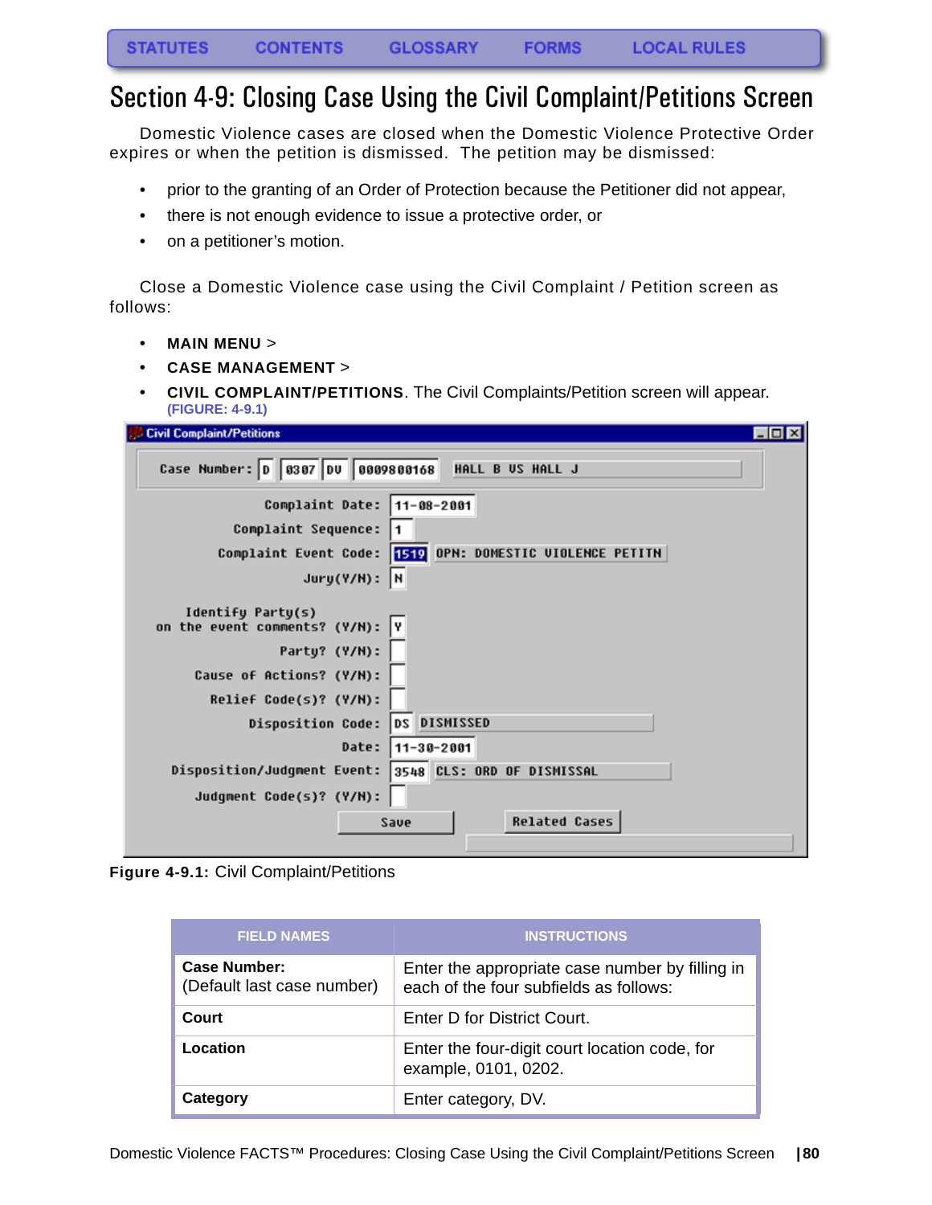STATUTES | CONTENTS | GLOSSARY | FORMS | LOCAL RULES

# Section 4-9: Closing Case Using the Civil Complaint/Petitions Screen

Domestic Violence cases are closed when the Domestic Violence Protective Order expires or when the petition is dismissed. The petition may be dismissed:

- prior to the granting of an Order of Protection because the Petitioner did not appear,
- there is not enough evidence to issue a protective order, or
- on a petitioner's motion.

Close a Domestic Violence case using the Civil Complaint / Petition screen as follows:

- **MAIN MENU** >
- **CASE MANAGEMENT** >
- **CIVIL COMPLAINT/PETITIONS**. The Civil Complaints/Petition screen will appear. (FIGURE: 4-9.1)

```
Civil Complaint/Petitions

Case Number: D  0307  DV  0009800168   HALL B VS HALL J

                 Complaint Date: 11-08-2001
             Complaint Sequence: 1
           Complaint Event Code: 1519  OPN: DOMESTIC VIOLENCE PETITN
                     Jury(Y/N): N

              Identify Party(s)
   on the event comments? (Y/N): Y
                  Party? (Y/N):
        Cause of Actions? (Y/N):
         Relief Code(s)? (Y/N):
               Disposition Code: DS  DISMISSED
                           Date: 11-30-2001
      Disposition/Judgment Event: 3548  CLS: ORD OF DISMISSAL
        Judgment Code(s)? (Y/N):

                 [Save]            [Related Cases]
```

**Figure 4-9.1:** Civil Complaint/Petitions

| FIELD NAMES | INSTRUCTIONS |
|---|---|
| **Case Number:** (Default last case number) | Enter the appropriate case number by filling in each of the four subfields as follows: |
| **Court** | Enter D for District Court. |
| **Location** | Enter the four-digit court location code, for example, 0101, 0202. |
| **Category** | Enter category, DV. |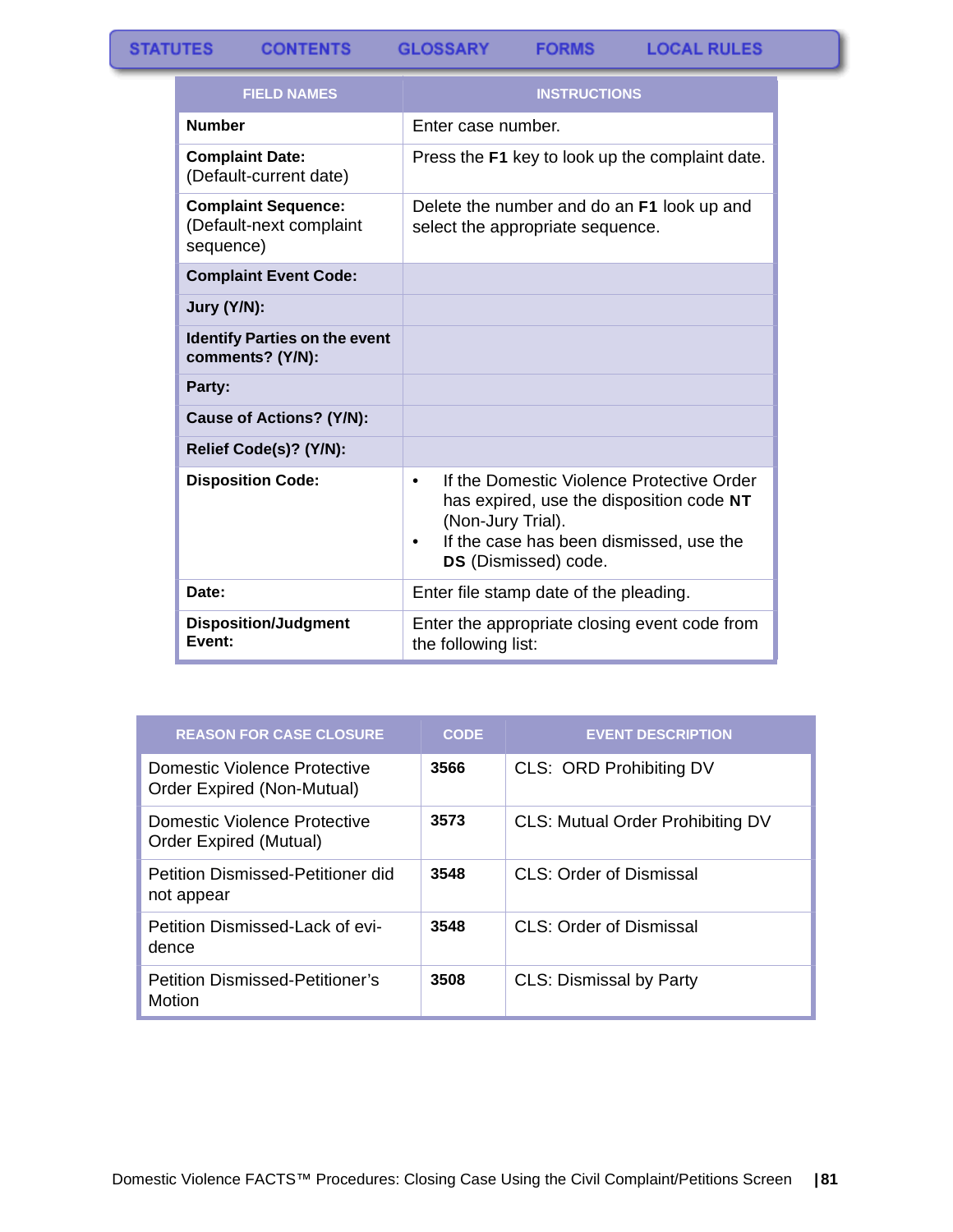| FIELD NAMES | INSTRUCTIONS |
| --- | --- |
| **Number** | Enter case number. |
| **Complaint Date:** (Default-current date) | Press the **F1** key to look up the complaint date. |
| **Complaint Sequence:** (Default-next complaint sequence) | Delete the number and do an **F1** look up and select the appropriate sequence. |
| **Complaint Event Code:** | |
| **Jury (Y/N):** | |
| **Identify Parties on the event comments? (Y/N):** | |
| **Party:** | |
| **Cause of Actions? (Y/N):** | |
| **Relief Code(s)? (Y/N):** | |
| **Disposition Code:** | • If the Domestic Violence Protective Order has expired, use the disposition code **NT** (Non-Jury Trial). • If the case has been dismissed, use the **DS** (Dismissed) code. |
| **Date:** | Enter file stamp date of the pleading. |
| **Disposition/Judgment Event:** | Enter the appropriate closing event code from the following list: |

| REASON FOR CASE CLOSURE | CODE | EVENT DESCRIPTION |
| --- | --- | --- |
| Domestic Violence Protective Order Expired (Non-Mutual) | **3566** | CLS: ORD Prohibiting DV |
| Domestic Violence Protective Order Expired (Mutual) | **3573** | CLS: Mutual Order Prohibiting DV |
| Petition Dismissed-Petitioner did not appear | **3548** | CLS: Order of Dismissal |
| Petition Dismissed-Lack of evidence | **3548** | CLS: Order of Dismissal |
| Petition Dismissed-Petitioner's Motion | **3508** | CLS: Dismissal by Party |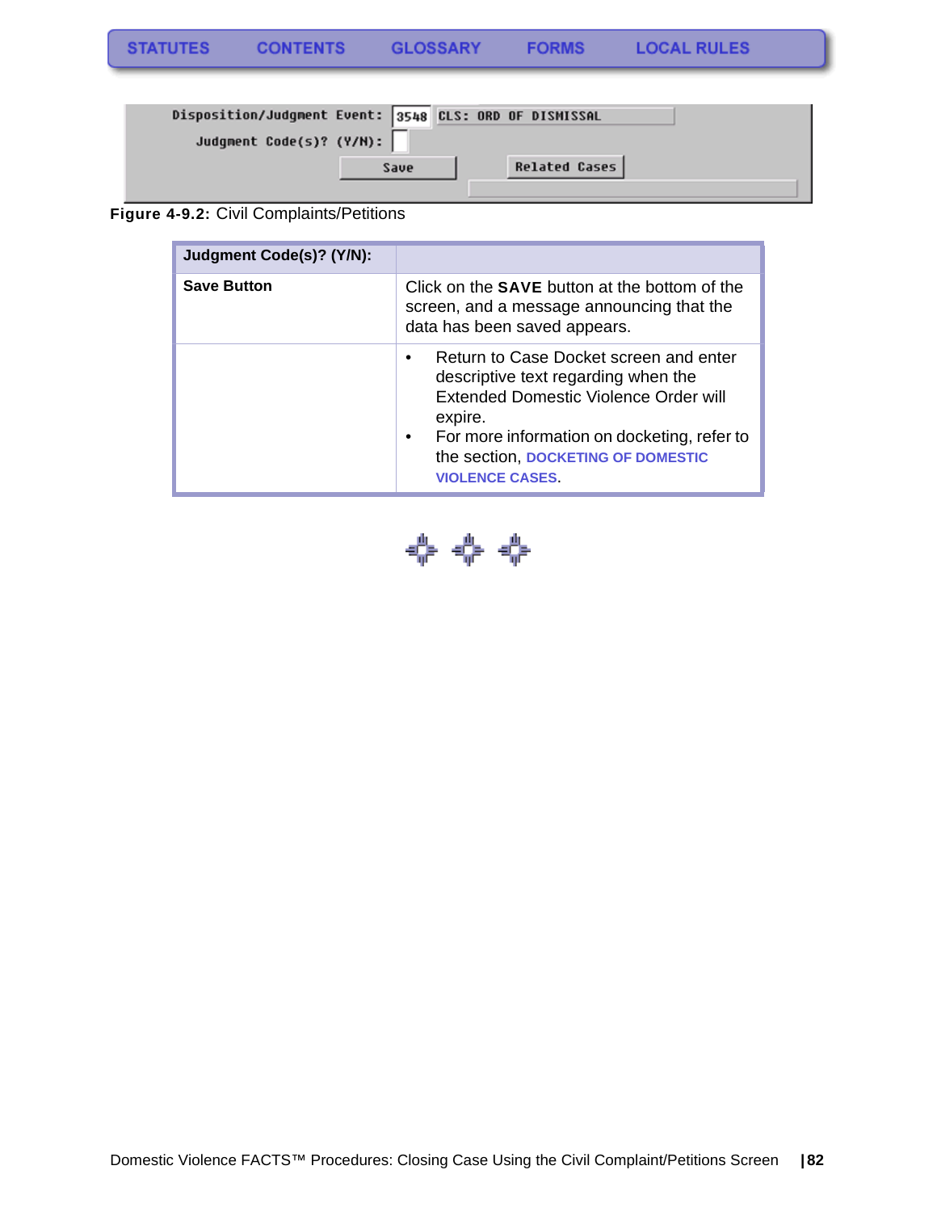STATUTES CONTENTS GLOSSARY FORMS LOCAL RULES

```
Disposition/Judgment Event: 3548 CLS: ORD OF DISMISSAL
Judgment Code(s)? (Y/N):
Save          Related Cases
```

**Figure 4-9.2:** Civil Complaints/Petitions

| **Judgment Code(s)? (Y/N):** | |
|---|---|
| **Save Button** | Click on the **SAVE** button at the bottom of the screen, and a message announcing that the data has been saved appears. |
| | • Return to Case Docket screen and enter descriptive text regarding when the Extended Domestic Violence Order will expire.<br>• For more information on docketing, refer to the section, DOCKETING OF DOMESTIC VIOLENCE CASES. |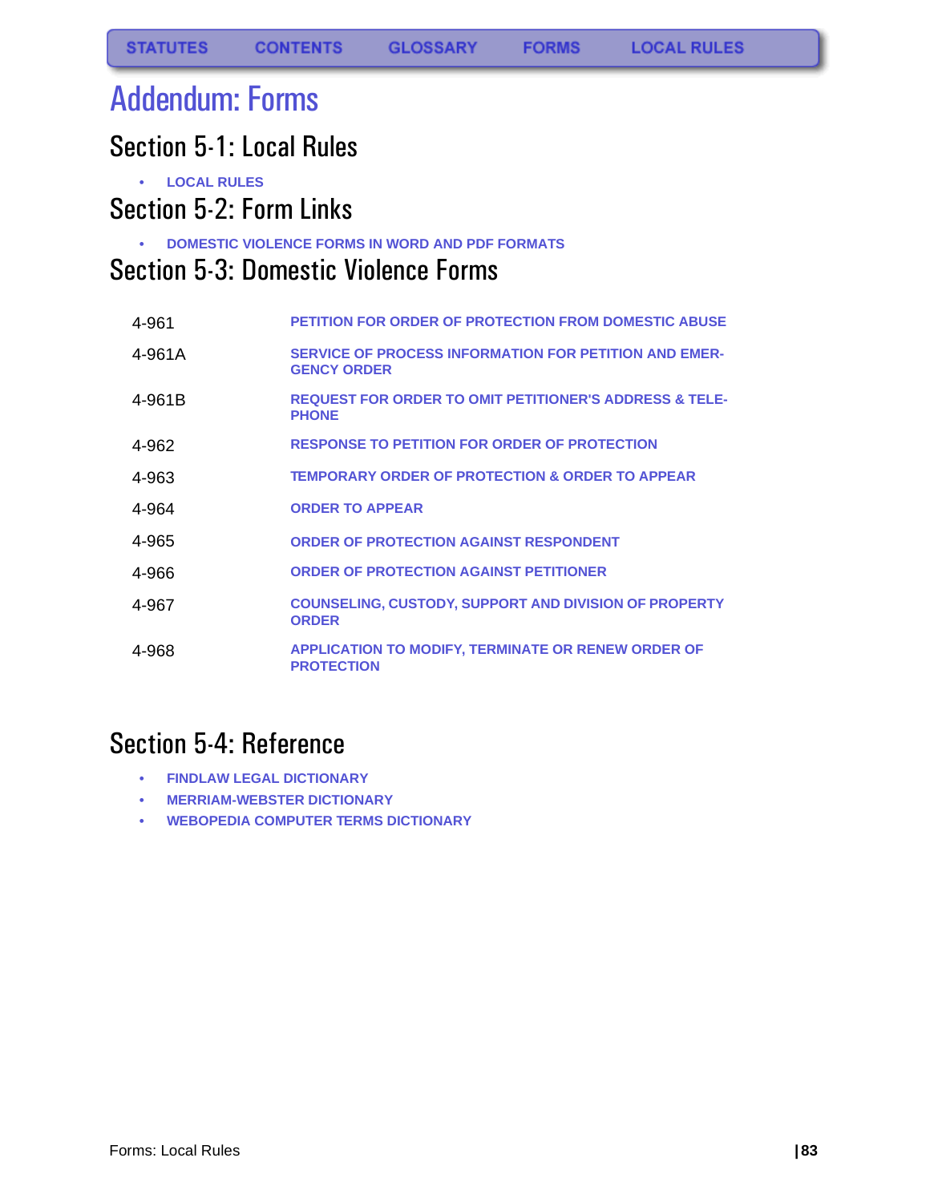STATUTES CONTENTS GLOSSARY FORMS LOCAL RULES

# Addendum: Forms

## Section 5-1: Local Rules

- LOCAL RULES

## Section 5-2: Form Links

- DOMESTIC VIOLENCE FORMS IN WORD AND PDF FORMATS

## Section 5-3: Domestic Violence Forms

| | |
|---|---|
| 4-961 | PETITION FOR ORDER OF PROTECTION FROM DOMESTIC ABUSE |
| 4-961A | SERVICE OF PROCESS INFORMATION FOR PETITION AND EMERGENCY ORDER |
| 4-961B | REQUEST FOR ORDER TO OMIT PETITIONER'S ADDRESS & TELEPHONE |
| 4-962 | RESPONSE TO PETITION FOR ORDER OF PROTECTION |
| 4-963 | TEMPORARY ORDER OF PROTECTION & ORDER TO APPEAR |
| 4-964 | ORDER TO APPEAR |
| 4-965 | ORDER OF PROTECTION AGAINST RESPONDENT |
| 4-966 | ORDER OF PROTECTION AGAINST PETITIONER |
| 4-967 | COUNSELING, CUSTODY, SUPPORT AND DIVISION OF PROPERTY ORDER |
| 4-968 | APPLICATION TO MODIFY, TERMINATE OR RENEW ORDER OF PROTECTION |

## Section 5-4: Reference

- FINDLAW LEGAL DICTIONARY
- MERRIAM-WEBSTER DICTIONARY
- WEBOPEDIA COMPUTER TERMS DICTIONARY